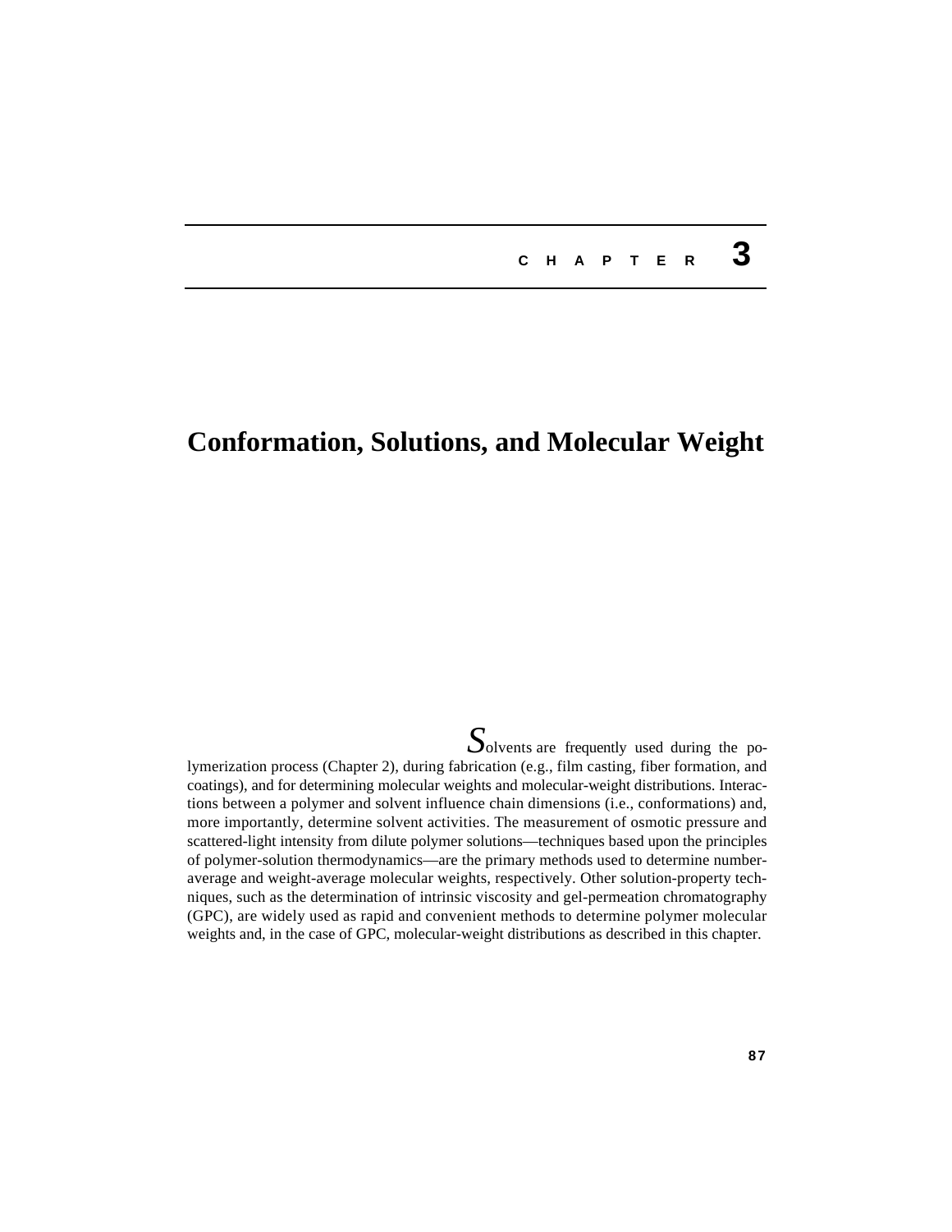# CHAPTER 3

# Conformation, Solutions, and Molecular Weight

Solvents are frequently used during the polymerization process (Chapter 2), during fabrication (e.g., film casting, fiber formation, and coatings), and for determining molecular weights and molecular-weight distributions. Interactions between a polymer and solvent influence chain dimensions (i.e., conformations) and, more importantly, determine solvent activities. The measurement of osmotic pressure and scattered-light intensity from dilute polymer solutions—techniques based upon the principles of polymer-solution thermodynamics—are the primary methods used to determine number-average and weight-average molecular weights, respectively. Other solution-property techniques, such as the determination of intrinsic viscosity and gel-permeation chromatography (GPC), are widely used as rapid and convenient methods to determine polymer molecular weights and, in the case of GPC, molecular-weight distributions as described in this chapter.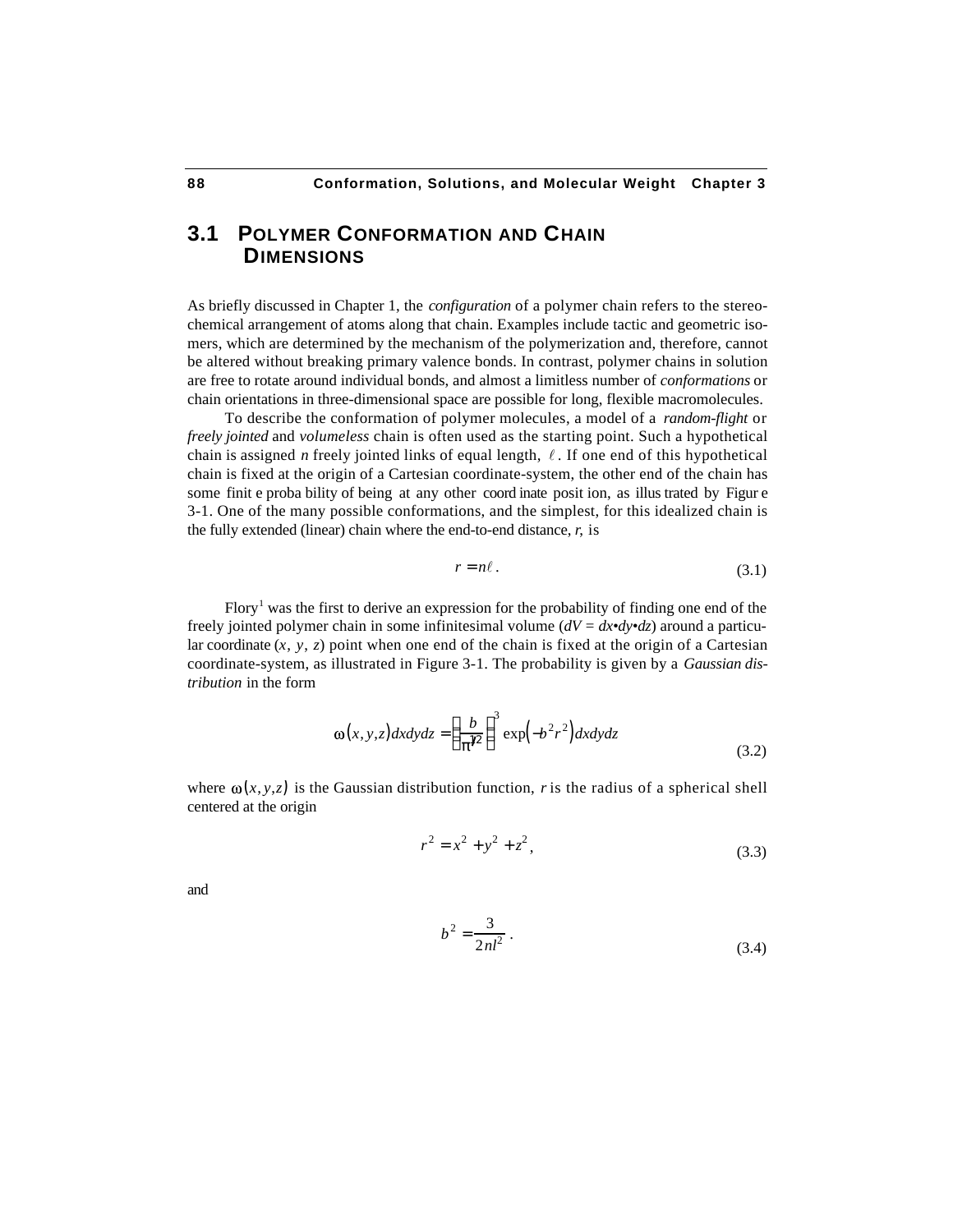## 3.1 POLYMER CONFORMATION AND CHAIN DIMENSIONS

As briefly discussed in Chapter 1, the *configuration* of a polymer chain refers to the stereochemical arrangement of atoms along that chain. Examples include tactic and geometric isomers, which are determined by the mechanism of the polymerization and, therefore, cannot be altered without breaking primary valence bonds. In contrast, polymer chains in solution are free to rotate around individual bonds, and almost a limitless number of *conformations* or chain orientations in three-dimensional space are possible for long, flexible macromolecules.

To describe the conformation of polymer molecules, a model of a *random-flight* or *freely jointed* and *volumeless* chain is often used as the starting point. Such a hypothetical chain is assigned *n* freely jointed links of equal length, $\ell$. If one end of this hypothetical chain is fixed at the origin of a Cartesian coordinate-system, the other end of the chain has some finite probability of being at any other coordinate position, as illustrated by Figure 3-1. One of the many possible conformations, and the simplest, for this idealized chain is the fully extended (linear) chain where the end-to-end distance, *r*, is

$$r = n\ell . \tag{3.1}$$

Flory[1] was the first to derive an expression for the probability of finding one end of the freely jointed polymer chain in some infinitesimal volume ($dV = dx \bullet dy \bullet dz$) around a particular coordinate $(x, y, z)$ point when one end of the chain is fixed at the origin of a Cartesian coordinate-system, as illustrated in Figure 3-1. The probability is given by a *Gaussian distribution* in the form

$$\omega(x,y,z)dxdydz = \left(\frac{b}{\pi^{1/2}}\right)^3 \exp\left(-b^2r^2\right)dxdydz \tag{3.2}$$

where $\omega(x,y,z)$ is the Gaussian distribution function, *r* is the radius of a spherical shell centered at the origin

$$r^2 = x^2 + y^2 + z^2 , \tag{3.3}$$

and

$$b^2 = \frac{3}{2nl^2} . \tag{3.4}$$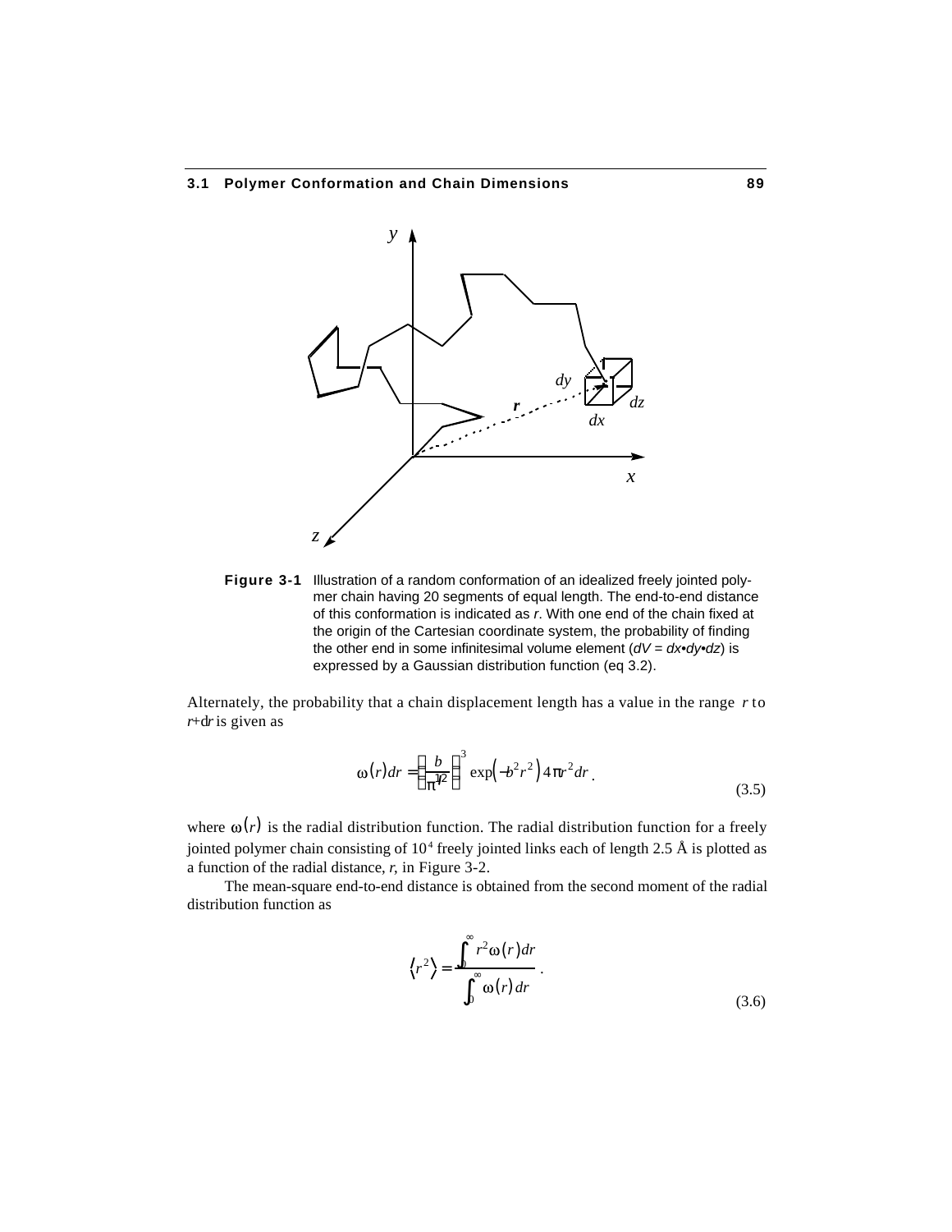Figure 3-1 Illustration of a random conformation of an idealized freely jointed polymer chain having 20 segments of equal length. The end-to-end distance of this conformation is indicated as $r$. With one end of the chain fixed at the origin of the Cartesian coordinate system, the probability of finding the other end in some infinitesimal volume element ($dV = dx \bullet dy \bullet dz$) is expressed by a Gaussian distribution function (eq 3.2).

Alternately, the probability that a chain displacement length has a value in the range $r$ to $r+dr$ is given as

$$\omega(r)dr = \left(\frac{b}{\pi^{1/2}}\right)^3 \exp\left(-b^2 r^2\right) 4\pi r^2 dr \, . \tag{3.5}$$

where $\omega(r)$ is the radial distribution function. The radial distribution function for a freely jointed polymer chain consisting of $10^4$ freely jointed links each of length 2.5 Å is plotted as a function of the radial distance, $r$, in Figure 3-2.

The mean-square end-to-end distance is obtained from the second moment of the radial distribution function as

$$\langle r^2 \rangle = \frac{\int_0^\infty r^2 \omega(r) dr}{\int_0^\infty \omega(r) \, dr} \, . \tag{3.6}$$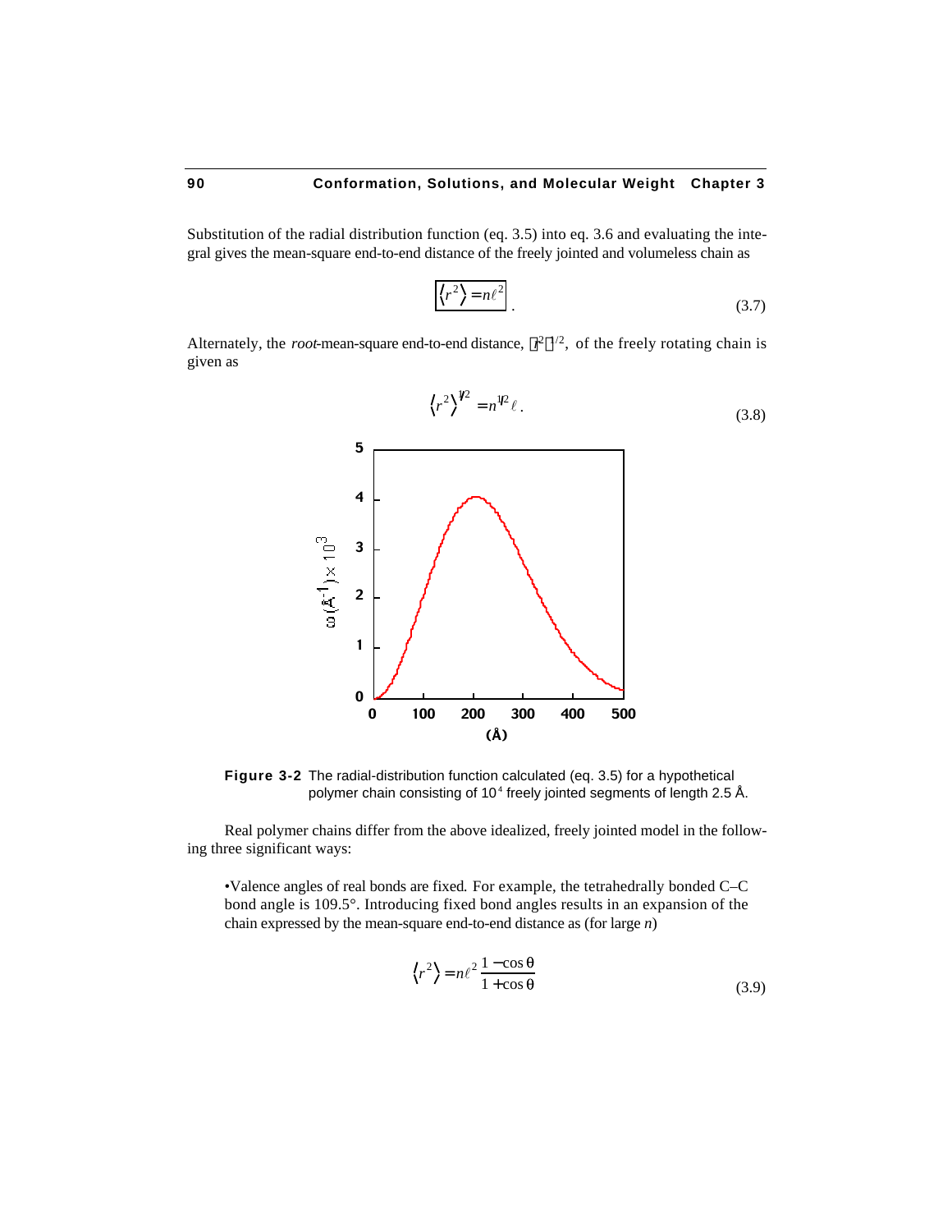Substitution of the radial distribution function (eq. 3.5) into eq. 3.6 and evaluating the integral gives the mean-square end-to-end distance of the freely jointed and volumeless chain as

$$\boxed{\langle r^2 \rangle = n\ell^2} . \tag{3.7}$$

Alternately, the *root*-mean-square end-to-end distance, $\langle r^2 \rangle^{1/2}$, of the freely rotating chain is given as

$$\langle r^2 \rangle^{1/2} = n^{1/2}\ell . \tag{3.8}$$

**Figure 3-2** The radial-distribution function calculated (eq. 3.5) for a hypothetical polymer chain consisting of $10^4$ freely jointed segments of length 2.5 Å.

Real polymer chains differ from the above idealized, freely jointed model in the following three significant ways:

•Valence angles of real bonds are fixed. For example, the tetrahedrally bonded C–C bond angle is 109.5°. Introducing fixed bond angles results in an expansion of the chain expressed by the mean-square end-to-end distance as (for large $n$)

$$\langle r^2 \rangle = n\ell^2 \frac{1 - \cos\theta}{1 + \cos\theta} \tag{3.9}$$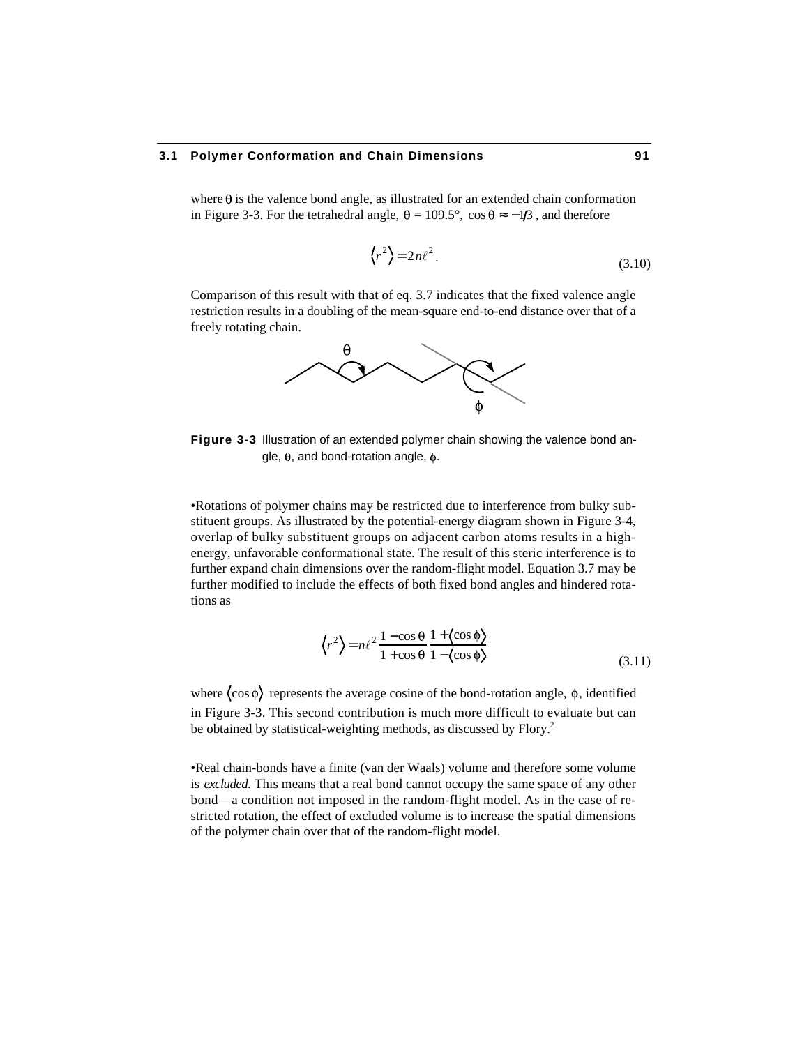where $\theta$ is the valence bond angle, as illustrated for an extended chain conformation in Figure 3-3. For the tetrahedral angle, $\theta = 109.5°$, $\cos\theta \approx -1/3$, and therefore

$$\langle r^2 \rangle = 2n\ell^2. \tag{3.10}$$

Comparison of this result with that of eq. 3.7 indicates that the fixed valence angle restriction results in a doubling of the mean-square end-to-end distance over that of a freely rotating chain.

**Figure 3-3** Illustration of an extended polymer chain showing the valence bond angle, $\theta$, and bond-rotation angle, $\phi$.

•Rotations of polymer chains may be restricted due to interference from bulky substituent groups. As illustrated by the potential-energy diagram shown in Figure 3-4, overlap of bulky substituent groups on adjacent carbon atoms results in a high-energy, unfavorable conformational state. The result of this steric interference is to further expand chain dimensions over the random-flight model. Equation 3.7 may be further modified to include the effects of both fixed bond angles and hindered rotations as

$$\langle r^2 \rangle = n\ell^2 \frac{1-\cos\theta}{1+\cos\theta} \frac{1+\langle\cos\phi\rangle}{1-\langle\cos\phi\rangle} \tag{3.11}$$

where $\langle\cos\phi\rangle$ represents the average cosine of the bond-rotation angle, $\phi$, identified in Figure 3-3. This second contribution is much more difficult to evaluate but can be obtained by statistical-weighting methods, as discussed by Flory.[2]

•Real chain-bonds have a finite (van der Waals) volume and therefore some volume is *excluded*. This means that a real bond cannot occupy the same space of any other bond—a condition not imposed in the random-flight model. As in the case of restricted rotation, the effect of excluded volume is to increase the spatial dimensions of the polymer chain over that of the random-flight model.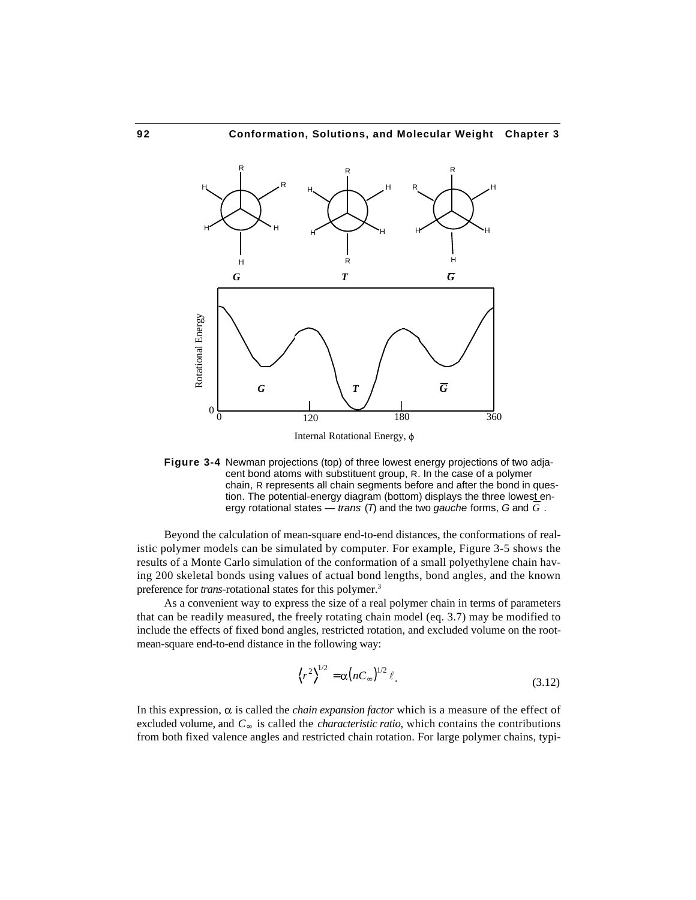**Figure 3-4** Newman projections (top) of three lowest energy projections of two adjacent bond atoms with substituent group, R. In the case of a polymer chain, R represents all chain segments before and after the bond in question. The potential-energy diagram (bottom) displays the three lowest energy rotational states — *trans* (*T*) and the two *gauche* forms, *G* and $\overline{G}$.

Beyond the calculation of mean-square end-to-end distances, the conformations of realistic polymer models can be simulated by computer. For example, Figure 3-5 shows the results of a Monte Carlo simulation of the conformation of a small polyethylene chain having 200 skeletal bonds using values of actual bond lengths, bond angles, and the known preference for *trans*-rotational states for this polymer.[3]

As a convenient way to express the size of a real polymer chain in terms of parameters that can be readily measured, the freely rotating chain model (eq. 3.7) may be modified to include the effects of fixed bond angles, restricted rotation, and excluded volume on the root-mean-square end-to-end distance in the following way:

$$\left\langle r^2 \right\rangle^{1/2} = \alpha \left( nC_\infty \right)^{1/2} \ell . \tag{3.12}$$

In this expression, $\alpha$ is called the *chain expansion factor* which is a measure of the effect of excluded volume, and $C_\infty$ is called the *characteristic ratio*, which contains the contributions from both fixed valence angles and restricted chain rotation. For large polymer chains, typi-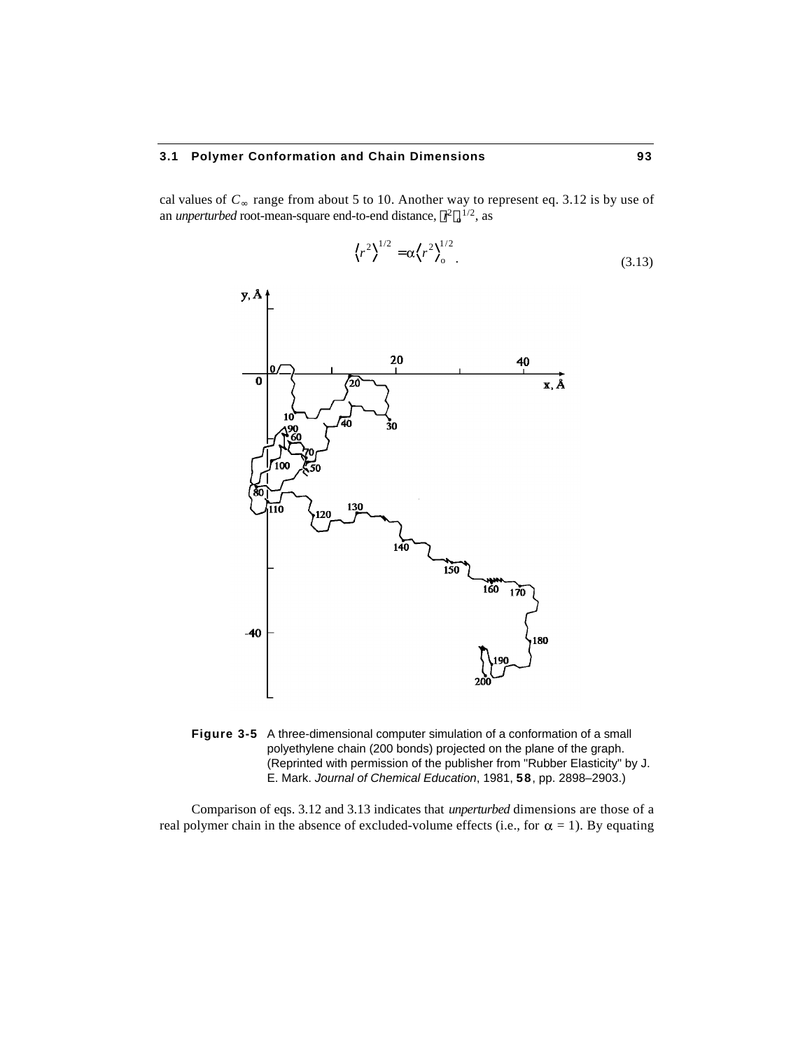cal values of $C_\infty$ range from about 5 to 10. Another way to represent eq. 3.12 is by use of an *unperturbed* root-mean-square end-to-end distance, $\langle r^2 \rangle_o^{1/2}$, as

$$\langle r^2 \rangle^{1/2} = \alpha \langle r^2 \rangle_o^{1/2} . \tag{3.13}$$

**Figure 3-5** A three-dimensional computer simulation of a conformation of a small polyethylene chain (200 bonds) projected on the plane of the graph. (Reprinted with permission of the publisher from "Rubber Elasticity" by J. E. Mark. *Journal of Chemical Education*, 1981, **58**, pp. 2898–2903.)

Comparison of eqs. 3.12 and 3.13 indicates that *unperturbed* dimensions are those of a real polymer chain in the absence of excluded-volume effects (i.e., for $\alpha = 1$). By equating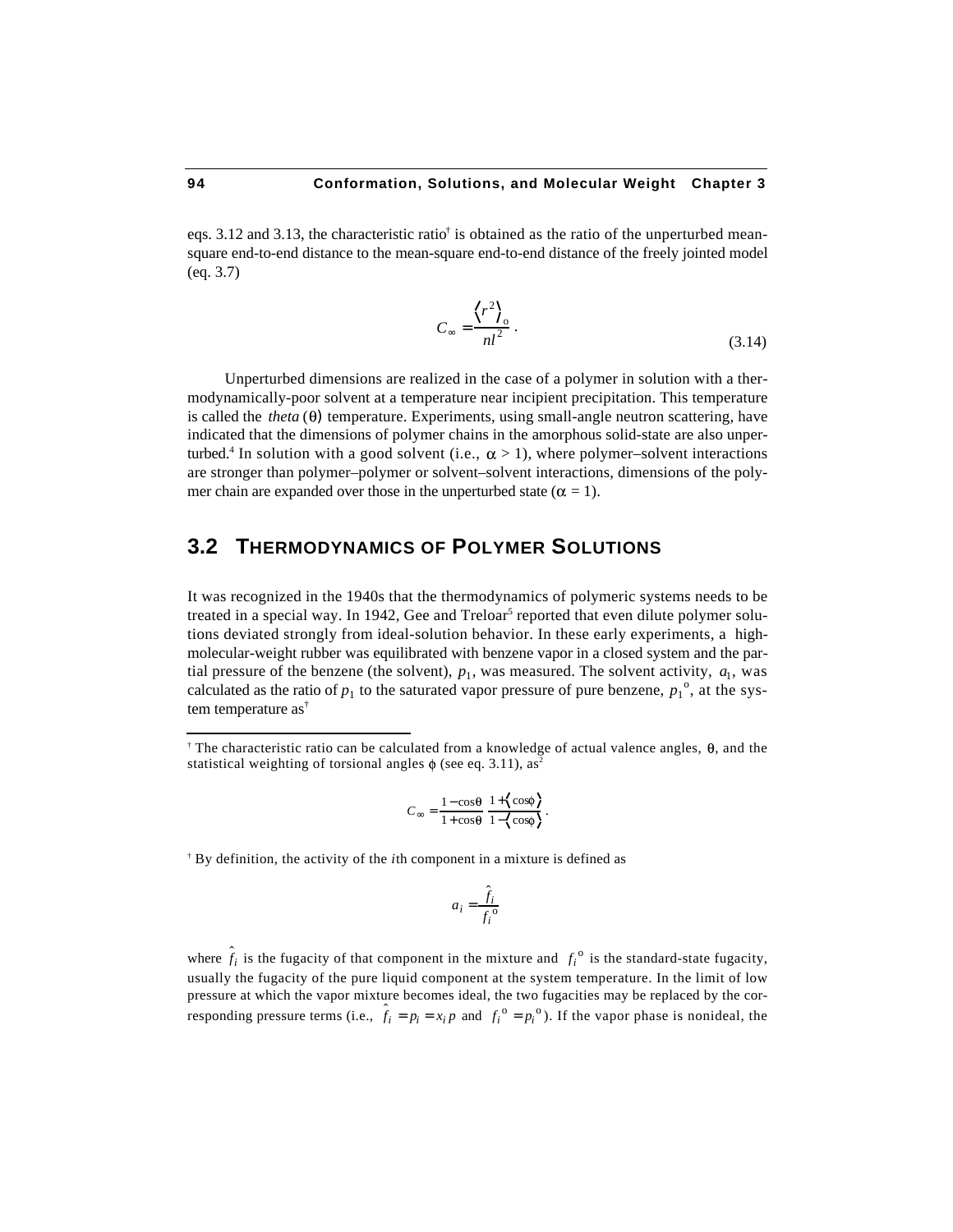eqs. 3.12 and 3.13, the characteristic ratio† is obtained as the ratio of the unperturbed mean-square end-to-end distance to the mean-square end-to-end distance of the freely jointed model (eq. 3.7)

$$C_\infty = \frac{\langle r^2 \rangle_o}{nl^2} \, . \tag{3.14}$$

Unperturbed dimensions are realized in the case of a polymer in solution with a thermodynamically-poor solvent at a temperature near incipient precipitation. This temperature is called the *theta* ($\theta$) temperature. Experiments, using small-angle neutron scattering, have indicated that the dimensions of polymer chains in the amorphous solid-state are also unperturbed.[4] In solution with a good solvent (i.e., $\alpha > 1$), where polymer–solvent interactions are stronger than polymer–polymer or solvent–solvent interactions, dimensions of the polymer chain are expanded over those in the unperturbed state ($\alpha = 1$).

## 3.2 Thermodynamics of Polymer Solutions

It was recognized in the 1940s that the thermodynamics of polymeric systems needs to be treated in a special way. In 1942, Gee and Treloar[5] reported that even dilute polymer solutions deviated strongly from ideal-solution behavior. In these early experiments, a high-molecular-weight rubber was equilibrated with benzene vapor in a closed system and the partial pressure of the benzene (the solvent), $p_1$, was measured. The solvent activity, $a_1$, was calculated as the ratio of $p_1$ to the saturated vapor pressure of pure benzene, $p_1^{\,o}$, at the system temperature as†

---

† The characteristic ratio can be calculated from a knowledge of actual valence angles, $\theta$, and the statistical weighting of torsional angles $\phi$ (see eq. 3.11), as[2]

$$C_\infty = \frac{1-\cos\theta}{1+\cos\theta} \, \frac{1+\langle \cos\phi \rangle}{1-\langle \cos\phi \rangle} \, .$$

† By definition, the activity of the *i*th component in a mixture is defined as

$$a_i = \frac{\hat{f}_i}{f_i^{\,o}}$$

where $\hat{f}_i$ is the fugacity of that component in the mixture and $f_i^{\,o}$ is the standard-state fugacity, usually the fugacity of the pure liquid component at the system temperature. In the limit of low pressure at which the vapor mixture becomes ideal, the two fugacities may be replaced by the corresponding pressure terms (i.e., $\hat{f}_i = p_i = x_i p$ and $f_i^{\,o} = p_i^{\,o}$). If the vapor phase is nonideal, the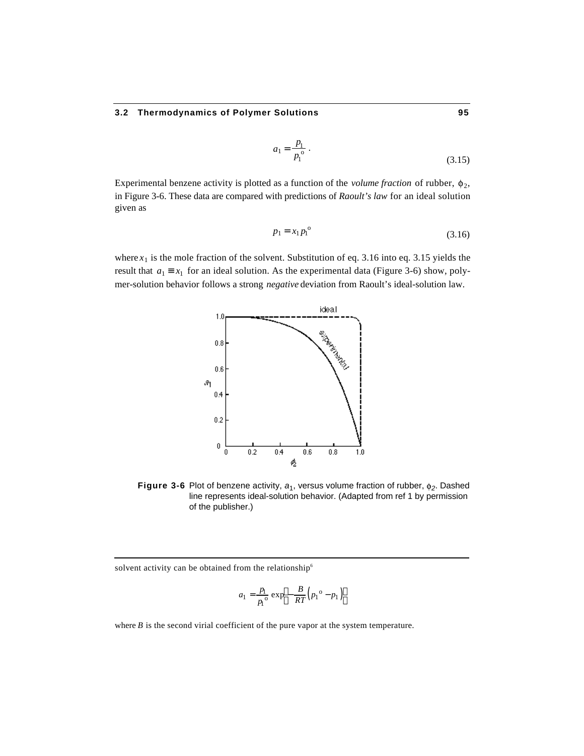$$a_1 = \frac{p_1}{p_1^{\text{o}}} . \tag{3.15}$$

Experimental benzene activity is plotted as a function of the *volume fraction* of rubber, $\phi_2$, in Figure 3-6. These data are compared with predictions of *Raoult's law* for an ideal solution given as

$$p_1 = x_1 p_1^{\text{o}} \tag{3.16}$$

where $x_1$ is the mole fraction of the solvent. Substitution of eq. 3.16 into eq. 3.15 yields the result that $a_1 \equiv x_1$ for an ideal solution. As the experimental data (Figure 3-6) show, polymer-solution behavior follows a strong *negative* deviation from Raoult's ideal-solution law.

**Figure 3-6** Plot of benzene activity, $a_1$, versus volume fraction of rubber, $\phi_2$. Dashed line represents ideal-solution behavior. (Adapted from ref 1 by permission of the publisher.)

---

solvent activity can be obtained from the relationship[6]

$$a_1 = \frac{p_1}{p_1^{\text{o}}} \exp\left[\frac{B}{RT}\left(p_1^{\text{o}} - p_1\right)\right]$$

where $B$ is the second virial coefficient of the pure vapor at the system temperature.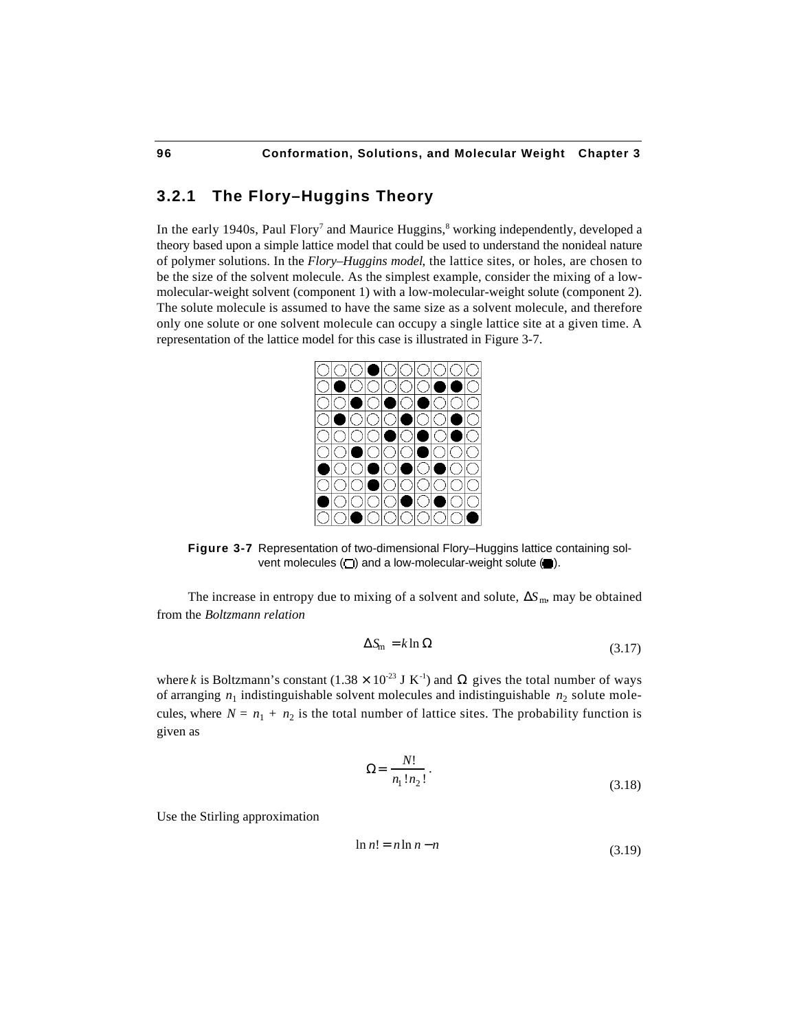### 3.2.1 The Flory–Huggins Theory

In the early 1940s, Paul Flory[7] and Maurice Huggins,[8] working independently, developed a theory based upon a simple lattice model that could be used to understand the nonideal nature of polymer solutions. In the *Flory–Huggins model*, the lattice sites, or holes, are chosen to be the size of the solvent molecule. As the simplest example, consider the mixing of a low-molecular-weight solvent (component 1) with a low-molecular-weight solute (component 2). The solute molecule is assumed to have the same size as a solvent molecule, and therefore only one solute or one solvent molecule can occupy a single lattice site at a given time. A representation of the lattice model for this case is illustrated in Figure 3-7.

**Figure 3-7** Representation of two-dimensional Flory–Huggins lattice containing solvent molecules (○) and a low-molecular-weight solute (●).

The increase in entropy due to mixing of a solvent and solute, $\Delta S_m$, may be obtained from the *Boltzmann relation*

$$\Delta S_m = k \ln \Omega \tag{3.17}$$

where $k$ is Boltzmann's constant ($1.38 \times 10^{-23}$ J K$^{-1}$) and $\Omega$ gives the total number of ways of arranging $n_1$ indistinguishable solvent molecules and indistinguishable $n_2$ solute molecules, where $N = n_1 + n_2$ is the total number of lattice sites. The probability function is given as

$$\Omega = \frac{N!}{n_1!n_2!}. \tag{3.18}$$

Use the Stirling approximation

$$\ln n! = n \ln n - n \tag{3.19}$$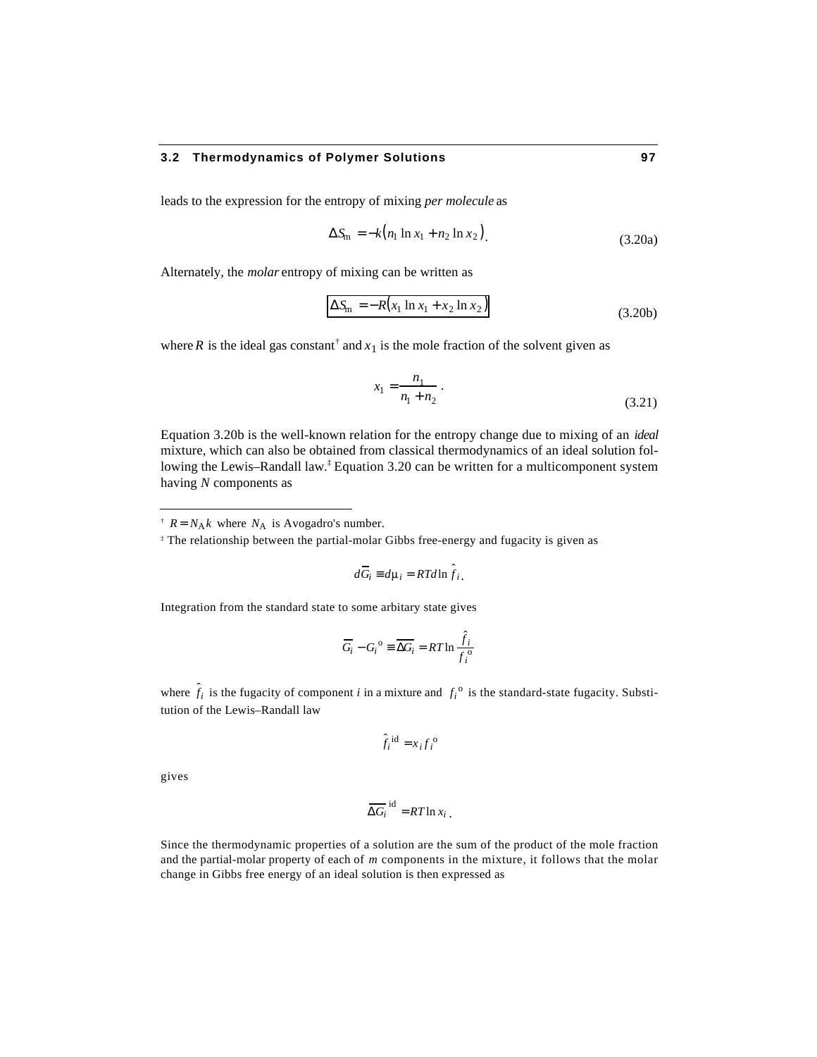leads to the expression for the entropy of mixing *per molecule* as

$$\Delta S_{\mathrm{m}} = -k\left(n_1 \ln x_1 + n_2 \ln x_2\right). \tag{3.20a}$$

Alternately, the *molar* entropy of mixing can be written as

$$\boxed{\Delta S_{\mathrm{m}} = -R\left(x_1 \ln x_1 + x_2 \ln x_2\right)} \tag{3.20b}$$

where $R$ is the ideal gas constant[†] and $x_1$ is the mole fraction of the solvent given as

$$x_1 = \frac{n_1}{n_1 + n_2}. \tag{3.21}$$

Equation 3.20b is the well-known relation for the entropy change due to mixing of an *ideal* mixture, which can also be obtained from classical thermodynamics of an ideal solution following the Lewis–Randall law.[‡] Equation 3.20 can be written for a multicomponent system having $N$ components as

---

[†] $R = N_{\mathrm{A}} k$ where $N_{\mathrm{A}}$ is Avogadro's number.

[‡] The relationship between the partial-molar Gibbs free-energy and fugacity is given as

$$d\overline{G}_i \equiv d\mu_i = RTd\ln \hat{f}_i.$$

Integration from the standard state to some arbitary state gives

$$\overline{G}_i - G_i^{\,\mathrm{o}} \equiv \overline{\Delta G}_i = RT\ln \frac{\hat{f}_i}{f_i^{\,\mathrm{o}}}$$

where $\hat{f}_i$ is the fugacity of component $i$ in a mixture and $f_i^{\,\mathrm{o}}$ is the standard-state fugacity. Substitution of the Lewis–Randall law

$$\hat{f}_i^{\,\mathrm{id}} = x_i f_i^{\,\mathrm{o}}$$

gives

$$\overline{\Delta G}_i^{\,\mathrm{id}} = RT\ln x_i.$$

Since the thermodynamic properties of a solution are the sum of the product of the mole fraction and the partial-molar property of each of $m$ components in the mixture, it follows that the molar change in Gibbs free energy of an ideal solution is then expressed as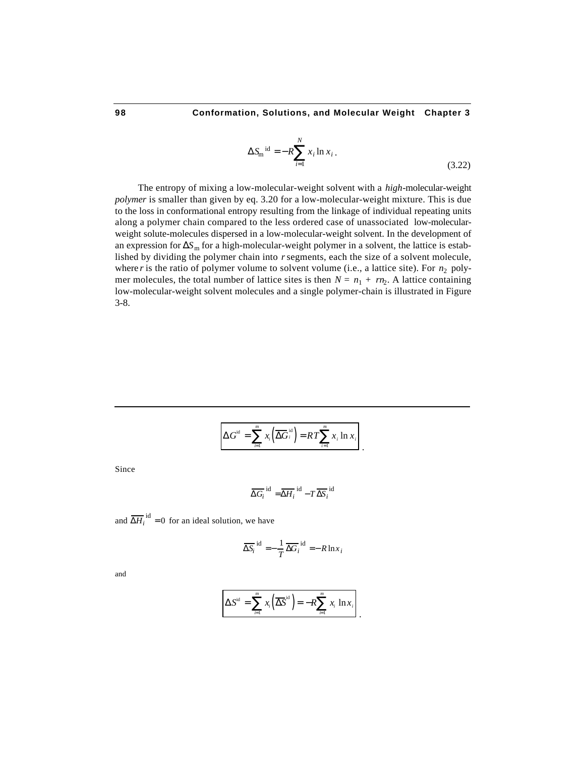$$\Delta S_m^{\text{ id}} = -R\sum_{i=1}^{N} x_i \ln x_i \,. \tag{3.22}$$

The entropy of mixing a low-molecular-weight solvent with a *high*-molecular-weight *polymer* is smaller than given by eq. 3.20 for a low-molecular-weight mixture. This is due to the loss in conformational entropy resulting from the linkage of individual repeating units along a polymer chain compared to the less ordered case of unassociated low-molecular-weight solute-molecules dispersed in a low-molecular-weight solvent. In the development of an expression for $\Delta S_m$ for a high-molecular-weight polymer in a solvent, the lattice is established by dividing the polymer chain into $r$ segments, each the size of a solvent molecule, where $r$ is the ratio of polymer volume to solvent volume (i.e., a lattice site). For $n_2$ polymer molecules, the total number of lattice sites is then $N = n_1 + rn_2$. A lattice containing low-molecular-weight solvent molecules and a single polymer-chain is illustrated in Figure 3-8.

---

$$\boxed{\Delta G^{\text{id}} = \sum_{i=1}^{m} x_i \left(\overline{\Delta G}_i^{\text{ id}}\right) = RT\sum_{i=1}^{m} x_i \ln x_i} \,.$$

Since

$$\overline{\Delta G_i}^{\text{ id}} = \overline{\Delta H_i}^{\text{ id}} - T\,\overline{\Delta S_i}^{\text{ id}}$$

and $\overline{\Delta H_i}^{\text{ id}} = 0$ for an ideal solution, we have

$$\overline{\Delta S_i}^{\text{ id}} = -\frac{1}{T}\,\overline{\Delta G_i}^{\text{ id}} = -R\ln x_i$$

and

$$\boxed{\Delta S^{\text{id}} = \sum_{i=1}^{m} x_i \left(\overline{\Delta S}^{\text{id}}\right) = -R\sum_{i=1}^{m} x_i \ln x_i} \,.$$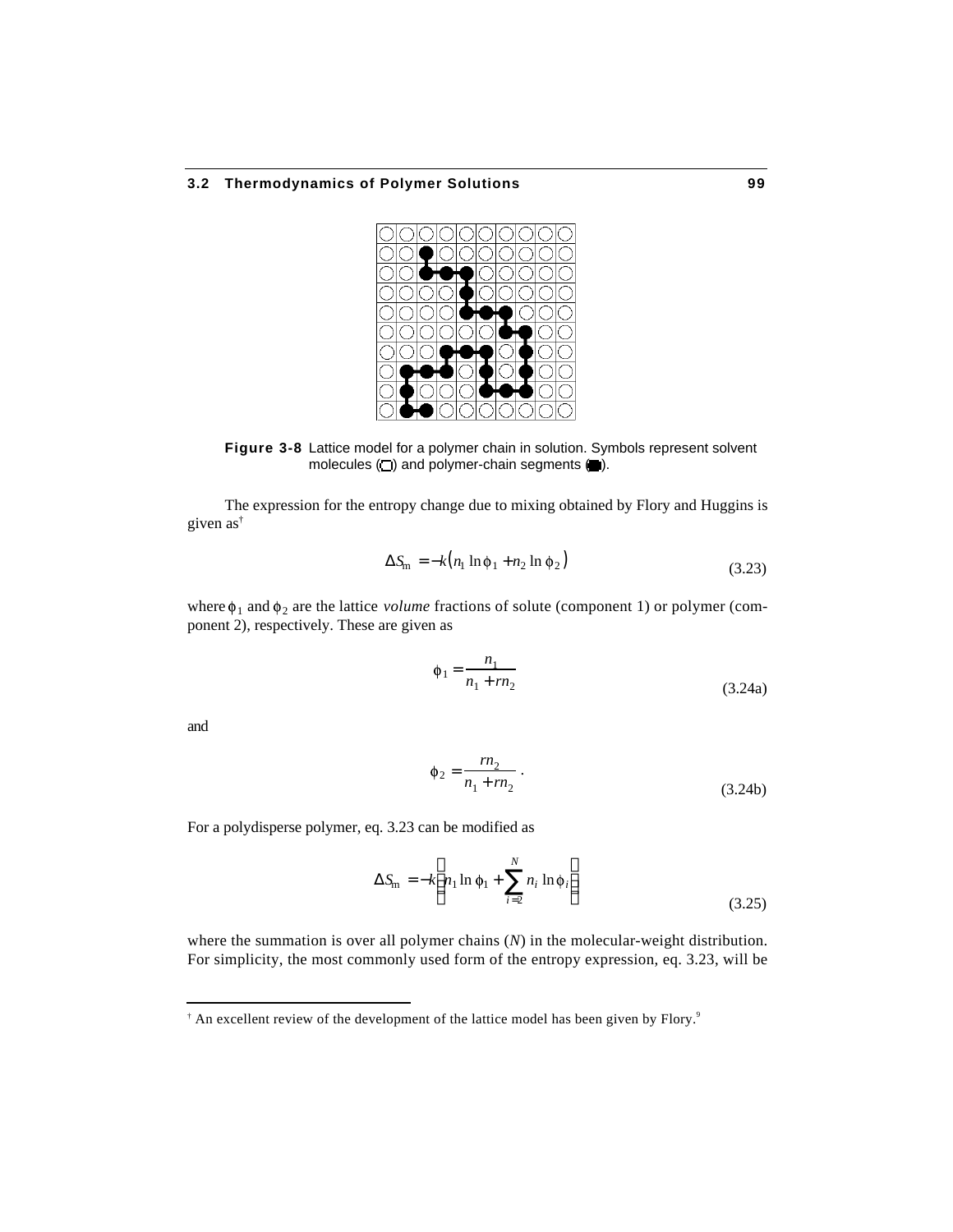**Figure 3-8** Lattice model for a polymer chain in solution. Symbols represent solvent molecules (○) and polymer-chain segments (●).

The expression for the entropy change due to mixing obtained by Flory and Huggins is given as†

$$\Delta S_m = -k\left(n_1 \ln \phi_1 + n_2 \ln \phi_2\right) \tag{3.23}$$

where $\phi_1$ and $\phi_2$ are the lattice *volume* fractions of solute (component 1) or polymer (component 2), respectively. These are given as

$$\phi_1 = \frac{n_1}{n_1 + rn_2} \tag{3.24a}$$

and

$$\phi_2 = \frac{rn_2}{n_1 + rn_2} \,. \tag{3.24b}$$

For a polydisperse polymer, eq. 3.23 can be modified as

$$\Delta S_m = -k\left(n_1 \ln \phi_1 + \sum_{i=2}^{N} n_i \ln \phi_i\right) \tag{3.25}$$

where the summation is over all polymer chains ($N$) in the molecular-weight distribution. For simplicity, the most commonly used form of the entropy expression, eq. 3.23, will be

† An excellent review of the development of the lattice model has been given by Flory.[9]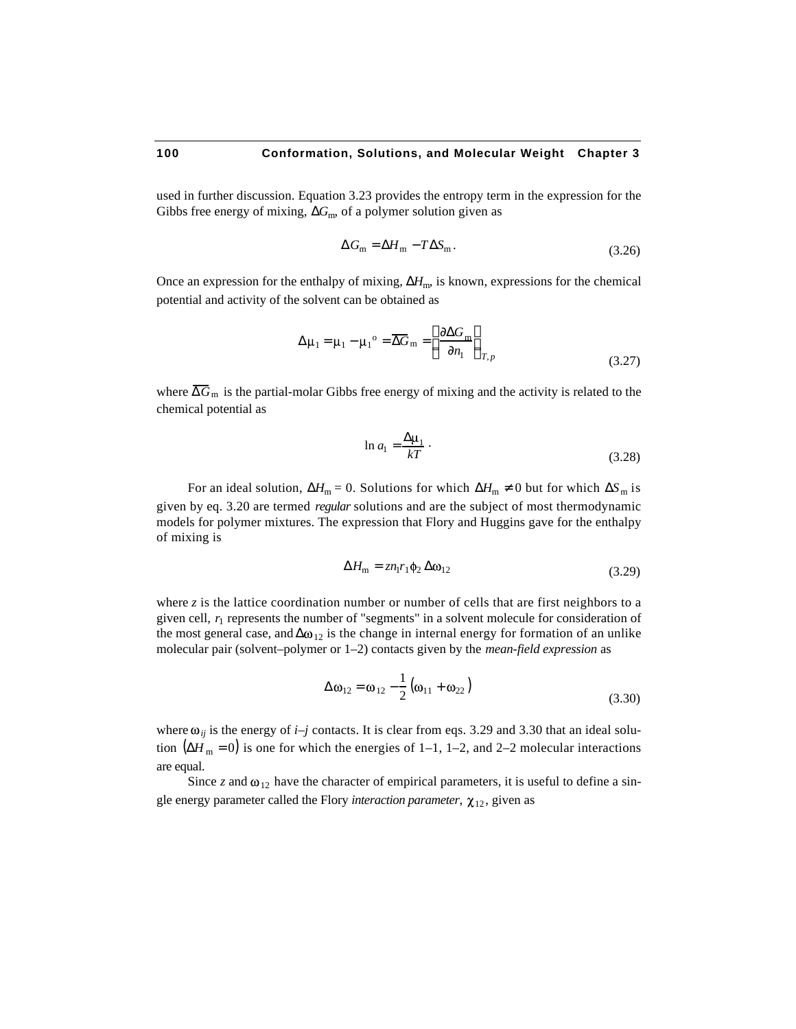used in further discussion. Equation 3.23 provides the entropy term in the expression for the Gibbs free energy of mixing, $\Delta G_{\mathrm{m}}$, of a polymer solution given as

$$\Delta G_{\mathrm{m}} = \Delta H_{\mathrm{m}} - T\Delta S_{\mathrm{m}}. \tag{3.26}$$

Once an expression for the enthalpy of mixing, $\Delta H_{\mathrm{m}}$, is known, expressions for the chemical potential and activity of the solvent can be obtained as

$$\Delta\mu_1 = \mu_1 - \mu_1{}^{\mathrm{o}} = \overline{\Delta G}_{\mathrm{m}} = \left(\frac{\partial \Delta G_{\mathrm{m}}}{\partial n_1}\right)_{T,p} \tag{3.27}$$

where $\overline{\Delta G}_{\mathrm{m}}$ is the partial-molar Gibbs free energy of mixing and the activity is related to the chemical potential as

$$\ln a_1 = \frac{\Delta\mu_1}{kT}. \tag{3.28}$$

For an ideal solution, $\Delta H_{\mathrm{m}} = 0$. Solutions for which $\Delta H_{\mathrm{m}} \neq 0$ but for which $\Delta S_{\mathrm{m}}$ is given by eq. 3.20 are termed *regular* solutions and are the subject of most thermodynamic models for polymer mixtures. The expression that Flory and Huggins gave for the enthalpy of mixing is

$$\Delta H_{\mathrm{m}} = z n_1 r_1 \phi_2 \, \Delta\omega_{12} \tag{3.29}$$

where $z$ is the lattice coordination number or number of cells that are first neighbors to a given cell, $r_1$ represents the number of "segments" in a solvent molecule for consideration of the most general case, and $\Delta\omega_{12}$ is the change in internal energy for formation of an unlike molecular pair (solvent–polymer or 1–2) contacts given by the *mean-field expression* as

$$\Delta\omega_{12} = \omega_{12} - \frac{1}{2}\left(\omega_{11} + \omega_{22}\right) \tag{3.30}$$

where $\omega_{ij}$ is the energy of $i$–$j$ contacts. It is clear from eqs. 3.29 and 3.30 that an ideal solution $\left(\Delta H_{\mathrm{m}} = 0\right)$ is one for which the energies of 1–1, 1–2, and 2–2 molecular interactions are equal.

Since $z$ and $\omega_{12}$ have the character of empirical parameters, it is useful to define a single energy parameter called the Flory *interaction parameter*, $\chi_{12}$, given as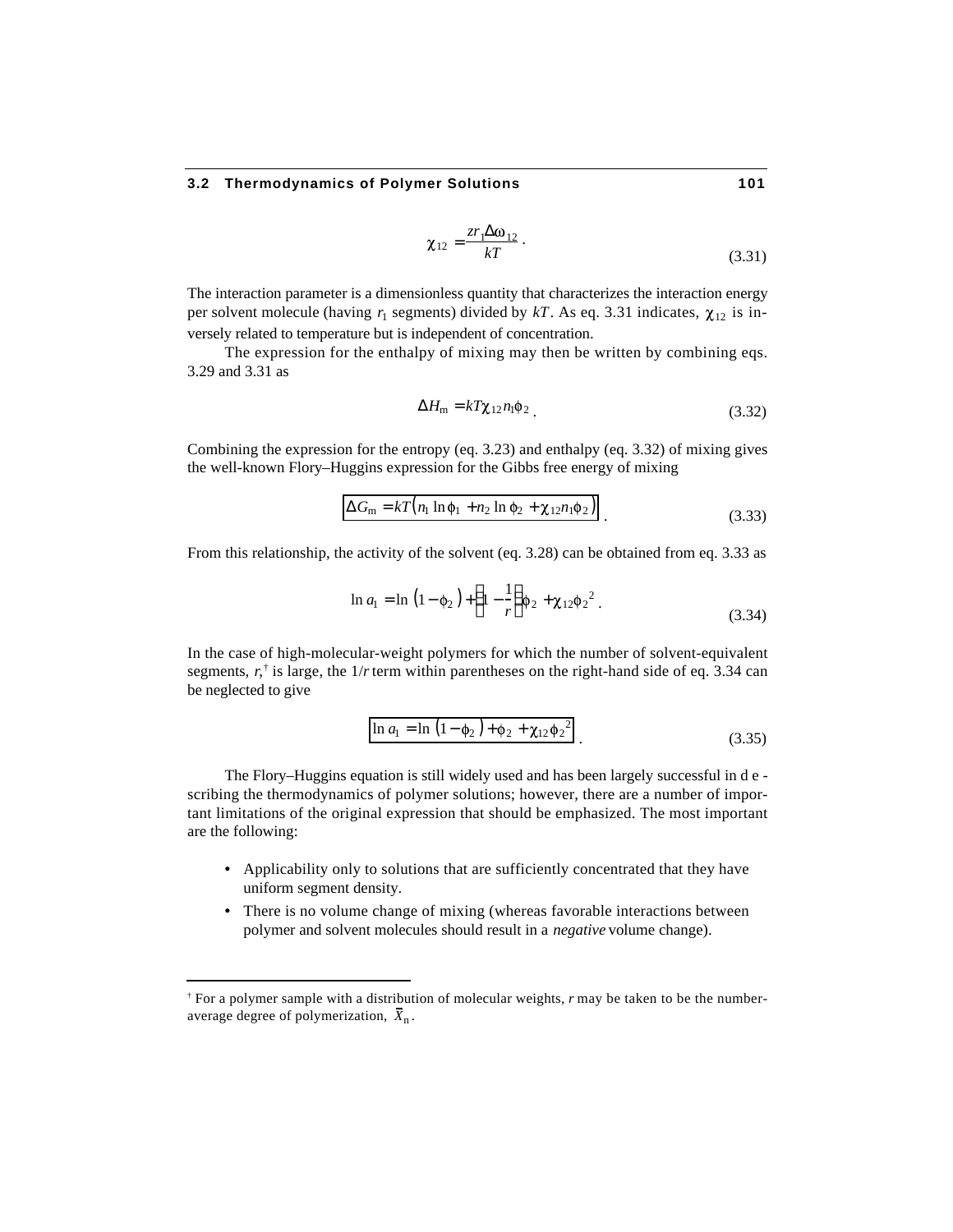$$\chi_{12} = \frac{zr_1\Delta\omega_{12}}{kT}\,. \tag{3.31}$$

The interaction parameter is a dimensionless quantity that characterizes the interaction energy per solvent molecule (having $r_1$ segments) divided by $kT$. As eq. 3.31 indicates, $\chi_{12}$ is inversely related to temperature but is independent of concentration.

The expression for the enthalpy of mixing may then be written by combining eqs. 3.29 and 3.31 as

$$\Delta H_{\mathrm{m}} = kT\chi_{12} n_1 \phi_2\,. \tag{3.32}$$

Combining the expression for the entropy (eq. 3.23) and enthalpy (eq. 3.32) of mixing gives the well-known Flory–Huggins expression for the Gibbs free energy of mixing

$$\boxed{\Delta G_{\mathrm{m}} = kT\left(n_1 \ln \phi_1 + n_2 \ln \phi_2 + \chi_{12} n_1 \phi_2\right)}\,. \tag{3.33}$$

From this relationship, the activity of the solvent (eq. 3.28) can be obtained from eq. 3.33 as

$$\ln a_1 = \ln\left(1 - \phi_2\right) + \left(1 - \frac{1}{r}\right)\phi_2 + \chi_{12}\phi_2^{\,2}\,. \tag{3.34}$$

In the case of high-molecular-weight polymers for which the number of solvent-equivalent segments, $r$,[†] is large, the $1/r$ term within parentheses on the right-hand side of eq. 3.34 can be neglected to give

$$\boxed{\ln a_1 = \ln\left(1 - \phi_2\right) + \phi_2 + \chi_{12}\phi_2^{\,2}}\,. \tag{3.35}$$

The Flory–Huggins equation is still widely used and has been largely successful in describing the thermodynamics of polymer solutions; however, there are a number of important limitations of the original expression that should be emphasized. The most important are the following:

- Applicability only to solutions that are sufficiently concentrated that they have uniform segment density.
- There is no volume change of mixing (whereas favorable interactions between polymer and solvent molecules should result in a *negative* volume change).

---

[†] For a polymer sample with a distribution of molecular weights, $r$ may be taken to be the number-average degree of polymerization, $\overline{X}_{\mathrm{n}}$.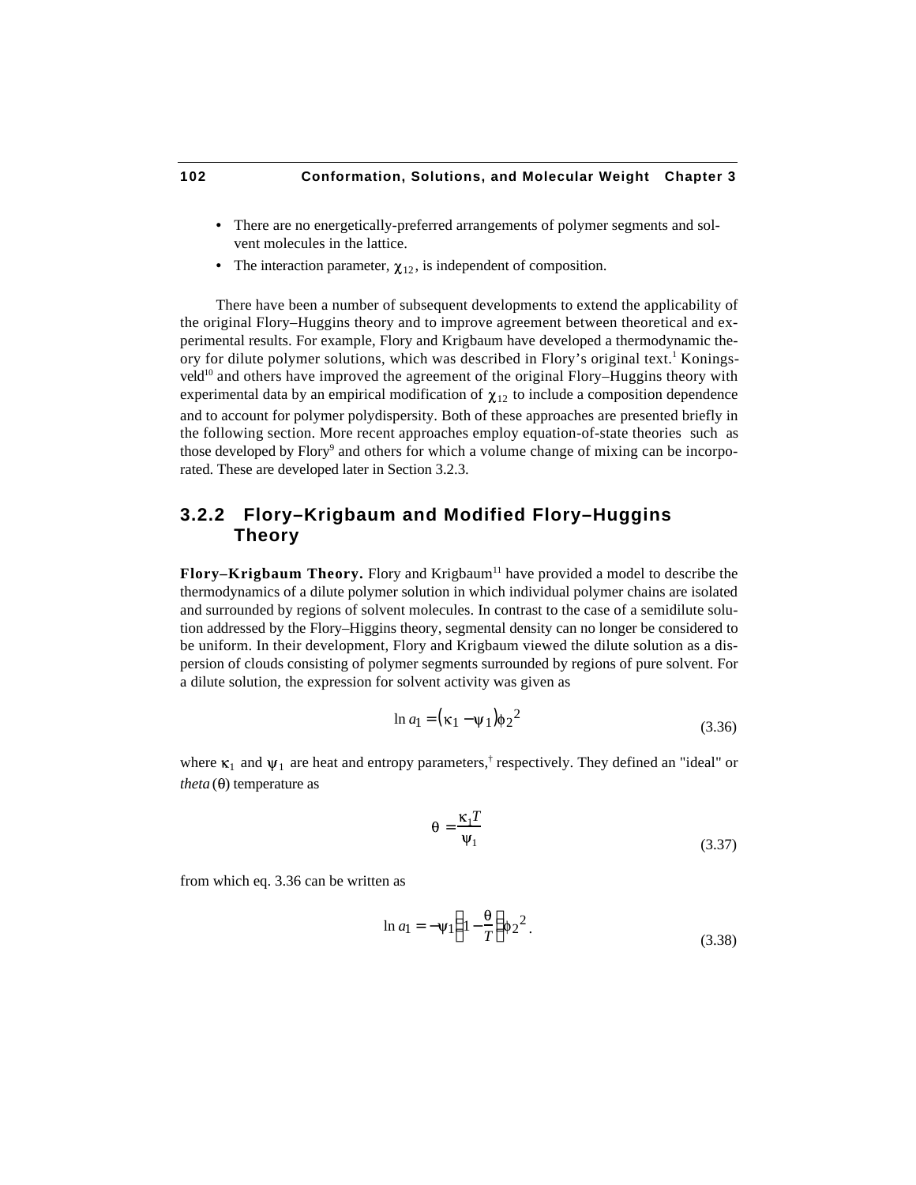- There are no energetically-preferred arrangements of polymer segments and solvent molecules in the lattice.
- The interaction parameter, $\chi_{12}$, is independent of composition.

There have been a number of subsequent developments to extend the applicability of the original Flory–Huggins theory and to improve agreement between theoretical and experimental results. For example, Flory and Krigbaum have developed a thermodynamic theory for dilute polymer solutions, which was described in Flory's original text.[1] Koningsveld[10] and others have improved the agreement of the original Flory–Huggins theory with experimental data by an empirical modification of $\chi_{12}$ to include a composition dependence and to account for polymer polydispersity. Both of these approaches are presented briefly in the following section. More recent approaches employ equation-of-state theories such as those developed by Flory[9] and others for which a volume change of mixing can be incorporated. These are developed later in Section 3.2.3.

## 3.2.2 Flory–Krigbaum and Modified Flory–Huggins Theory

**Flory–Krigbaum Theory.** Flory and Krigbaum[11] have provided a model to describe the thermodynamics of a dilute polymer solution in which individual polymer chains are isolated and surrounded by regions of solvent molecules. In contrast to the case of a semidilute solution addressed by the Flory–Higgins theory, segmental density can no longer be considered to be uniform. In their development, Flory and Krigbaum viewed the dilute solution as a dispersion of clouds consisting of polymer segments surrounded by regions of pure solvent. For a dilute solution, the expression for solvent activity was given as

$$\ln a_1 = (\kappa_1 - \psi_1)\phi_2^{\,2} \tag{3.36}$$

where $\kappa_1$ and $\psi_1$ are heat and entropy parameters,[†] respectively. They defined an "ideal" or *theta* ($\theta$) temperature as

$$\theta = \frac{\kappa_1 T}{\psi_1} \tag{3.37}$$

from which eq. 3.36 can be written as

$$\ln a_1 = -\psi_1\left(1 - \frac{\theta}{T}\right)\phi_2^{\,2}\,. \tag{3.38}$$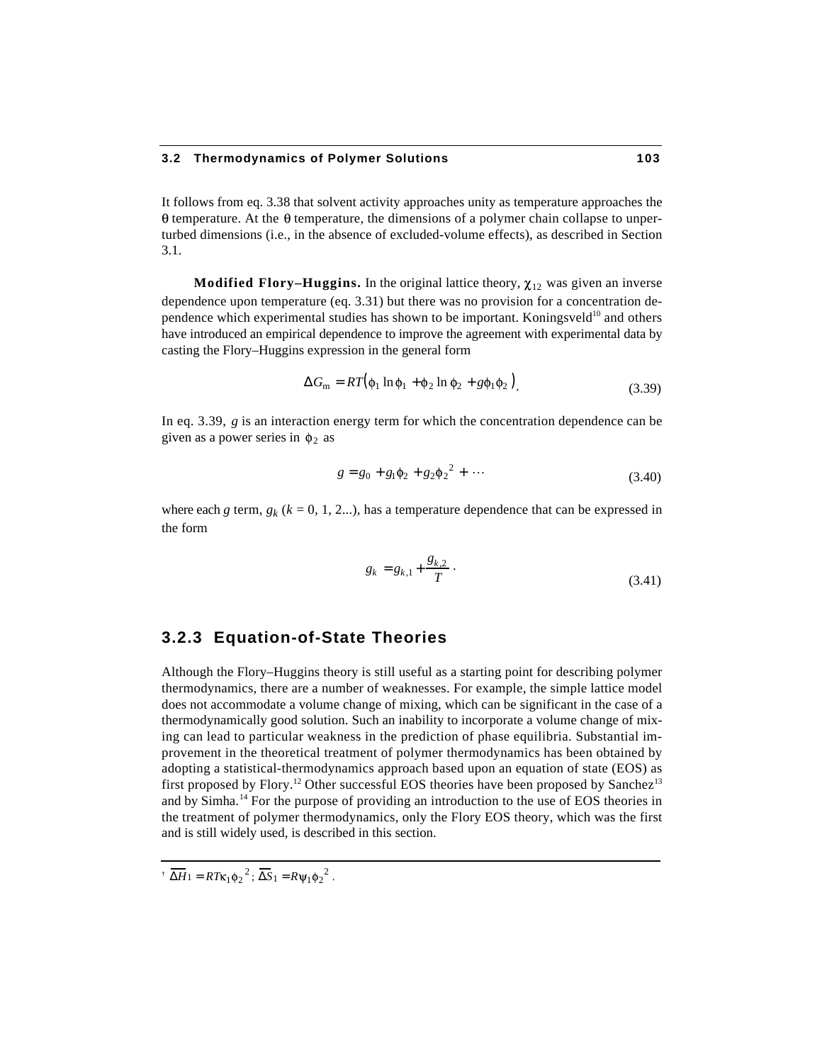It follows from eq. 3.38 that solvent activity approaches unity as temperature approaches the θ temperature. At the θ temperature, the dimensions of a polymer chain collapse to unperturbed dimensions (i.e., in the absence of excluded-volume effects), as described in Section 3.1.

**Modified Flory–Huggins.** In the original lattice theory, $\chi_{12}$ was given an inverse dependence upon temperature (eq. 3.31) but there was no provision for a concentration dependence which experimental studies has shown to be important. Koningsveld[10] and others have introduced an empirical dependence to improve the agreement with experimental data by casting the Flory–Huggins expression in the general form

$$\Delta G_{\mathrm{m}} = RT\left(\phi_1 \ln \phi_1 + \phi_2 \ln \phi_2 + g\phi_1\phi_2\right). \tag{3.39}$$

In eq. 3.39, $g$ is an interaction energy term for which the concentration dependence can be given as a power series in $\phi_2$ as

$$g = g_0 + g_1\phi_2 + g_2{\phi_2}^2 + \cdots \tag{3.40}$$

where each $g$ term, $g_k$ ($k$ = 0, 1, 2...), has a temperature dependence that can be expressed in the form

$$g_k = g_{k,1} + \frac{g_{k,2}}{T}. \tag{3.41}$$

### 3.2.3 Equation-of-State Theories

Although the Flory–Huggins theory is still useful as a starting point for describing polymer thermodynamics, there are a number of weaknesses. For example, the simple lattice model does not accommodate a volume change of mixing, which can be significant in the case of a thermodynamically good solution. Such an inability to incorporate a volume change of mixing can lead to particular weakness in the prediction of phase equilibria. Substantial improvement in the theoretical treatment of polymer thermodynamics has been obtained by adopting a statistical-thermodynamics approach based upon an equation of state (EOS) as first proposed by Flory.[12] Other successful EOS theories have been proposed by Sanchez[13] and by Simha.[14] For the purpose of providing an introduction to the use of EOS theories in the treatment of polymer thermodynamics, only the Flory EOS theory, which was the first and is still widely used, is described in this section.

---

† $\overline{\Delta H}_1 = RT\kappa_1{\phi_2}^2$; $\overline{\Delta S}_1 = R\psi_1{\phi_2}^2$.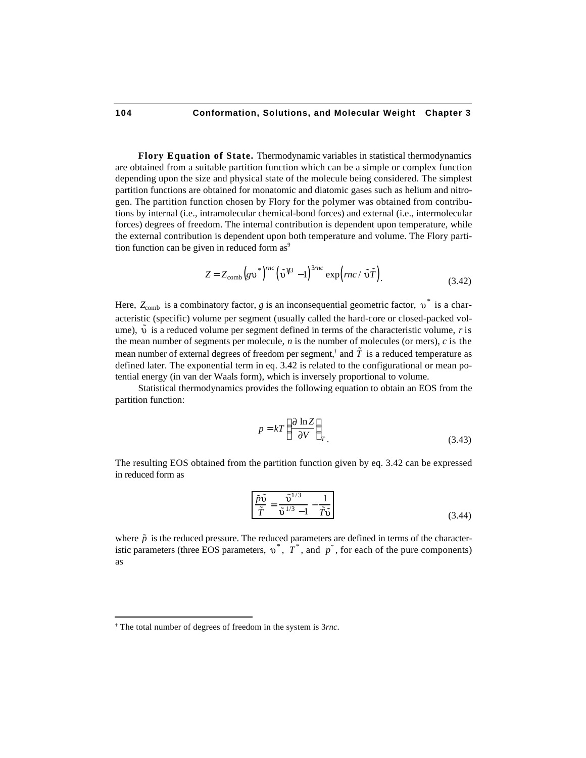**Flory Equation of State.** Thermodynamic variables in statistical thermodynamics are obtained from a suitable partition function which can be a simple or complex function depending upon the size and physical state of the molecule being considered. The simplest partition functions are obtained for monatomic and diatomic gases such as helium and nitrogen. The partition function chosen by Flory for the polymer was obtained from contributions by internal (i.e., intramolecular chemical-bond forces) and external (i.e., intermolecular forces) degrees of freedom. The internal contribution is dependent upon temperature, while the external contribution is dependent upon both temperature and volume. The Flory partition function can be given in reduced form as[9]

$$Z = Z_{\text{comb}} \left(g\upsilon^*\right)^{rnc} \left(\tilde{\upsilon}^{1/3} - 1\right)^{3rnc} \exp\left(rnc / \tilde{\upsilon}\tilde{T}\right). \tag{3.42}$$

Here, $Z_{\text{comb}}$ is a combinatory factor, $g$ is an inconsequential geometric factor, $\upsilon^*$ is a characteristic (specific) volume per segment (usually called the hard-core or closed-packed volume), $\tilde{\upsilon}$ is a reduced volume per segment defined in terms of the characteristic volume, $r$ is the mean number of segments per molecule, $n$ is the number of molecules (or mers), $c$ is the mean number of external degrees of freedom per segment,[†] and $\tilde{T}$ is a reduced temperature as defined later. The exponential term in eq. 3.42 is related to the configurational or mean potential energy (in van der Waals form), which is inversely proportional to volume.

Statistical thermodynamics provides the following equation to obtain an EOS from the partition function:

$$p = kT \left(\frac{\partial \ln Z}{\partial V}\right)_T. \tag{3.43}$$

The resulting EOS obtained from the partition function given by eq. 3.42 can be expressed in reduced form as

$$\boxed{\frac{\tilde{p}\tilde{\upsilon}}{\tilde{T}} = \frac{\tilde{\upsilon}^{1/3}}{\tilde{\upsilon}^{1/3} - 1} - \frac{1}{\tilde{T}\tilde{\upsilon}}} \tag{3.44}$$

where $\tilde{p}$ is the reduced pressure. The reduced parameters are defined in terms of the characteristic parameters (three EOS parameters, $\upsilon^*$, $T^*$, and $p^*$, for each of the pure components) as

---

[†] The total number of degrees of freedom in the system is $3rnc$.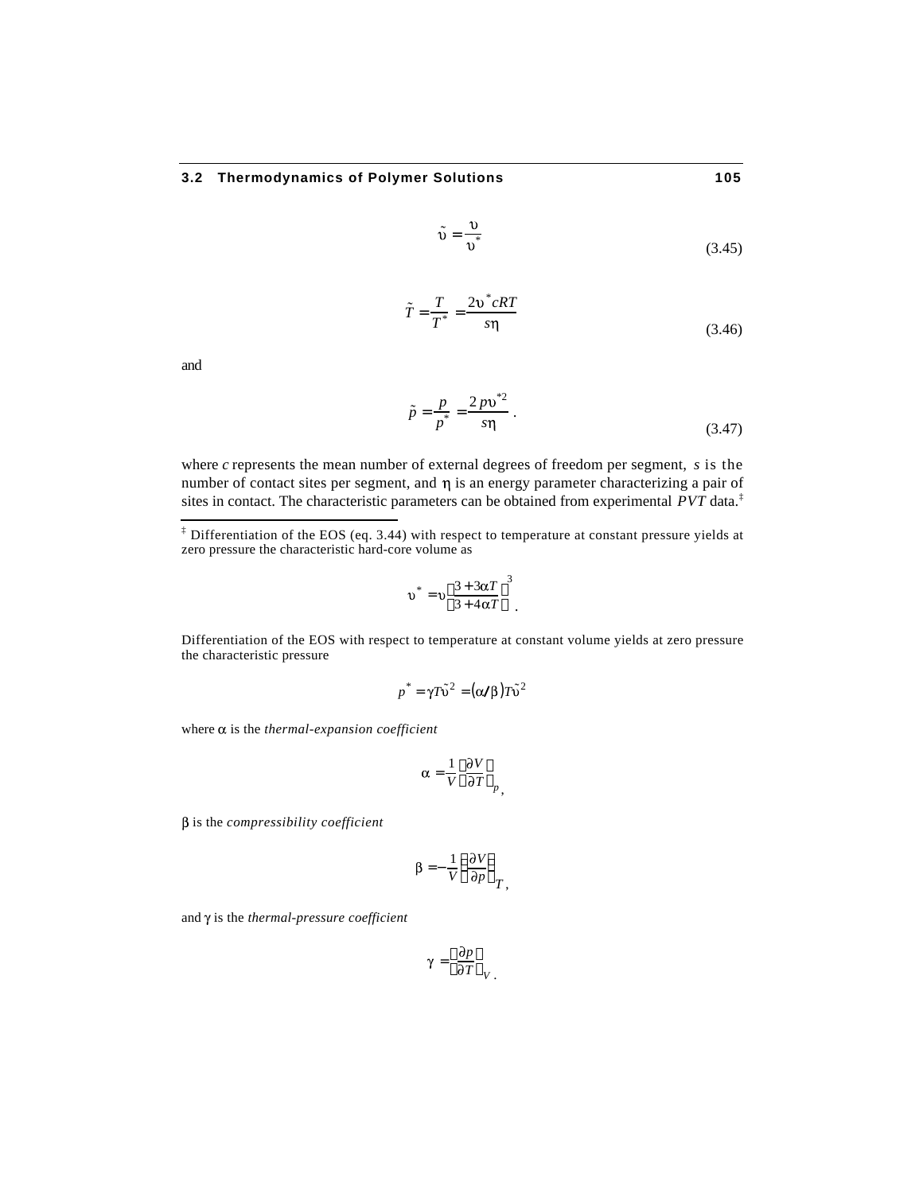$$\tilde{\upsilon} = \frac{\upsilon}{\upsilon^*} \tag{3.45}$$

$$\tilde{T} = \frac{T}{T^*} = \frac{2\upsilon^* cRT}{s\eta} \tag{3.46}$$

and

$$\tilde{p} = \frac{p}{p^*} = \frac{2p\upsilon^{*2}}{s\eta} \,. \tag{3.47}$$

where $c$ represents the mean number of external degrees of freedom per segment, $s$ is the number of contact sites per segment, and $\eta$ is an energy parameter characterizing a pair of sites in contact. The characteristic parameters can be obtained from experimental $PVT$ data.[‡]

---

[‡] Differentiation of the EOS (eq. 3.44) with respect to temperature at constant pressure yields at zero pressure the characteristic hard-core volume as

$$\upsilon^* = \upsilon\left(\frac{3+3\alpha T}{3+4\alpha T}\right)^3 .$$

Differentiation of the EOS with respect to temperature at constant volume yields at zero pressure the characteristic pressure

$$p^* = \gamma T\tilde{\upsilon}^2 = (\alpha/\beta)T\tilde{\upsilon}^2$$

where $\alpha$ is the *thermal-expansion coefficient*

$$\alpha = \frac{1}{V}\left(\frac{\partial V}{\partial T}\right)_p ,$$

$\beta$ is the *compressibility coefficient*

$$\beta = -\frac{1}{V}\left(\frac{\partial V}{\partial p}\right)_T ,$$

and $\gamma$ is the *thermal-pressure coefficient*

$$\gamma = \left(\frac{\partial p}{\partial T}\right)_V .$$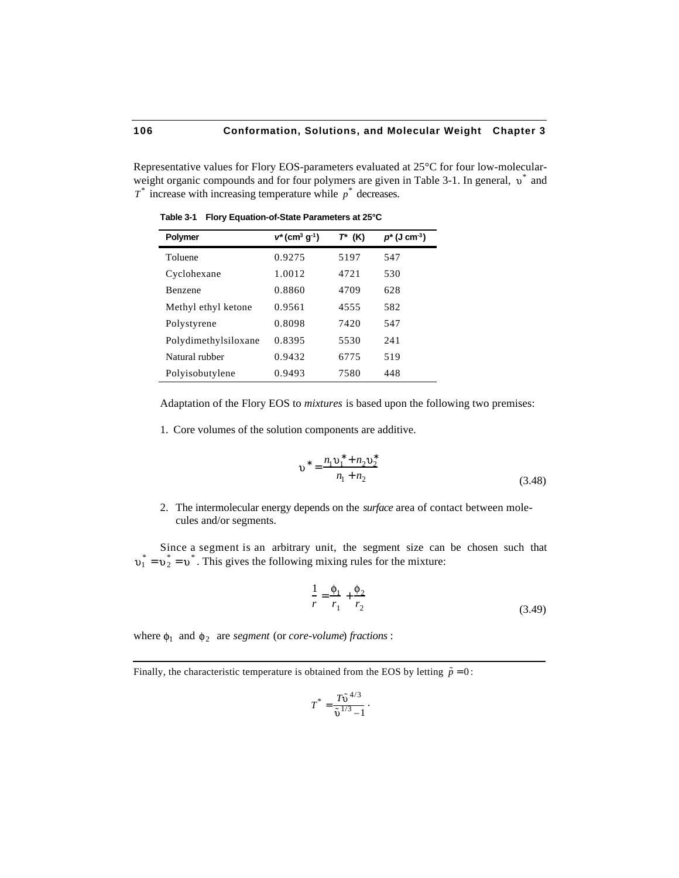Representative values for Flory EOS-parameters evaluated at 25°C for four low-molecular-weight organic compounds and for four polymers are given in Table 3-1. In general, $\upsilon^*$ and $T^*$ increase with increasing temperature while $p^*$ decreases.

**Table 3-1 Flory Equation-of-State Parameters at 25°C**

| Polymer | $v^*$ (cm$^3$ g$^{-1}$) | $T^*$ (K) | $p^*$ (J cm$^{-3}$) |
|---|---|---|---|
| Toluene | 0.9275 | 5197 | 547 |
| Cyclohexane | 1.0012 | 4721 | 530 |
| Benzene | 0.8860 | 4709 | 628 |
| Methyl ethyl ketone | 0.9561 | 4555 | 582 |
| Polystyrene | 0.8098 | 7420 | 547 |
| Polydimethylsiloxane | 0.8395 | 5530 | 241 |
| Natural rubber | 0.9432 | 6775 | 519 |
| Polyisobutylene | 0.9493 | 7580 | 448 |

Adaptation of the Flory EOS to *mixtures* is based upon the following two premises:

1. Core volumes of the solution components are additive.

$$\upsilon^* = \frac{n_1\upsilon_1^* + n_2\upsilon_2^*}{n_1 + n_2} \tag{3.48}$$

2. The intermolecular energy depends on the *surface* area of contact between molecules and/or segments.

Since a segment is an arbitrary unit, the segment size can be chosen such that $\upsilon_1^* = \upsilon_2^* = \upsilon^*$. This gives the following mixing rules for the mixture:

$$\frac{1}{r} = \frac{\phi_1}{r_1} + \frac{\phi_2}{r_2} \tag{3.49}$$

where $\phi_1$ and $\phi_2$ are *segment* (or *core-volume*) *fractions* :

---

Finally, the characteristic temperature is obtained from the EOS by letting $\tilde{p} = 0$:

$$T^* = \frac{T\tilde{\upsilon}^{4/3}}{\tilde{\upsilon}^{1/3} - 1}.$$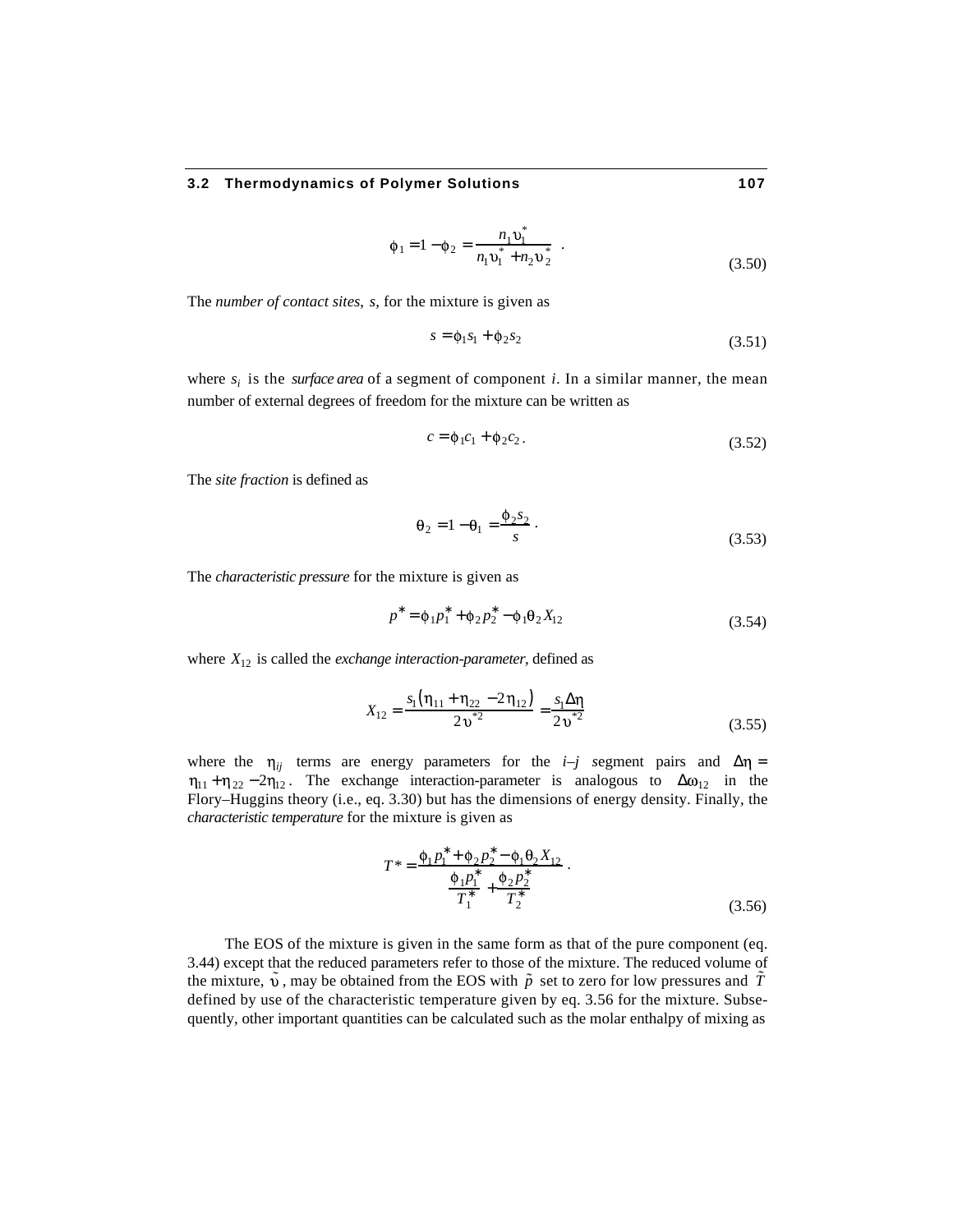$$\phi_1 = 1 - \phi_2 = \frac{n_1 \upsilon_1^*}{n_1 \upsilon_1^* + n_2 \upsilon_2^*} \; . \tag{3.50}$$

The *number of contact sites*, *s*, for the mixture is given as

$$s = \phi_1 s_1 + \phi_2 s_2 \tag{3.51}$$

where $s_i$ is the *surface area* of a segment of component *i*. In a similar manner, the mean number of external degrees of freedom for the mixture can be written as

$$c = \phi_1 c_1 + \phi_2 c_2 \, . \tag{3.52}$$

The *site fraction* is defined as

$$\theta_2 = 1 - \theta_1 = \frac{\phi_2 s_2}{s} \, . \tag{3.53}$$

The *characteristic pressure* for the mixture is given as

$$p^* = \phi_1 p_1^* + \phi_2 p_2^* - \phi_1 \theta_2 X_{12} \tag{3.54}$$

where $X_{12}$ is called the *exchange interaction-parameter*, defined as

$$X_{12} = \frac{s_1 \left( \eta_{11} + \eta_{22} - 2\eta_{12} \right)}{2\upsilon^{*2}} = \frac{s_1 \Delta\eta}{2\upsilon^{*2}} \tag{3.55}$$

where the $\eta_{ij}$ terms are energy parameters for the *i*–*j* segment pairs and $\Delta\eta = \eta_{11} + \eta_{22} - 2\eta_{12}$. The exchange interaction-parameter is analogous to $\Delta\omega_{12}$ in the Flory–Huggins theory (i.e., eq. 3.30) but has the dimensions of energy density. Finally, the *characteristic temperature* for the mixture is given as

$$T^* = \frac{\phi_1 p_1^* + \phi_2 p_2^* - \phi_1 \theta_2 X_{12}}{\dfrac{\phi_1 p_1^*}{T_1^*} + \dfrac{\phi_2 p_2^*}{T_2^*}} \, . \tag{3.56}$$

The EOS of the mixture is given in the same form as that of the pure component (eq. 3.44) except that the reduced parameters refer to those of the mixture. The reduced volume of the mixture, $\tilde{\upsilon}$, may be obtained from the EOS with $\tilde{p}$ set to zero for low pressures and $\tilde{T}$ defined by use of the characteristic temperature given by eq. 3.56 for the mixture. Subsequently, other important quantities can be calculated such as the molar enthalpy of mixing as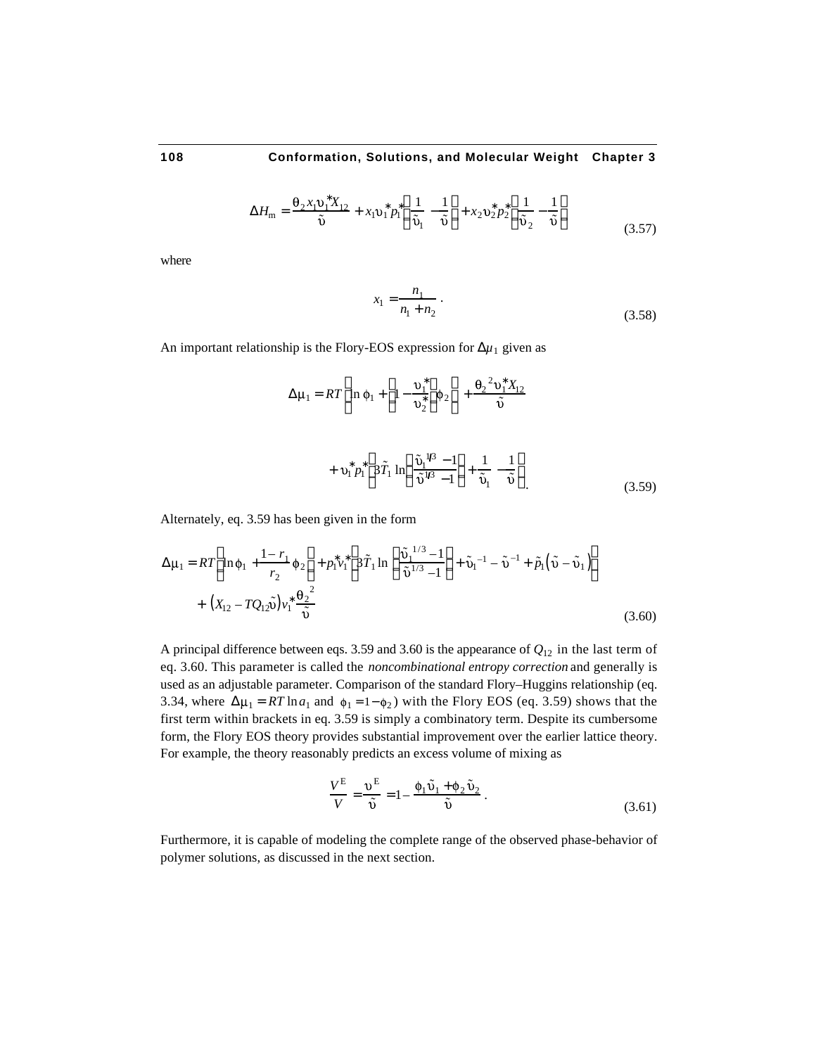$$\Delta H_{\mathrm{m}} = \frac{\theta_2 x_1 \upsilon_1^* X_{12}}{\tilde{\upsilon}} + x_1 \upsilon_1^* p_1^* \left( \frac{1}{\tilde{\upsilon}_1} - \frac{1}{\tilde{\upsilon}} \right) + x_2 \upsilon_2^* p_2^* \left( \frac{1}{\tilde{\upsilon}_2} - \frac{1}{\tilde{\upsilon}} \right) \tag{3.57}$$

where

$$x_1 = \frac{n_1}{n_1 + n_2} \, . \tag{3.58}$$

An important relationship is the Flory-EOS expression for $\Delta\mu_1$ given as

$$\Delta\mu_1 = RT \left[ \ln \phi_1 + \left( 1 - \frac{\upsilon_1^*}{\upsilon_2^*} \right) \phi_2 \right] + \frac{\theta_2{}^2 \upsilon_1^* X_{12}}{\tilde{\upsilon}}$$

$$+ \upsilon_1^* p_1^* \left[ 3\tilde{T}_1 \ln \left( \frac{\tilde{\upsilon}_1^{1/3} - 1}{\tilde{\upsilon}^{1/3} - 1} \right) + \frac{1}{\tilde{\upsilon}_1} - \frac{1}{\tilde{\upsilon}} \right] . \tag{3.59}$$

Alternately, eq. 3.59 has been given in the form

$$\Delta\mu_1 = RT \left[ \ln \phi_1 + \frac{1 - r_1}{r_2} \phi_2 \right] + p_1^* v_1^* \left[ 3\tilde{T}_1 \ln \left( \frac{\tilde{\upsilon}_1{}^{1/3} - 1}{\tilde{\upsilon}^{1/3} - 1} \right) + \tilde{\upsilon}_1^{-1} - \tilde{\upsilon}^{-1} + \tilde{p}_1 \left( \tilde{\upsilon} - \tilde{\upsilon}_1 \right) \right]$$

$$+ \left( X_{12} - TQ_{12} \tilde{\upsilon} \right) v_1^* \frac{\theta_2{}^2}{\tilde{\upsilon}} \tag{3.60}$$

A principal difference between eqs. 3.59 and 3.60 is the appearance of $Q_{12}$ in the last term of eq. 3.60. This parameter is called the *noncombinational entropy correction* and generally is used as an adjustable parameter. Comparison of the standard Flory–Huggins relationship (eq. 3.34, where $\Delta\mu_1 = RT \ln a_1$ and $\phi_1 = 1 - \phi_2$) with the Flory EOS (eq. 3.59) shows that the first term within brackets in eq. 3.59 is simply a combinatory term. Despite its cumbersome form, the Flory EOS theory provides substantial improvement over the earlier lattice theory. For example, the theory reasonably predicts an excess volume of mixing as

$$\frac{V^{\mathrm{E}}}{V} = \frac{\upsilon^{\mathrm{E}}}{\tilde{\upsilon}} = 1 - \frac{\phi_1 \tilde{\upsilon}_1 + \phi_2 \tilde{\upsilon}_2}{\tilde{\upsilon}} \, . \tag{3.61}$$

Furthermore, it is capable of modeling the complete range of the observed phase-behavior of polymer solutions, as discussed in the next section.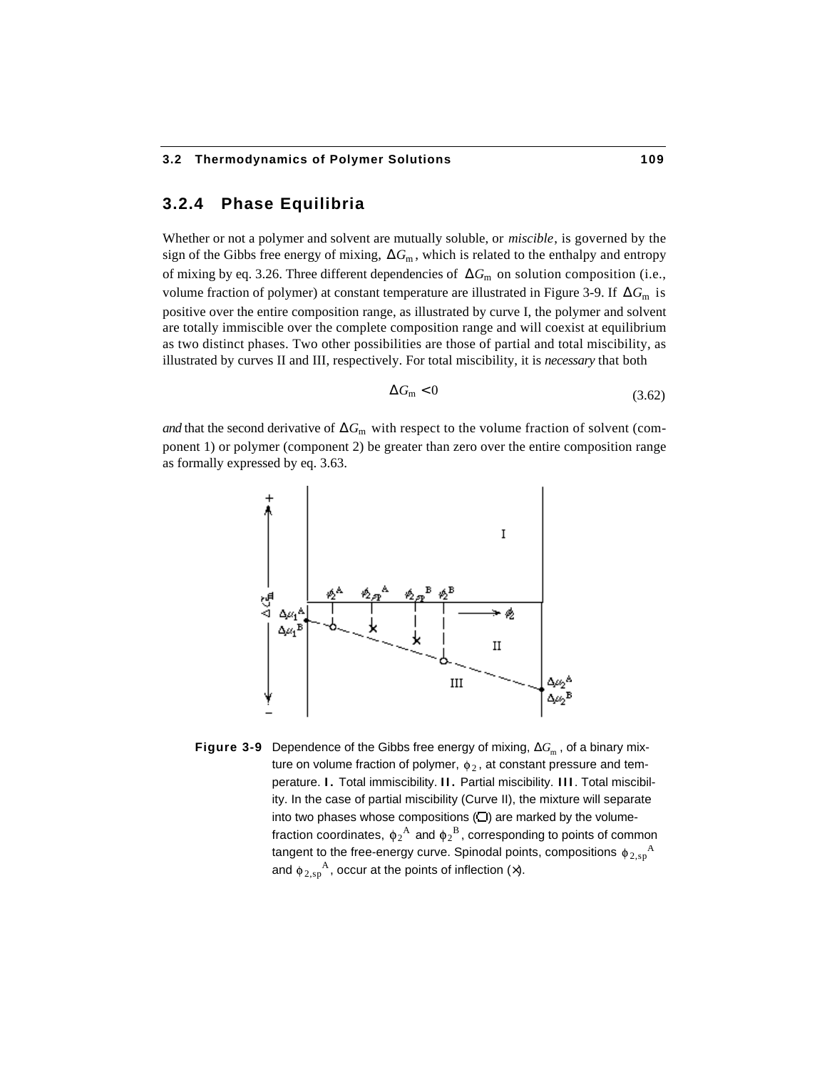### 3.2.4 Phase Equilibria

Whether or not a polymer and solvent are mutually soluble, or *miscible*, is governed by the sign of the Gibbs free energy of mixing, $\Delta G_m$, which is related to the enthalpy and entropy of mixing by eq. 3.26. Three different dependencies of $\Delta G_m$ on solution composition (i.e., volume fraction of polymer) at constant temperature are illustrated in Figure 3-9. If $\Delta G_m$ is positive over the entire composition range, as illustrated by curve I, the polymer and solvent are totally immiscible over the complete composition range and will coexist at equilibrium as two distinct phases. Two other possibilities are those of partial and total miscibility, as illustrated by curves II and III, respectively. For total miscibility, it is *necessary* that both

$$\Delta G_m < 0 \tag{3.62}$$

*and* that the second derivative of $\Delta G_m$ with respect to the volume fraction of solvent (component 1) or polymer (component 2) be greater than zero over the entire composition range as formally expressed by eq. 3.63.

**Figure 3-9** Dependence of the Gibbs free energy of mixing, $\Delta G_m$, of a binary mixture on volume fraction of polymer, $\phi_2$, at constant pressure and temperature. **I.** Total immiscibility. **II.** Partial miscibility. **III**. Total miscibility. In the case of partial miscibility (Curve II), the mixture will separate into two phases whose compositions (○) are marked by the volume-fraction coordinates, $\phi_2^A$ and $\phi_2^B$, corresponding to points of common tangent to the free-energy curve. Spinodal points, compositions $\phi_{2,sp}^A$ and $\phi_{2,sp}^A$, occur at the points of inflection (×).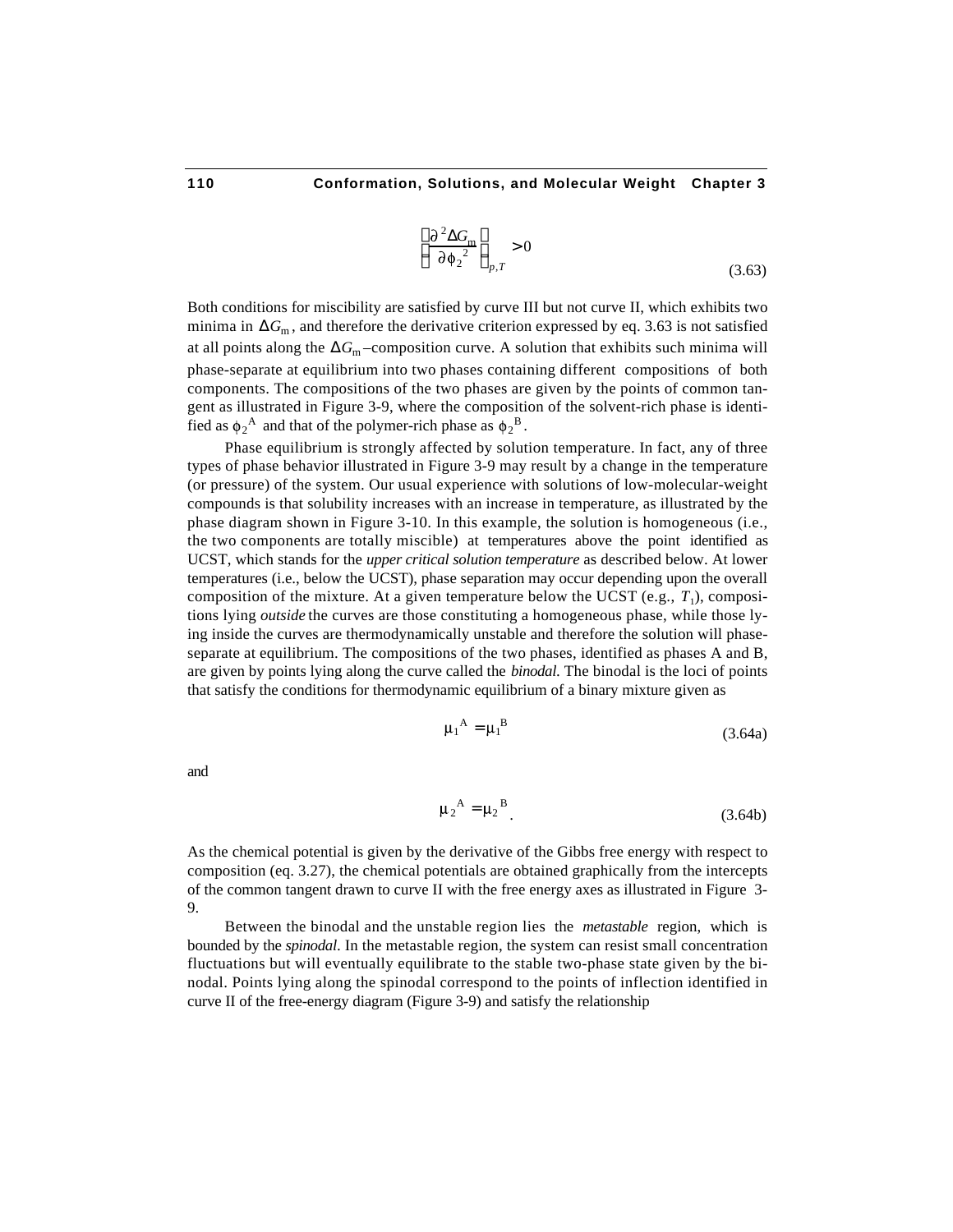$$\left(\frac{\partial^2 \Delta G_m}{\partial \phi_2^2}\right)_{p,T} > 0 \tag{3.63}$$

Both conditions for miscibility are satisfied by curve III but not curve II, which exhibits two minima in $\Delta G_m$, and therefore the derivative criterion expressed by eq. 3.63 is not satisfied at all points along the $\Delta G_m$–composition curve. A solution that exhibits such minima will phase-separate at equilibrium into two phases containing different compositions of both components. The compositions of the two phases are given by the points of common tangent as illustrated in Figure 3-9, where the composition of the solvent-rich phase is identified as $\phi_2^A$ and that of the polymer-rich phase as $\phi_2^B$.

Phase equilibrium is strongly affected by solution temperature. In fact, any of three types of phase behavior illustrated in Figure 3-9 may result by a change in the temperature (or pressure) of the system. Our usual experience with solutions of low-molecular-weight compounds is that solubility increases with an increase in temperature, as illustrated by the phase diagram shown in Figure 3-10. In this example, the solution is homogeneous (i.e., the two components are totally miscible) at temperatures above the point identified as UCST, which stands for the *upper critical solution temperature* as described below. At lower temperatures (i.e., below the UCST), phase separation may occur depending upon the overall composition of the mixture. At a given temperature below the UCST (e.g., $T_1$), compositions lying *outside* the curves are those constituting a homogeneous phase, while those lying inside the curves are thermodynamically unstable and therefore the solution will phase-separate at equilibrium. The compositions of the two phases, identified as phases A and B, are given by points lying along the curve called the *binodal.* The binodal is the loci of points that satisfy the conditions for thermodynamic equilibrium of a binary mixture given as

$$\mu_1^A = \mu_1^B \tag{3.64a}$$

and

$$\mu_2^A = \mu_2^B. \tag{3.64b}$$

As the chemical potential is given by the derivative of the Gibbs free energy with respect to composition (eq. 3.27), the chemical potentials are obtained graphically from the intercepts of the common tangent drawn to curve II with the free energy axes as illustrated in Figure 3-9.

Between the binodal and the unstable region lies the *metastable* region, which is bounded by the *spinodal.* In the metastable region, the system can resist small concentration fluctuations but will eventually equilibrate to the stable two-phase state given by the binodal. Points lying along the spinodal correspond to the points of inflection identified in curve II of the free-energy diagram (Figure 3-9) and satisfy the relationship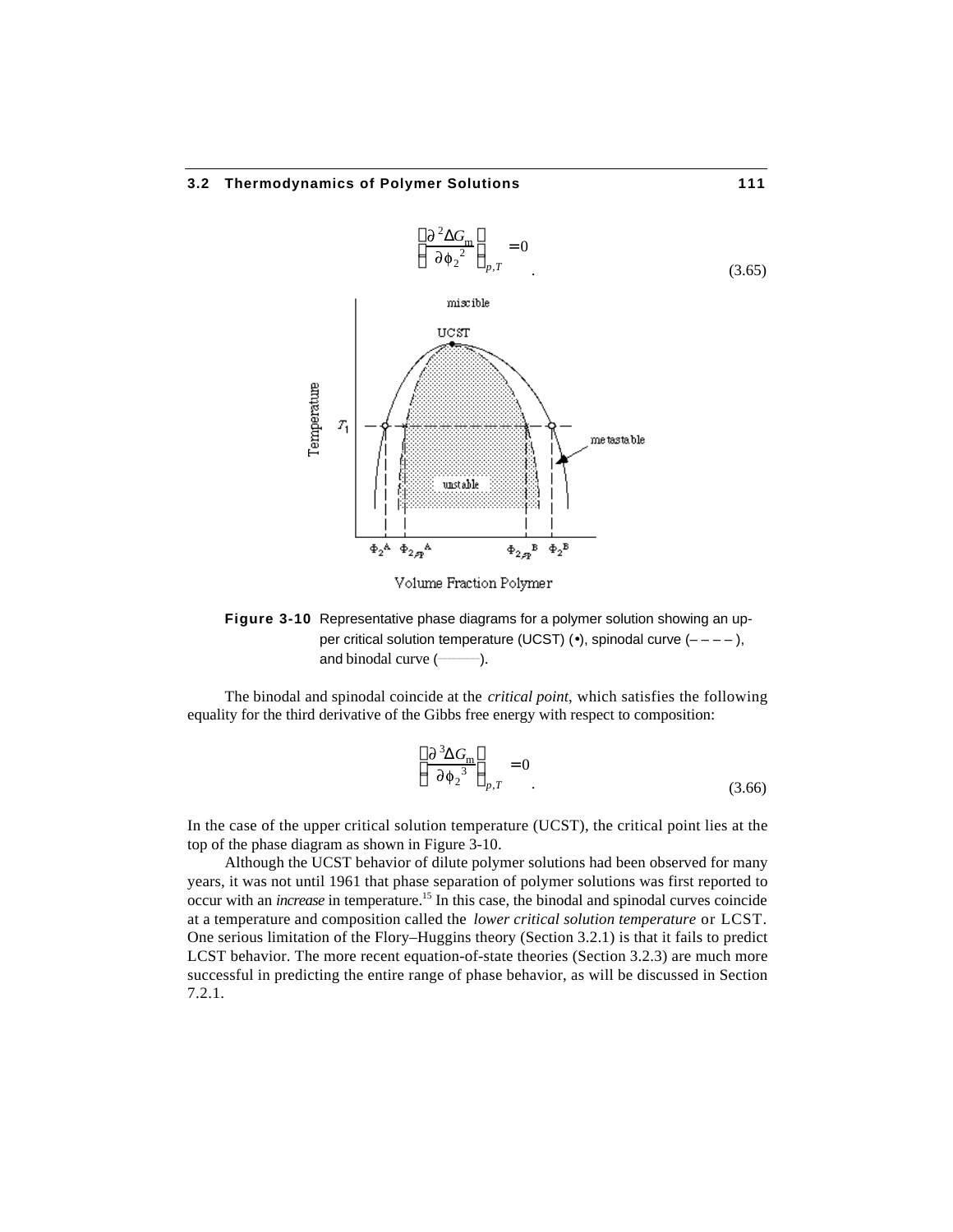$$\left(\frac{\partial^2 \Delta G_m}{\partial \phi_2^2}\right)_{p,T} = 0 \quad . \tag{3.65}$$

**Figure 3-10** Representative phase diagrams for a polymer solution showing an upper critical solution temperature (UCST) (•), spinodal curve (– – – – ), and binodal curve (———).

The binodal and spinodal coincide at the *critical point*, which satisfies the following equality for the third derivative of the Gibbs free energy with respect to composition:

$$\left(\frac{\partial^3 \Delta G_m}{\partial \phi_2^3}\right)_{p,T} = 0 \quad . \tag{3.66}$$

In the case of the upper critical solution temperature (UCST), the critical point lies at the top of the phase diagram as shown in Figure 3-10.

Although the UCST behavior of dilute polymer solutions had been observed for many years, it was not until 1961 that phase separation of polymer solutions was first reported to occur with an *increase* in temperature.[15] In this case, the binodal and spinodal curves coincide at a temperature and composition called the *lower critical solution temperature* or LCST. One serious limitation of the Flory–Huggins theory (Section 3.2.1) is that it fails to predict LCST behavior. The more recent equation-of-state theories (Section 3.2.3) are much more successful in predicting the entire range of phase behavior, as will be discussed in Section 7.2.1.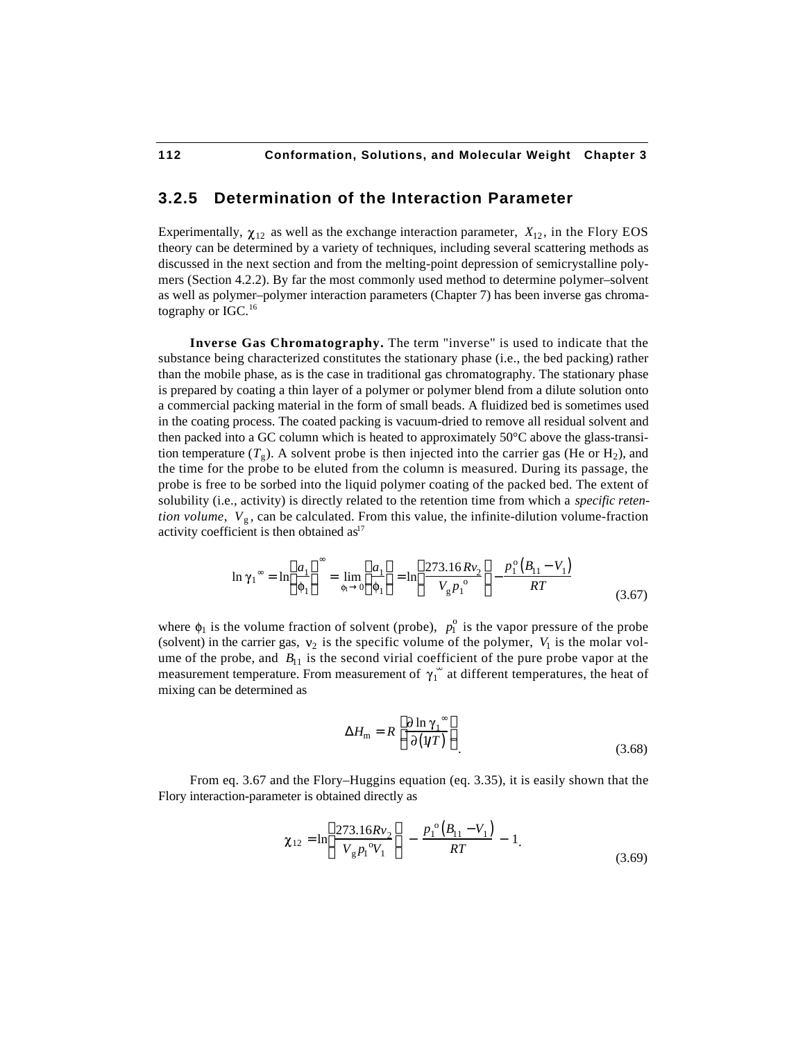### 3.2.5 Determination of the Interaction Parameter

Experimentally, $\chi_{12}$ as well as the exchange interaction parameter, $X_{12}$, in the Flory EOS theory can be determined by a variety of techniques, including several scattering methods as discussed in the next section and from the melting-point depression of semicrystalline polymers (Section 4.2.2). By far the most commonly used method to determine polymer–solvent as well as polymer–polymer interaction parameters (Chapter 7) has been inverse gas chromatography or IGC.[16]

**Inverse Gas Chromatography.** The term "inverse" is used to indicate that the substance being characterized constitutes the stationary phase (i.e., the bed packing) rather than the mobile phase, as is the case in traditional gas chromatography. The stationary phase is prepared by coating a thin layer of a polymer or polymer blend from a dilute solution onto a commercial packing material in the form of small beads. A fluidized bed is sometimes used in the coating process. The coated packing is vacuum-dried to remove all residual solvent and then packed into a GC column which is heated to approximately 50°C above the glass-transition temperature ($T_g$). A solvent probe is then injected into the carrier gas (He or $H_2$), and the time for the probe to be eluted from the column is measured. During its passage, the probe is free to be sorbed into the liquid polymer coating of the packed bed. The extent of solubility (i.e., activity) is directly related to the retention time from which a *specific retention volume*, $V_g$, can be calculated. From this value, the infinite-dilution volume-fraction activity coefficient is then obtained as[17]

$$\ln \gamma_1^{\infty} = \ln\left(\frac{a_1}{\phi_1}\right)^{\infty} = \lim_{\phi_1 \to 0}\left(\frac{a_1}{\phi_1}\right) = \ln\left(\frac{273.16 R v_2}{V_g p_1^{o}}\right) - \frac{p_1^{o}\left(B_{11} - V_1\right)}{RT} \tag{3.67}$$

where $\phi_1$ is the volume fraction of solvent (probe), $p_1^{o}$ is the vapor pressure of the probe (solvent) in the carrier gas, $v_2$ is the specific volume of the polymer, $V_1$ is the molar volume of the probe, and $B_{11}$ is the second virial coefficient of the pure probe vapor at the measurement temperature. From measurement of $\gamma_1^{\infty}$ at different temperatures, the heat of mixing can be determined as

$$\Delta H_m = R\left(\frac{\partial \ln \gamma_1^{\infty}}{\partial (1/T)}\right). \tag{3.68}$$

From eq. 3.67 and the Flory–Huggins equation (eq. 3.35), it is easily shown that the Flory interaction-parameter is obtained directly as

$$\chi_{12} = \ln\left(\frac{273.16 R v_2}{V_g p_1^{o} V_1}\right) - \frac{p_1^{o}\left(B_{11} - V_1\right)}{RT} - 1. \tag{3.69}$$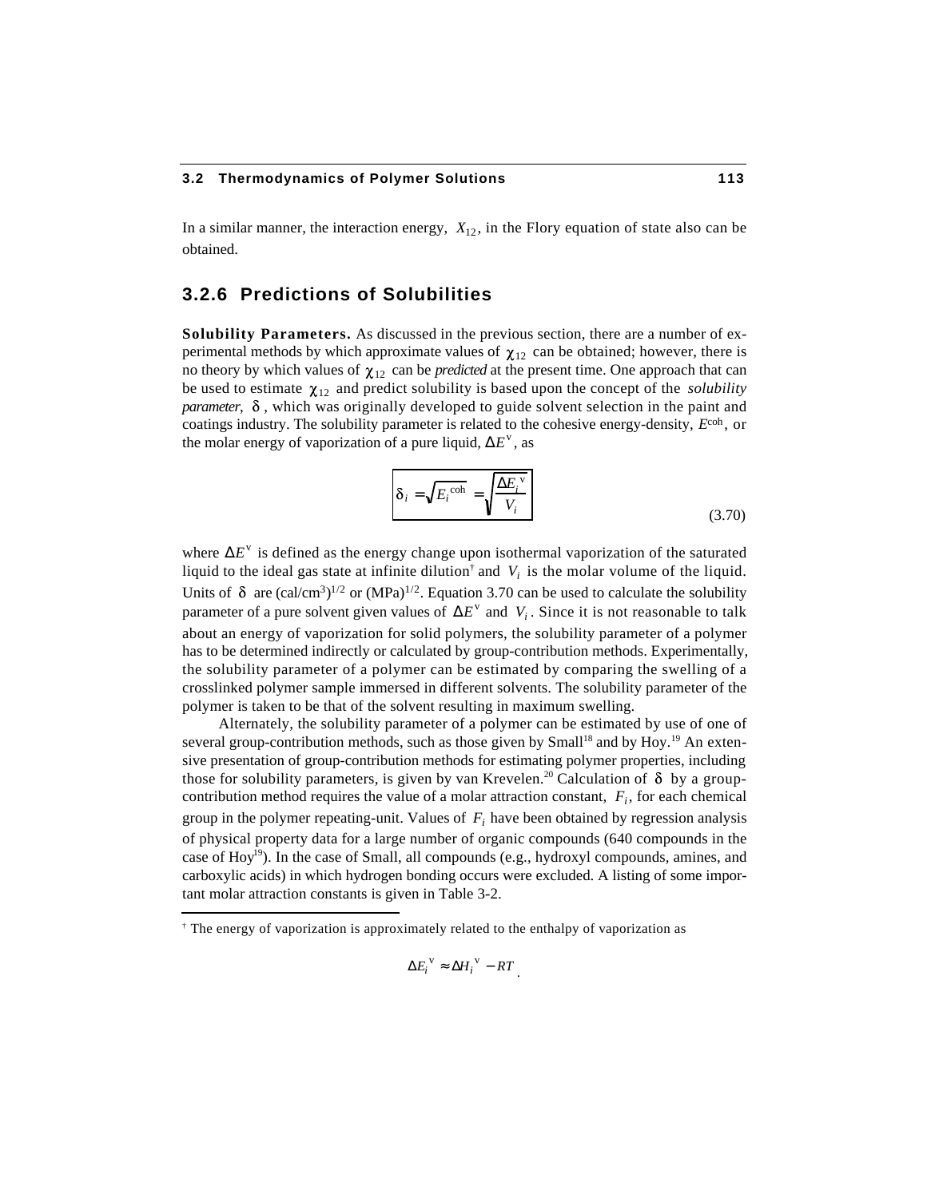In a similar manner, the interaction energy, $X_{12}$, in the Flory equation of state also can be obtained.

### 3.2.6 Predictions of Solubilities

**Solubility Parameters.** As discussed in the previous section, there are a number of experimental methods by which approximate values of $\chi_{12}$ can be obtained; however, there is no theory by which values of $\chi_{12}$ can be *predicted* at the present time. One approach that can be used to estimate $\chi_{12}$ and predict solubility is based upon the concept of the *solubility parameter*, $\delta$, which was originally developed to guide solvent selection in the paint and coatings industry. The solubility parameter is related to the cohesive energy-density, $E^{coh}$, or the molar energy of vaporization of a pure liquid, $\Delta E^{v}$, as

$$\boxed{\delta_i = \sqrt{E_i^{\,coh}} = \sqrt{\frac{\Delta E_i^{\,v}}{V_i}}} \tag{3.70}$$

where $\Delta E^{v}$ is defined as the energy change upon isothermal vaporization of the saturated liquid to the ideal gas state at infinite dilution† and $V_i$ is the molar volume of the liquid. Units of $\delta$ are $(\text{cal/cm}^3)^{1/2}$ or $(\text{MPa})^{1/2}$. Equation 3.70 can be used to calculate the solubility parameter of a pure solvent given values of $\Delta E^{v}$ and $V_i$. Since it is not reasonable to talk about an energy of vaporization for solid polymers, the solubility parameter of a polymer has to be determined indirectly or calculated by group-contribution methods. Experimentally, the solubility parameter of a polymer can be estimated by comparing the swelling of a crosslinked polymer sample immersed in different solvents. The solubility parameter of the polymer is taken to be that of the solvent resulting in maximum swelling.

Alternately, the solubility parameter of a polymer can be estimated by use of one of several group-contribution methods, such as those given by Small[18] and by Hoy.[19] An extensive presentation of group-contribution methods for estimating polymer properties, including those for solubility parameters, is given by van Krevelen.[20] Calculation of $\delta$ by a group-contribution method requires the value of a molar attraction constant, $F_i$, for each chemical group in the polymer repeating-unit. Values of $F_i$ have been obtained by regression analysis of physical property data for a large number of organic compounds (640 compounds in the case of Hoy[19]). In the case of Small, all compounds (e.g., hydroxyl compounds, amines, and carboxylic acids) in which hydrogen bonding occurs were excluded. A listing of some important molar attraction constants is given in Table 3-2.

---

† The energy of vaporization is approximately related to the enthalpy of vaporization as

$$\Delta E_i^{\,v} \approx \Delta H_i^{\,v} - RT \,.$$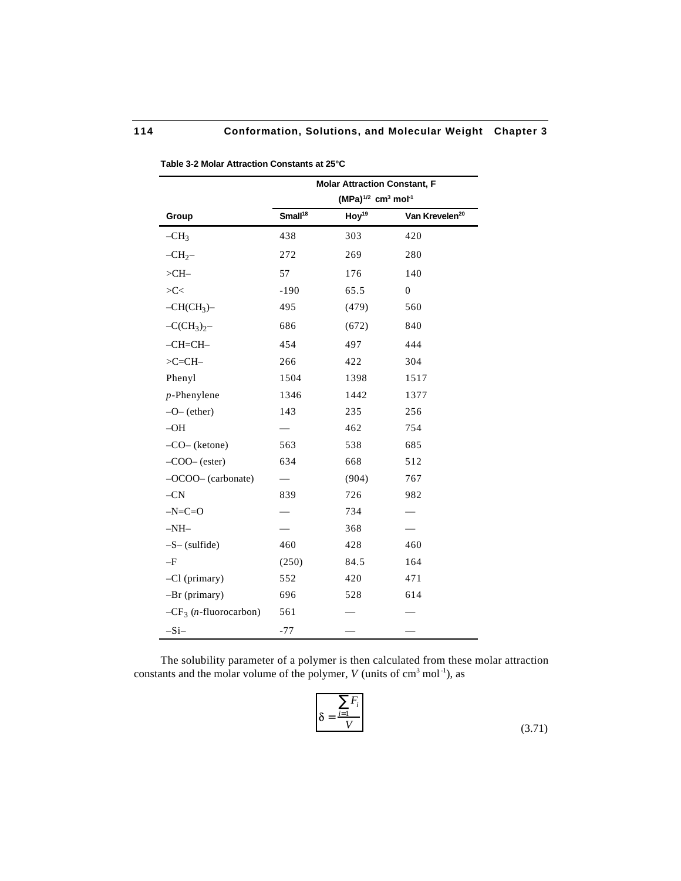**Table 3-2 Molar Attraction Constants at 25°C**

| Group | Molar Attraction Constant, F $(MPa)^{1/2}$ $cm^3$ $mol^{-1}$ | | |
|---|---|---|---|
| | Small[18] | Hoy[19] | Van Krevelen[20] |
| $-CH_3$ | 438 | 303 | 420 |
| $-CH_2-$ | 272 | 269 | 280 |
| $>CH-$ | 57 | 176 | 140 |
| $>C<$ | -190 | 65.5 | 0 |
| $-CH(CH_3)-$ | 495 | (479) | 560 |
| $-C(CH_3)_2-$ | 686 | (672) | 840 |
| $-CH=CH-$ | 454 | 497 | 444 |
| $>C=CH-$ | 266 | 422 | 304 |
| Phenyl | 1504 | 1398 | 1517 |
| *p*-Phenylene | 1346 | 1442 | 1377 |
| –O– (ether) | 143 | 235 | 256 |
| –OH | — | 462 | 754 |
| –CO– (ketone) | 563 | 538 | 685 |
| –COO– (ester) | 634 | 668 | 512 |
| –OCOO– (carbonate) | — | (904) | 767 |
| –CN | 839 | 726 | 982 |
| –N=C=O | — | 734 | — |
| –NH– | — | 368 | — |
| –S– (sulfide) | 460 | 428 | 460 |
| –F | (250) | 84.5 | 164 |
| –Cl (primary) | 552 | 420 | 471 |
| –Br (primary) | 696 | 528 | 614 |
| $-CF_3$ (*n*-fluorocarbon) | 561 | — | — |
| –Si– | -77 | — | — |

The solubility parameter of a polymer is then calculated from these molar attraction constants and the molar volume of the polymer, $V$ (units of $cm^3$ $mol^{-1}$), as

$$\delta = \frac{\sum_{i=1} F_i}{V} \tag{3.71}$$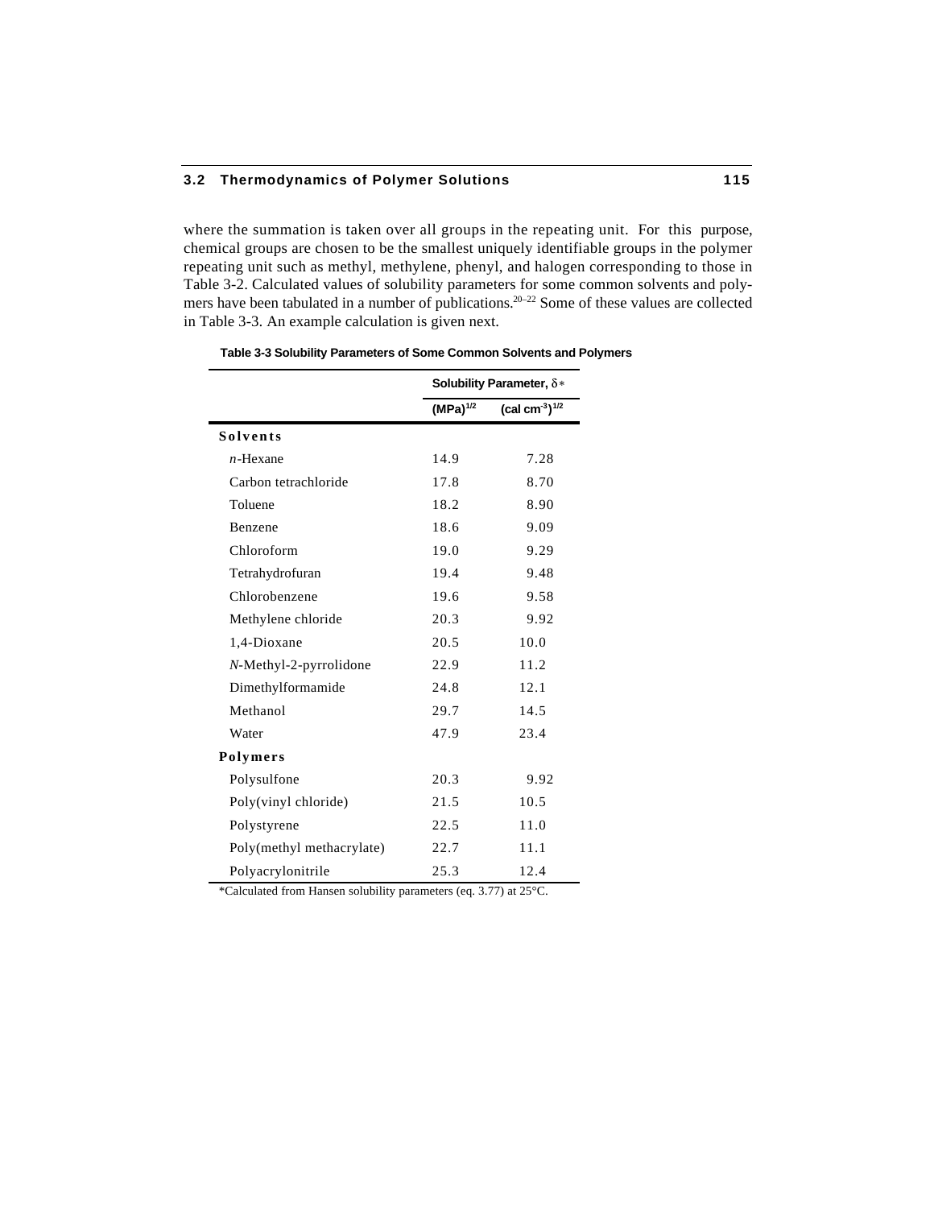where the summation is taken over all groups in the repeating unit. For this purpose, chemical groups are chosen to be the smallest uniquely identifiable groups in the polymer repeating unit such as methyl, methylene, phenyl, and halogen corresponding to those in Table 3-2. Calculated values of solubility parameters for some common solvents and polymers have been tabulated in a number of publications.[20–22] Some of these values are collected in Table 3-3. An example calculation is given next.

**Table 3-3 Solubility Parameters of Some Common Solvents and Polymers**

| | Solubility Parameter, $\delta$* | |
|---|---|---|
| | $(MPa)^{1/2}$ | $(cal\ cm^{-3})^{1/2}$ |
| **Solvents** | | |
| *n*-Hexane | 14.9 | 7.28 |
| Carbon tetrachloride | 17.8 | 8.70 |
| Toluene | 18.2 | 8.90 |
| Benzene | 18.6 | 9.09 |
| Chloroform | 19.0 | 9.29 |
| Tetrahydrofuran | 19.4 | 9.48 |
| Chlorobenzene | 19.6 | 9.58 |
| Methylene chloride | 20.3 | 9.92 |
| 1,4-Dioxane | 20.5 | 10.0 |
| *N*-Methyl-2-pyrrolidone | 22.9 | 11.2 |
| Dimethylformamide | 24.8 | 12.1 |
| Methanol | 29.7 | 14.5 |
| Water | 47.9 | 23.4 |
| **Polymers** | | |
| Polysulfone | 20.3 | 9.92 |
| Poly(vinyl chloride) | 21.5 | 10.5 |
| Polystyrene | 22.5 | 11.0 |
| Poly(methyl methacrylate) | 22.7 | 11.1 |
| Polyacrylonitrile | 25.3 | 12.4 |

*Calculated from Hansen solubility parameters (eq. 3.77) at 25°C.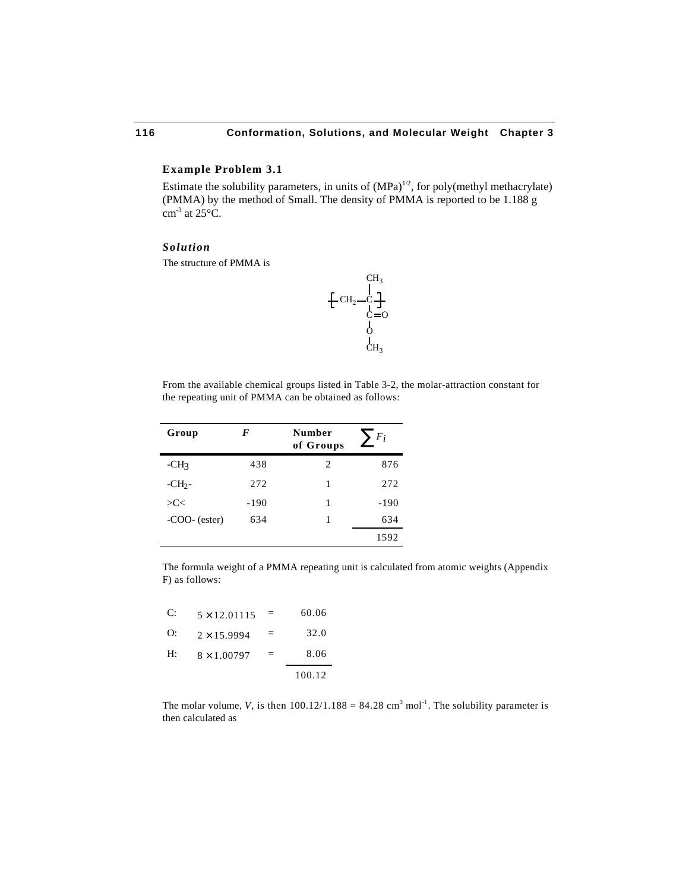### Example Problem 3.1

Estimate the solubility parameters, in units of $(\text{MPa})^{1/2}$, for poly(methyl methacrylate) (PMMA) by the method of Small. The density of PMMA is reported to be 1.188 g $\text{cm}^{-3}$ at 25°C.

### *Solution*

The structure of PMMA is

$$\left[ CH_2 - \underset{\underset{\underset{\underset{CH_3}{|}}{O}}{|}}{\overset{\overset{CH_3}{|}}{\underset{C=O}{\underset{|}{C}}}} \right]$$

From the available chemical groups listed in Table 3-2, the molar-attraction constant for the repeating unit of PMMA can be obtained as follows:

| Group | *F* | Number of Groups | $\sum F_i$ |
|---|---|---|---|
| $-CH_3$ | 438 | 2 | 876 |
| $-CH_2-$ | 272 | 1 | 272 |
| >C< | -190 | 1 | -190 |
| -COO- (ester) | 634 | 1 | 634 |
| | | | 1592 |

The formula weight of a PMMA repeating unit is calculated from atomic weights (Appendix F) as follows:

| | | | |
|---|---|---|---|
| C: | $5 \times 12.01115$ | = | 60.06 |
| O: | $2 \times 15.9994$ | = | 32.0 |
| H: | $8 \times 1.00797$ | = | 8.06 |
| | | | 100.12 |

The molar volume, $V$, is then $100.12/1.188 = 84.28\ \text{cm}^3\ \text{mol}^{-1}$. The solubility parameter is then calculated as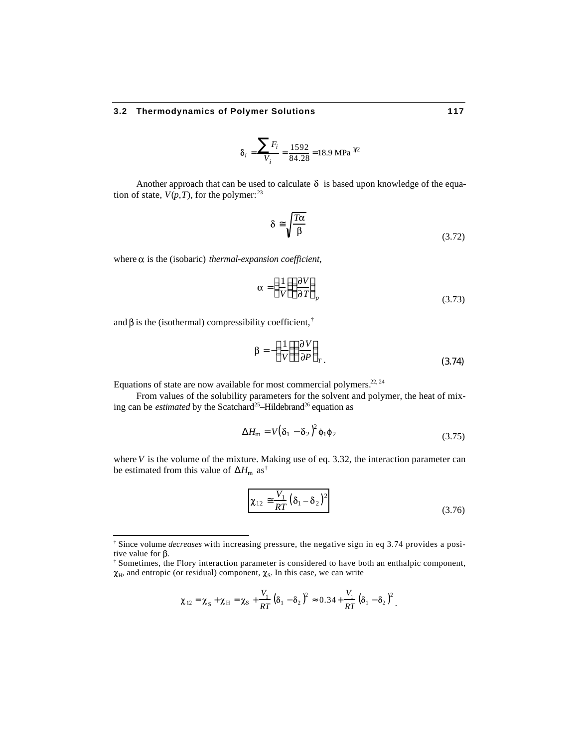$$\delta_i = \frac{\sum F_i}{V_i} = \frac{1592}{84.28} = 18.9 \text{ MPa}^{1/2}$$

Another approach that can be used to calculate $\delta$ is based upon knowledge of the equation of state, $V(p,T)$, for the polymer:[23]

$$\delta \cong \sqrt{\frac{T\alpha}{\beta}} \tag{3.72}$$

where $\alpha$ is the (isobaric) *thermal-expansion coefficient*,

$$\alpha = \left(\frac{1}{V}\right)\left(\frac{\partial V}{\partial T}\right)_p \tag{3.73}$$

and $\beta$ is the (isothermal) compressibility coefficient,†

$$\beta = -\left(\frac{1}{V}\right)\left(\frac{\partial V}{\partial P}\right)_T. \tag{3.74}$$

Equations of state are now available for most commercial polymers.[22, 24]

From values of the solubility parameters for the solvent and polymer, the heat of mixing can be *estimated* by the Scatchard[25]–Hildebrand[26] equation as

$$\Delta H_{\mathrm{m}} = V\left(\delta_1 - \delta_2\right)^2 \phi_1 \phi_2 \tag{3.75}$$

where $V$ is the volume of the mixture. Making use of eq. 3.32, the interaction parameter can be estimated from this value of $\Delta H_{\mathrm{m}}$ as†

$$\boxed{\chi_{12} \cong \frac{V_1}{RT}\left(\delta_1 - \delta_2\right)^2} \tag{3.76}$$

---

† Since volume *decreases* with increasing pressure, the negative sign in eq 3.74 provides a positive value for $\beta$.

† Sometimes, the Flory interaction parameter is considered to have both an enthalpic component, $\chi_H$, and entropic (or residual) component, $\chi_S$. In this case, we can write

$$\chi_{12} = \chi_S + \chi_H = \chi_S + \frac{V_1}{RT}\left(\delta_1 - \delta_2\right)^2 \approx 0.34 + \frac{V_1}{RT}\left(\delta_1 - \delta_2\right)^2.$$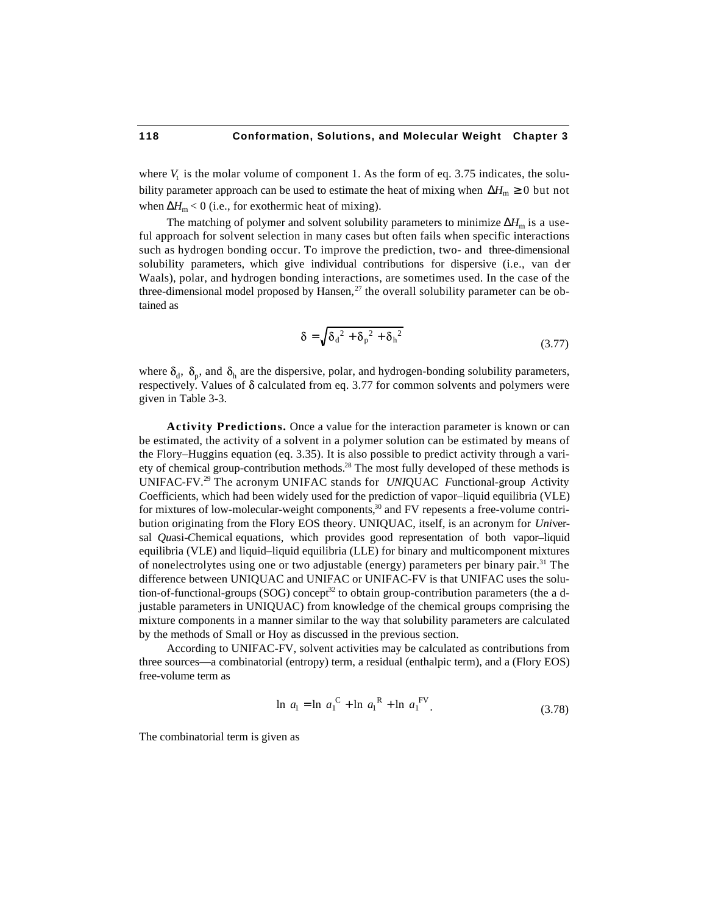where $V_1$ is the molar volume of component 1. As the form of eq. 3.75 indicates, the solubility parameter approach can be used to estimate the heat of mixing when $\Delta H_m \geq 0$ but not when $\Delta H_m < 0$ (i.e., for exothermic heat of mixing).

The matching of polymer and solvent solubility parameters to minimize $\Delta H_m$ is a useful approach for solvent selection in many cases but often fails when specific interactions such as hydrogen bonding occur. To improve the prediction, two- and three-dimensional solubility parameters, which give individual contributions for dispersive (i.e., van der Waals), polar, and hydrogen bonding interactions, are sometimes used. In the case of the three-dimensional model proposed by Hansen,[27] the overall solubility parameter can be obtained as

$$\delta = \sqrt{\delta_d^{\,2} + \delta_p^{\,2} + \delta_h^{\,2}} \tag{3.77}$$

where $\delta_d$, $\delta_p$, and $\delta_h$ are the dispersive, polar, and hydrogen-bonding solubility parameters, respectively. Values of $\delta$ calculated from eq. 3.77 for common solvents and polymers were given in Table 3-3.

**Activity Predictions.** Once a value for the interaction parameter is known or can be estimated, the activity of a solvent in a polymer solution can be estimated by means of the Flory–Huggins equation (eq. 3.35). It is also possible to predict activity through a variety of chemical group-contribution methods.[28] The most fully developed of these methods is UNIFAC-FV.[29] The acronym UNIFAC stands for *UNI*QUAC *F*unctional-group *A*ctivity *C*oefficients, which had been widely used for the prediction of vapor–liquid equilibria (VLE) for mixtures of low-molecular-weight components,[30] and FV repesents a free-volume contribution originating from the Flory EOS theory. UNIQUAC, itself, is an acronym for *Uni*versal *Qu*asi-*C*hemical equations, which provides good representation of both vapor–liquid equilibria (VLE) and liquid–liquid equilibria (LLE) for binary and multicomponent mixtures of nonelectrolytes using one or two adjustable (energy) parameters per binary pair.[31] The difference between UNIQUAC and UNIFAC or UNIFAC-FV is that UNIFAC uses the solution-of-functional-groups (SOG) concept[32] to obtain group-contribution parameters (the adjustable parameters in UNIQUAC) from knowledge of the chemical groups comprising the mixture components in a manner similar to the way that solubility parameters are calculated by the methods of Small or Hoy as discussed in the previous section.

According to UNIFAC-FV, solvent activities may be calculated as contributions from three sources—a combinatorial (entropy) term, a residual (enthalpic term), and a (Flory EOS) free-volume term as

$$\ln a_1 = \ln a_1^{\mathrm{C}} + \ln a_1^{\mathrm{R}} + \ln a_1^{\mathrm{FV}}. \tag{3.78}$$

The combinatorial term is given as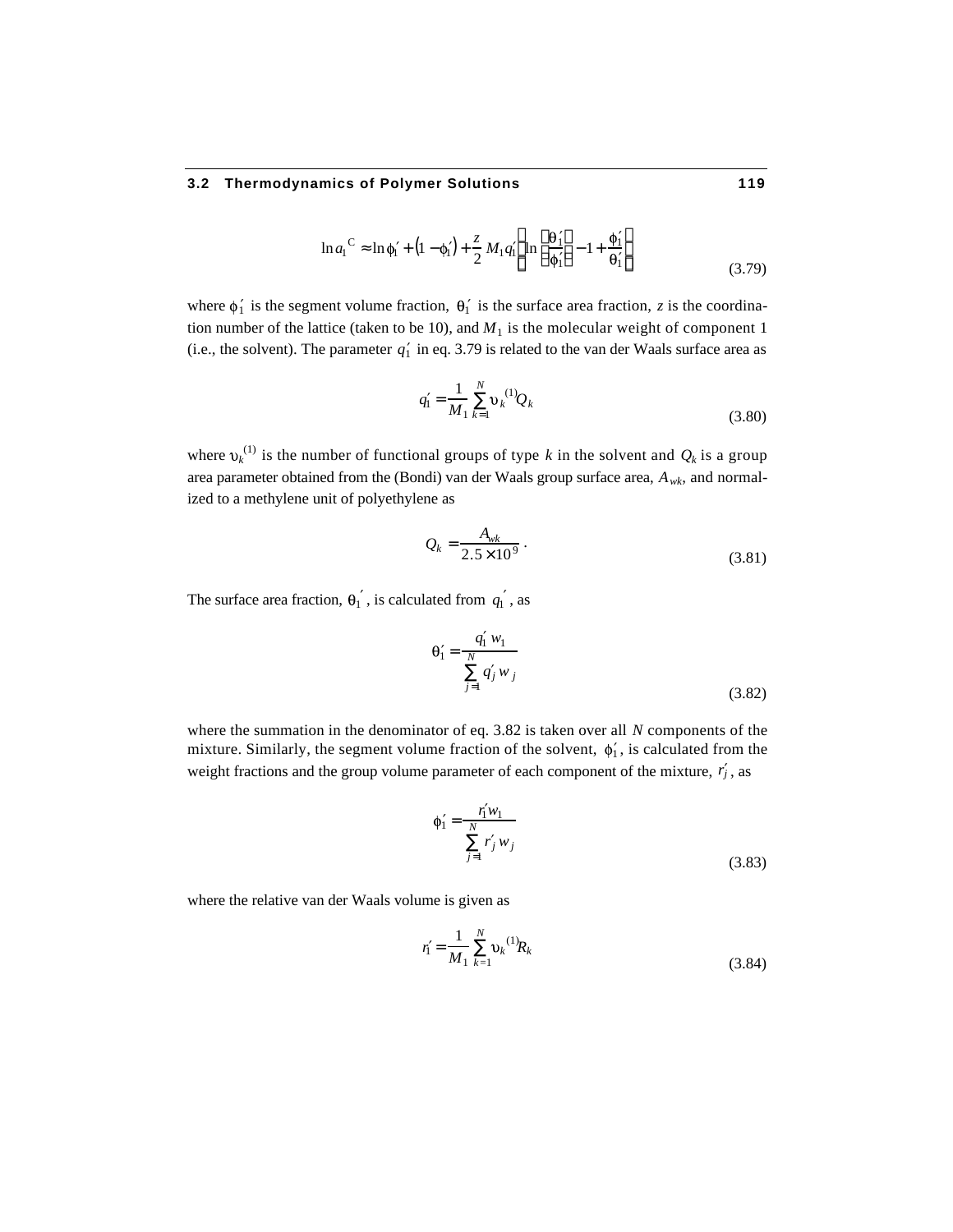$$\ln a_1^{\mathrm{C}} \approx \ln \phi_1' + \left(1 - \phi_1'\right) + \frac{z}{2} M_1 q_1' \left[ \ln \left( \frac{\theta_1'}{\phi_1'} \right) - 1 + \frac{\phi_1'}{\theta_1'} \right] \tag{3.79}$$

where $\phi_1'$ is the segment volume fraction, $\theta_1'$ is the surface area fraction, $z$ is the coordination number of the lattice (taken to be 10), and $M_1$ is the molecular weight of component 1 (i.e., the solvent). The parameter $q_1'$ in eq. 3.79 is related to the van der Waals surface area as

$$q_1' = \frac{1}{M_1} \sum_{k=1}^{N} \upsilon_k^{(1)} Q_k \tag{3.80}$$

where $\upsilon_k^{(1)}$ is the number of functional groups of type $k$ in the solvent and $Q_k$ is a group area parameter obtained from the (Bondi) van der Waals group surface area, $A_{wk}$, and normalized to a methylene unit of polyethylene as

$$Q_k = \frac{A_{wk}}{2.5 \times 10^9} \, . \tag{3.81}$$

The surface area fraction, $\theta_1'$, is calculated from $q_1'$, as

$$\theta_1' = \frac{q_1' w_1}{\sum_{j=1}^{N} q_j' w_j} \tag{3.82}$$

where the summation in the denominator of eq. 3.82 is taken over all $N$ components of the mixture. Similarly, the segment volume fraction of the solvent, $\phi_1'$, is calculated from the weight fractions and the group volume parameter of each component of the mixture, $r_j'$, as

$$\phi_1' = \frac{r_1' w_1}{\sum_{j=1}^{N} r_j' w_j} \tag{3.83}$$

where the relative van der Waals volume is given as

$$r_1' = \frac{1}{M_1} \sum_{k=1}^{N} \upsilon_k^{(1)} R_k \tag{3.84}$$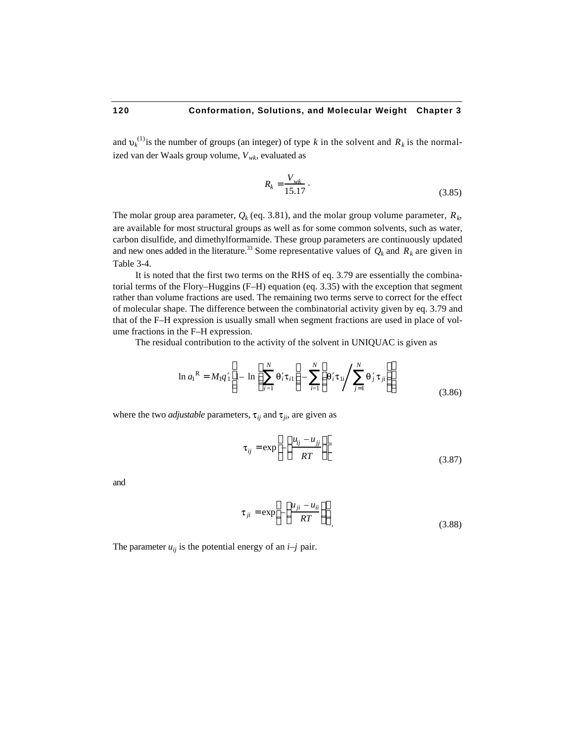and $\upsilon_k^{(1)}$ is the number of groups (an integer) of type $k$ in the solvent and $R_k$ is the normalized van der Waals group volume, $V_{wk}$, evaluated as

$$R_k = \frac{V_{wk}}{15.17}\,. \tag{3.85}$$

The molar group area parameter, $Q_k$ (eq. 3.81), and the molar group volume parameter, $R_k$, are available for most structural groups as well as for some common solvents, such as water, carbon disulfide, and dimethylformamide. These group parameters are continuously updated and new ones added in the literature.[33] Some representative values of $Q_k$ and $R_k$ are given in Table 3-4.

It is noted that the first two terms on the RHS of eq. 3.79 are essentially the combinatorial terms of the Flory–Huggins (F–H) equation (eq. 3.35) with the exception that segment rather than volume fractions are used. The remaining two terms serve to correct for the effect of molecular shape. The difference between the combinatorial activity given by eq. 3.79 and that of the F–H expression is usually small when segment fractions are used in place of volume fractions in the F–H expression.

The residual contribution to the activity of the solvent in UNIQUAC is given as

$$\ln a_1^{\mathrm{R}} = M_1 q_1' \left[1 - \ln\left(\sum_{i=1}^{N} \theta_i' \tau_{i1}\right) - \sum_{i=1}^{N}\left(\theta_i' \tau_{1i} \Big/ \sum_{j=1}^{N} \theta_j' \tau_{ji}\right)\right] \tag{3.86}$$

where the two *adjustable* parameters, $\tau_{ij}$ and $\tau_{ji}$, are given as

$$\tau_{ij} = \exp\left[-\left(\frac{u_{ij} - u_{jj}}{RT}\right)\right] \tag{3.87}$$

and

$$\tau_{ji} = \exp\left[-\left(\frac{u_{ji} - u_{ii}}{RT}\right)\right]. \tag{3.88}$$

The parameter $u_{ij}$ is the potential energy of an $i$–$j$ pair.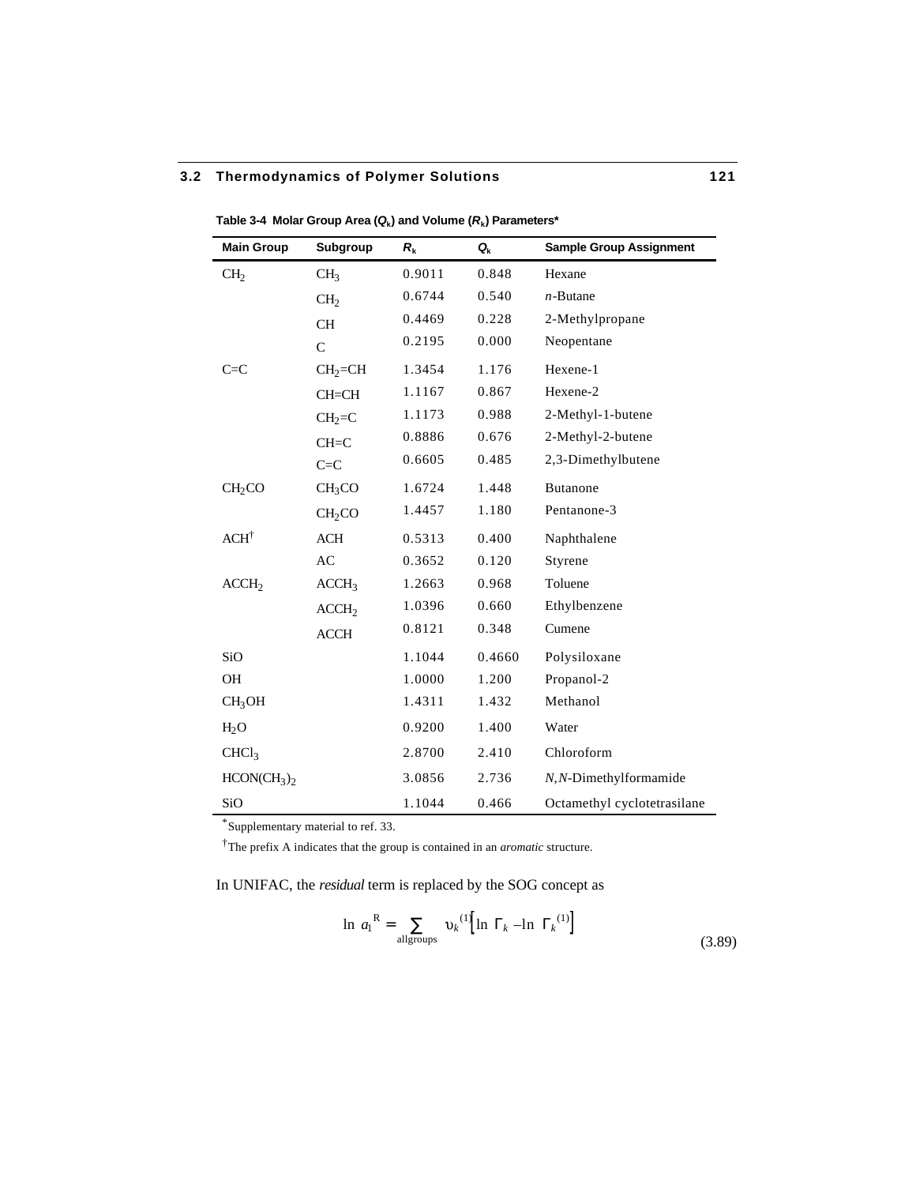**Table 3-4 Molar Group Area ($Q_k$) and Volume ($R_k$) Parameters***

| Main Group | Subgroup | $R_k$ | $Q_k$ | Sample Group Assignment |
|---|---|---|---|---|
| $CH_2$ | $CH_3$ | 0.9011 | 0.848 | Hexane |
| | $CH_2$ | 0.6744 | 0.540 | *n*-Butane |
| | CH | 0.4469 | 0.228 | 2-Methylpropane |
| | C | 0.2195 | 0.000 | Neopentane |
| C=C | $CH_2$=CH | 1.3454 | 1.176 | Hexene-1 |
| | CH=CH | 1.1167 | 0.867 | Hexene-2 |
| | $CH_2$=C | 1.1173 | 0.988 | 2-Methyl-1-butene |
| | CH=C | 0.8886 | 0.676 | 2-Methyl-2-butene |
| | C=C | 0.6605 | 0.485 | 2,3-Dimethylbutene |
| $CH_2CO$ | $CH_3CO$ | 1.6724 | 1.448 | Butanone |
| | $CH_2CO$ | 1.4457 | 1.180 | Pentanone-3 |
| ACH† | ACH | 0.5313 | 0.400 | Naphthalene |
| | AC | 0.3652 | 0.120 | Styrene |
| $ACCH_2$ | $ACCH_3$ | 1.2663 | 0.968 | Toluene |
| | $ACCH_2$ | 1.0396 | 0.660 | Ethylbenzene |
| | ACCH | 0.8121 | 0.348 | Cumene |
| SiO | | 1.1044 | 0.4660 | Polysiloxane |
| OH | | 1.0000 | 1.200 | Propanol-2 |
| $CH_3OH$ | | 1.4311 | 1.432 | Methanol |
| $H_2O$ | | 0.9200 | 1.400 | Water |
| $CHCl_3$ | | 2.8700 | 2.410 | Chloroform |
| $HCON(CH_3)_2$ | | 3.0856 | 2.736 | *N,N*-Dimethylformamide |
| SiO | | 1.1044 | 0.466 | Octamethyl cyclotetrasilane |

*Supplementary material to ref. 33.

†The prefix A indicates that the group is contained in an *aromatic* structure.

In UNIFAC, the *residual* term is replaced by the SOG concept as

$$\ln a_1^{R} = \sum_{\text{allgroups}} \upsilon_k^{(1)}\left[\ln \Gamma_k - \ln \Gamma_k^{(1)}\right] \tag{3.89}$$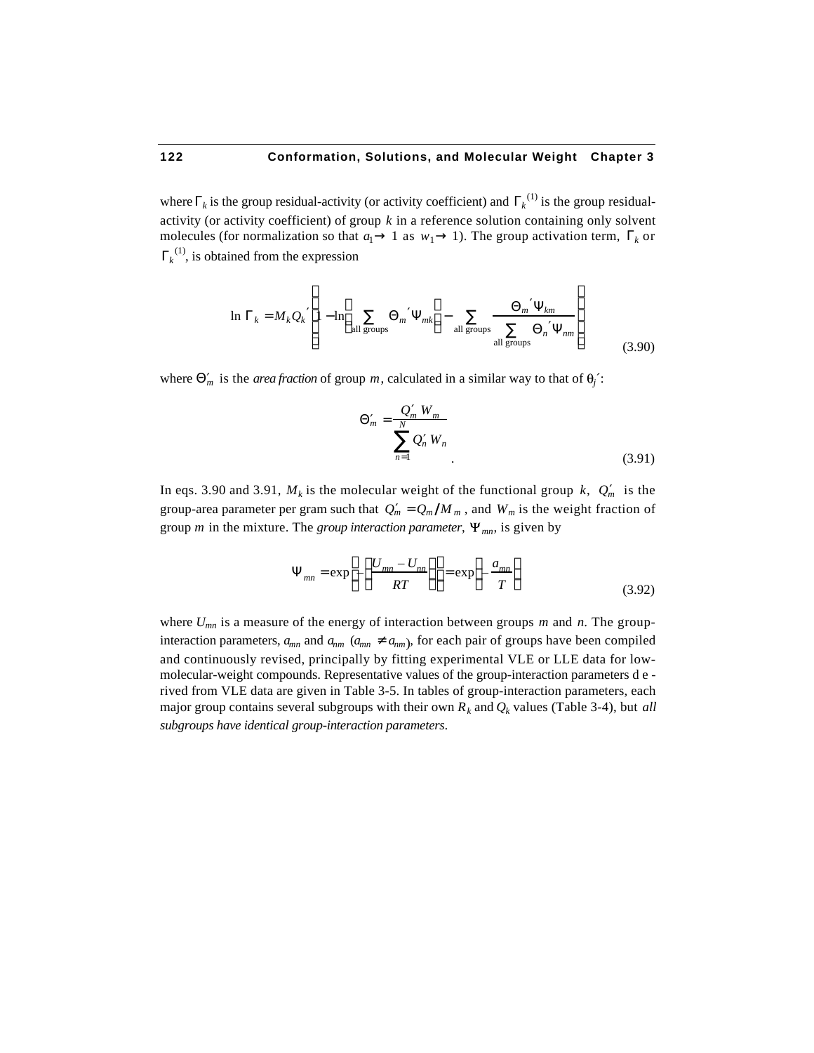where $\Gamma_k$ is the group residual-activity (or activity coefficient) and $\Gamma_k^{(1)}$ is the group residual-activity (or activity coefficient) of group $k$ in a reference solution containing only solvent molecules (for normalization so that $a_1 \rightarrow 1$ as $w_1 \rightarrow 1$). The group activation term, $\Gamma_k$ or $\Gamma_k^{(1)}$, is obtained from the expression

$$\ln \Gamma_k = M_k Q_k' \left[ 1 - \ln\left( \sum_{\text{all groups}} \Theta_m' \Psi_{mk} \right) - \sum_{\text{all groups}} \frac{\Theta_m' \Psi_{km}}{\sum_{\text{all groups}} \Theta_n' \Psi_{nm}} \right] \tag{3.90}$$

where $\Theta_m'$ is the *area fraction* of group $m$, calculated in a similar way to that of $\theta_j'$:

$$\Theta_m' = \frac{Q_m' W_m}{\sum_{n=1}^{N} Q_n' W_n} \quad . \tag{3.91}$$

In eqs. 3.90 and 3.91, $M_k$ is the molecular weight of the functional group $k$, $Q_m'$ is the group-area parameter per gram such that $Q_m' = Q_m / M_m$, and $W_m$ is the weight fraction of group $m$ in the mixture. The *group interaction parameter*, $\Psi_{mn}$, is given by

$$\Psi_{mn} = \exp\left[ -\left( \frac{U_{mn} - U_{nn}}{RT} \right) \right] = \exp\left( -\frac{a_{mn}}{T} \right) \tag{3.92}$$

where $U_{mn}$ is a measure of the energy of interaction between groups $m$ and $n$. The group-interaction parameters, $a_{mn}$ and $a_{nm}$ ($a_{mn} \neq a_{nm}$), for each pair of groups have been compiled and continuously revised, principally by fitting experimental VLE or LLE data for low-molecular-weight compounds. Representative values of the group-interaction parameters derived from VLE data are given in Table 3-5. In tables of group-interaction parameters, each major group contains several subgroups with their own $R_k$ and $Q_k$ values (Table 3-4), but *all subgroups have identical group-interaction parameters*.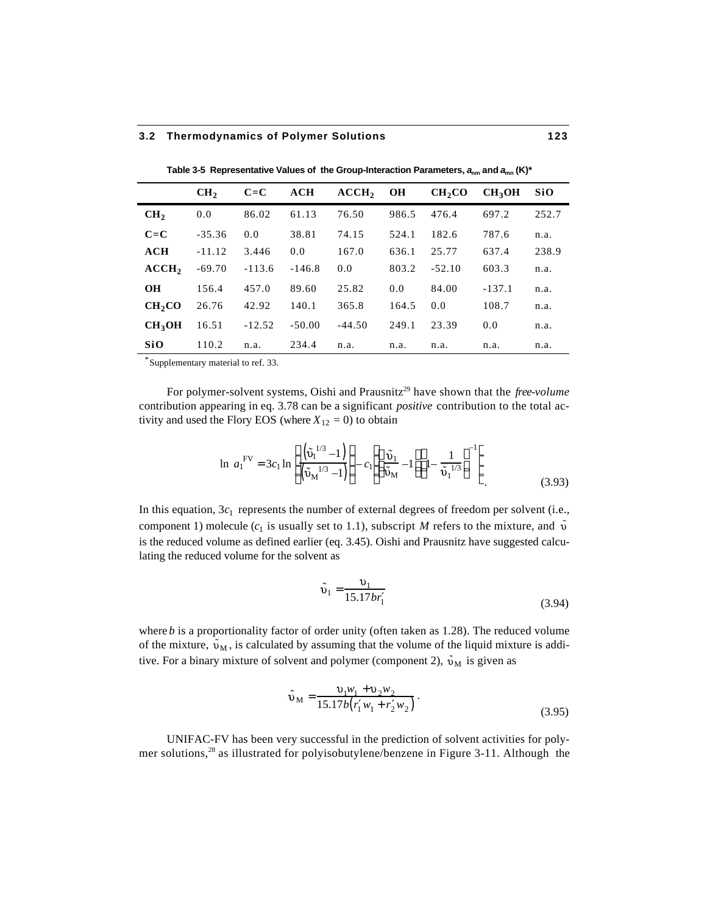**Table 3-5 Representative Values of the Group-Interaction Parameters, $a_{nm}$ and $a_{mn}$ (K)***

| | $CH_2$ | C=C | ACH | $ACCH_2$ | OH | $CH_2CO$ | $CH_3OH$ | SiO |
|---|---|---|---|---|---|---|---|---|
| $CH_2$ | 0.0 | 86.02 | 61.13 | 76.50 | 986.5 | 476.4 | 697.2 | 252.7 |
| C=C | -35.36 | 0.0 | 38.81 | 74.15 | 524.1 | 182.6 | 787.6 | n.a. |
| ACH | -11.12 | 3.446 | 0.0 | 167.0 | 636.1 | 25.77 | 637.4 | 238.9 |
| $ACCH_2$ | -69.70 | -113.6 | -146.8 | 0.0 | 803.2 | -52.10 | 603.3 | n.a. |
| OH | 156.4 | 457.0 | 89.60 | 25.82 | 0.0 | 84.00 | -137.1 | n.a. |
| $CH_2CO$ | 26.76 | 42.92 | 140.1 | 365.8 | 164.5 | 0.0 | 108.7 | n.a. |
| $CH_3OH$ | 16.51 | -12.52 | -50.00 | -44.50 | 249.1 | 23.39 | 0.0 | n.a. |
| SiO | 110.2 | n.a. | 234.4 | n.a. | n.a. | n.a. | n.a. | n.a. |

*Supplementary material to ref. 33.

For polymer-solvent systems, Oishi and Prausnitz[29] have shown that the *free-volume* contribution appearing in eq. 3.78 can be a significant *positive* contribution to the total activity and used the Flory EOS (where $X_{12} = 0$) to obtain

$$\ln a_1^{\mathrm{FV}} = 3c_1 \ln\left[\frac{\left(\tilde{\upsilon}_1^{\,1/3} - 1\right)}{\left(\tilde{\upsilon}_{\mathrm{M}}^{\,1/3} - 1\right)}\right] - c_1\left[\left(\frac{\tilde{\upsilon}_1}{\tilde{\upsilon}_{\mathrm{M}}} - 1\right)\left(1 - \frac{1}{\tilde{\upsilon}_1^{\,1/3}}\right)^{-1}\right]. \tag{3.93}$$

In this equation, $3c_1$ represents the number of external degrees of freedom per solvent (i.e., component 1) molecule ($c_1$ is usually set to 1.1), subscript $M$ refers to the mixture, and $\tilde{\upsilon}$ is the reduced volume as defined earlier (eq. 3.45). Oishi and Prausnitz have suggested calculating the reduced volume for the solvent as

$$\tilde{\upsilon}_1 = \frac{\upsilon_1}{15.17 b r_1'} \tag{3.94}$$

where $b$ is a proportionality factor of order unity (often taken as 1.28). The reduced volume of the mixture, $\tilde{\upsilon}_{\mathrm{M}}$, is calculated by assuming that the volume of the liquid mixture is additive. For a binary mixture of solvent and polymer (component 2), $\tilde{\upsilon}_{\mathrm{M}}$ is given as

$$\tilde{\upsilon}_{\mathrm{M}} = \frac{\upsilon_1 w_1 + \upsilon_2 w_2}{15.17 b\left(r_1' w_1 + r_2' w_2\right)}. \tag{3.95}$$

UNIFAC-FV has been very successful in the prediction of solvent activities for polymer solutions,[28] as illustrated for polyisobutylene/benzene in Figure 3-11. Although the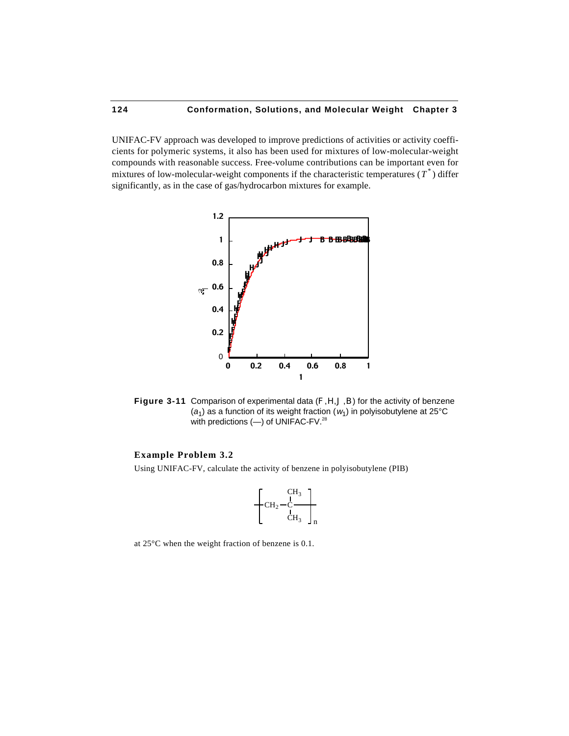UNIFAC-FV approach was developed to improve predictions of activities or activity coefficients for polymeric systems, it also has been used for mixtures of low-molecular-weight compounds with reasonable success. Free-volume contributions can be important even for mixtures of low-molecular-weight components if the characteristic temperatures ($T^*$) differ significantly, as in the case of gas/hydrocarbon mixtures for example.

**Figure 3-11** Comparison of experimental data (F ,H,J ,B) for the activity of benzene ($a_1$) as a function of its weight fraction ($w_1$) in polyisobutylene at 25°C with predictions (—) of UNIFAC-FV.[28]

### Example Problem 3.2

Using UNIFAC-FV, calculate the activity of benzene in polyisobutylene (PIB)

$$\left[ -CH_2-\underset{CH_3}{\overset{CH_3}{\underset{|}{\overset{|}{C}}}}- \right]_n$$

at 25°C when the weight fraction of benzene is 0.1.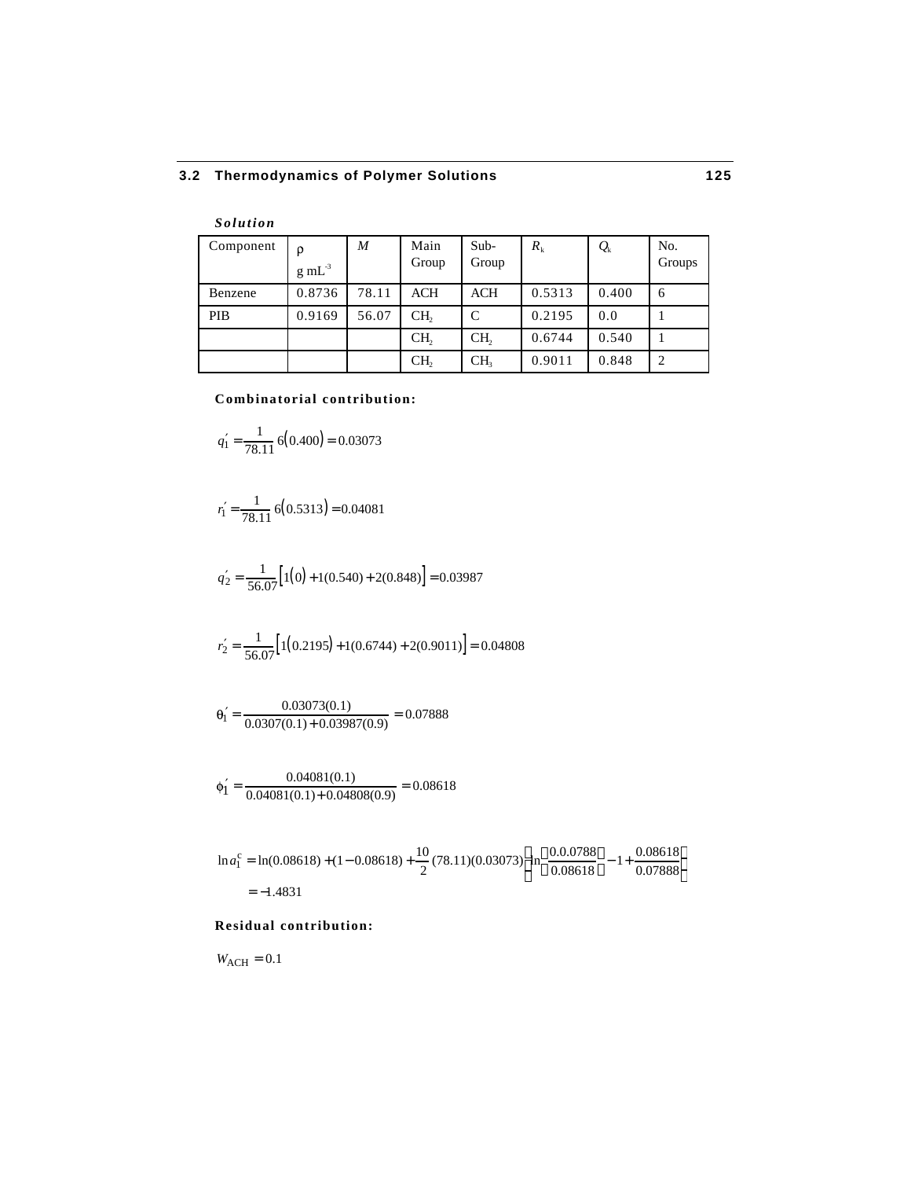***Solution***

| Component | ρ g mL$^{-3}$ | $M$ | Main Group | Sub-Group | $R_k$ | $Q_k$ | No. Groups |
|---|---|---|---|---|---|---|---|
| Benzene | 0.8736 | 78.11 | ACH | ACH | 0.5313 | 0.400 | 6 |
| PIB | 0.9169 | 56.07 | $CH_2$ | C | 0.2195 | 0.0 | 1 |
| | | | $CH_2$ | $CH_2$ | 0.6744 | 0.540 | 1 |
| | | | $CH_2$ | $CH_3$ | 0.9011 | 0.848 | 2 |

**Combinatorial contribution:**

$$q_1' = \frac{1}{78.11}\,6\left(0.400\right) = 0.03073$$

$$r_1' = \frac{1}{78.11}\,6\left(0.5313\right) = 0.04081$$

$$q_2' = \frac{1}{56.07}\left[1\left(0\right) + 1(0.540) + 2(0.848)\right] = 0.03987$$

$$r_2' = \frac{1}{56.07}\left[1\left(0.2195\right) + 1(0.6744) + 2(0.9011)\right] = 0.04808$$

$$\theta_1' = \frac{0.03073(0.1)}{0.0307(0.1) + 0.03987(0.9)} = 0.07888$$

$$\phi_1' = \frac{0.04081(0.1)}{0.04081(0.1) + 0.04808(0.9)} = 0.08618$$

$$\ln a_1^{\mathrm{c}} = \ln(0.08618) + (1 - 0.08618) + \frac{10}{2}(78.11)(0.03073)\left[\ln\left(\frac{0.0.0788}{0.08618}\right) - 1 + \frac{0.08618}{0.07888}\right]$$
$$= -1.4831$$

**Residual contribution:**

$$W_{\mathrm{ACH}} = 0.1$$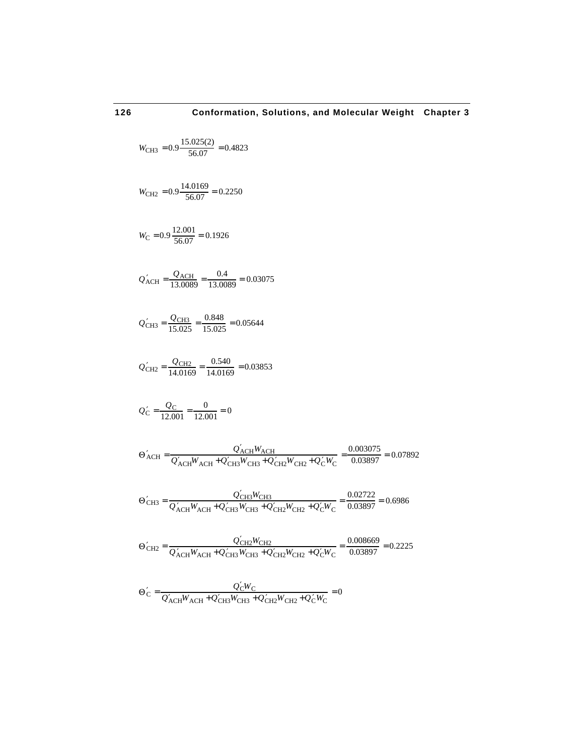$$W_{\mathrm{CH3}} = 0.9\frac{15.025(2)}{56.07} = 0.4823$$

$$W_{\mathrm{CH2}} = 0.9\frac{14.0169}{56.07} = 0.2250$$

$$W_{\mathrm{C}} = 0.9\frac{12.001}{56.07} = 0.1926$$

$$Q'_{\mathrm{ACH}} = \frac{Q_{\mathrm{ACH}}}{13.0089} = \frac{0.4}{13.0089} = 0.03075$$

$$Q'_{\mathrm{CH3}} = \frac{Q_{\mathrm{CH3}}}{15.025} = \frac{0.848}{15.025} = 0.05644$$

$$Q'_{\mathrm{CH2}} = \frac{Q_{\mathrm{CH2}}}{14.0169} = \frac{0.540}{14.0169} = 0.03853$$

$$Q'_{\mathrm{C}} = \frac{Q_{\mathrm{C}}}{12.001} = \frac{0}{12.001} = 0$$

$$\Theta'_{\mathrm{ACH}} = \frac{Q'_{\mathrm{ACH}}W_{\mathrm{ACH}}}{Q'_{\mathrm{ACH}}W_{\mathrm{ACH}} + Q'_{\mathrm{CH3}}W_{\mathrm{CH3}} + Q'_{\mathrm{CH2}}W_{\mathrm{CH2}} + Q'_{\mathrm{C}}W_{\mathrm{C}}} = \frac{0.003075}{0.03897} = 0.07892$$

$$\Theta'_{\mathrm{CH3}} = \frac{Q'_{\mathrm{CH3}}W_{\mathrm{CH3}}}{Q'_{\mathrm{ACH}}W_{\mathrm{ACH}} + Q'_{\mathrm{CH3}}W_{\mathrm{CH3}} + Q'_{\mathrm{CH2}}W_{\mathrm{CH2}} + Q'_{\mathrm{C}}W_{\mathrm{C}}} = \frac{0.02722}{0.03897} = 0.6986$$

$$\Theta'_{\mathrm{CH2}} = \frac{Q'_{\mathrm{CH2}}W_{\mathrm{CH2}}}{Q'_{\mathrm{ACH}}W_{\mathrm{ACH}} + Q'_{\mathrm{CH3}}W_{\mathrm{CH3}} + Q'_{\mathrm{CH2}}W_{\mathrm{CH2}} + Q'_{\mathrm{C}}W_{\mathrm{C}}} = \frac{0.008669}{0.03897} = 0.2225$$

$$\Theta'_{\mathrm{C}} = \frac{Q'_{\mathrm{C}}W_{\mathrm{C}}}{Q'_{\mathrm{ACH}}W_{\mathrm{ACH}} + Q'_{\mathrm{CH3}}W_{\mathrm{CH3}} + Q'_{\mathrm{CH2}}W_{\mathrm{CH2}} + Q'_{\mathrm{C}}W_{\mathrm{C}}} = 0$$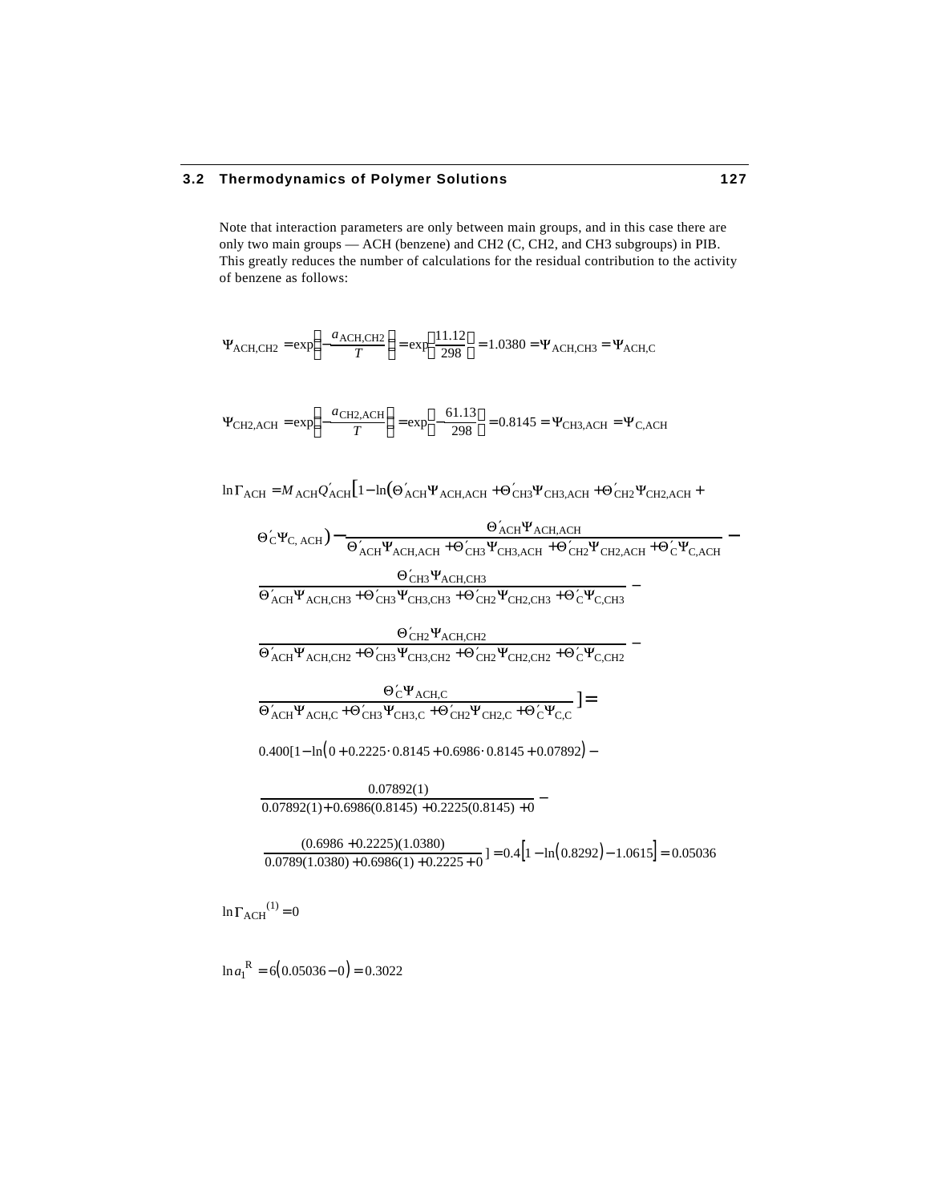Note that interaction parameters are only between main groups, and in this case there are only two main groups — ACH (benzene) and CH2 (C, CH2, and CH3 subgroups) in PIB. This greatly reduces the number of calculations for the residual contribution to the activity of benzene as follows:

$$\Psi_{\text{ACH,CH2}} = \exp\left(-\frac{a_{\text{ACH,CH2}}}{T}\right) = \exp\left(\frac{11.12}{298}\right) = 1.0380 = \Psi_{\text{ACH,CH3}} = \Psi_{\text{ACH,C}}$$

$$\Psi_{\text{CH2,ACH}} = \exp\left(-\frac{a_{\text{CH2,ACH}}}{T}\right) = \exp\left(-\frac{61.13}{298}\right) = 0.8145 = \Psi_{\text{CH3,ACH}} = \Psi_{\text{C,ACH}}$$

$$\begin{aligned}
\ln\Gamma_{\text{ACH}} = M_{\text{ACH}}Q'_{\text{ACH}}\Big[&1 - \ln\left(\Theta'_{\text{ACH}}\Psi_{\text{ACH,ACH}} + \Theta'_{\text{CH3}}\Psi_{\text{CH3,ACH}} + \Theta'_{\text{CH2}}\Psi_{\text{CH2,ACH}} + \Theta'_{\text{C}}\Psi_{\text{C,ACH}}\right) - \\
&\frac{\Theta'_{\text{ACH}}\Psi_{\text{ACH,ACH}}}{\Theta'_{\text{ACH}}\Psi_{\text{ACH,ACH}} + \Theta'_{\text{CH3}}\Psi_{\text{CH3,ACH}} + \Theta'_{\text{CH2}}\Psi_{\text{CH2,ACH}} + \Theta'_{\text{C}}\Psi_{\text{C,ACH}}} - \\
&\frac{\Theta'_{\text{CH3}}\Psi_{\text{ACH,CH3}}}{\Theta'_{\text{ACH}}\Psi_{\text{ACH,CH3}} + \Theta'_{\text{CH3}}\Psi_{\text{CH3,CH3}} + \Theta'_{\text{CH2}}\Psi_{\text{CH2,CH3}} + \Theta'_{\text{C}}\Psi_{\text{C,CH3}}} - \\
&\frac{\Theta'_{\text{CH2}}\Psi_{\text{ACH,CH2}}}{\Theta'_{\text{ACH}}\Psi_{\text{ACH,CH2}} + \Theta'_{\text{CH3}}\Psi_{\text{CH3,CH2}} + \Theta'_{\text{CH2}}\Psi_{\text{CH2,CH2}} + \Theta'_{\text{C}}\Psi_{\text{C,CH2}}} - \\
&\frac{\Theta'_{\text{C}}\Psi_{\text{ACH,C}}}{\Theta'_{\text{ACH}}\Psi_{\text{ACH,C}} + \Theta'_{\text{CH3}}\Psi_{\text{CH3,C}} + \Theta'_{\text{CH2}}\Psi_{\text{CH2,C}} + \Theta'_{\text{C}}\Psi_{\text{C,C}}}\Big] =
\end{aligned}$$

$$\begin{aligned}
&0.400[1 - \ln\left(0 + 0.2225 \cdot 0.8145 + 0.6986 \cdot 0.8145 + 0.07892\right) - \\
&\frac{0.07892(1)}{0.07892(1) + 0.6986(0.8145) + 0.2225(0.8145) + 0} - \\
&\frac{(0.6986 + 0.2225)(1.0380)}{0.0789(1.0380) + 0.6986(1) + 0.2225 + 0}] = 0.4\left[1 - \ln\left(0.8292\right) - 1.0615\right] = 0.05036
\end{aligned}$$

$$\ln\Gamma_{\text{ACH}}^{(1)} = 0$$

$$\ln a_1^{\text{R}} = 6\left(0.05036 - 0\right) = 0.3022$$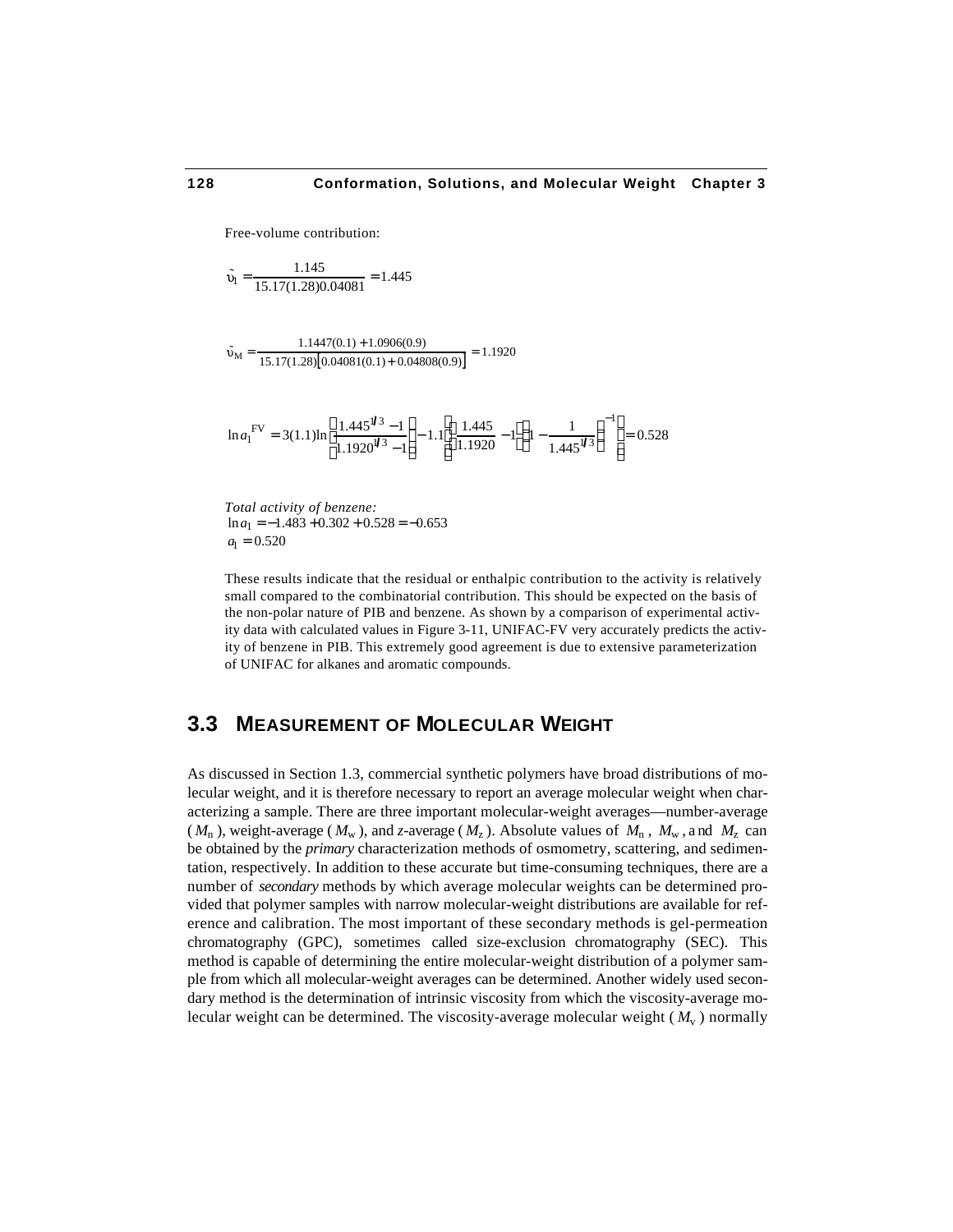Free-volume contribution:

$$\tilde{\upsilon}_1 = \frac{1.145}{15.17(1.28)0.04081} = 1.445$$

$$\tilde{\upsilon}_M = \frac{1.1447(0.1) + 1.0906(0.9)}{15.17(1.28)\left[0.04081(0.1) + 0.04808(0.9)\right]} = 1.1920$$

$$\ln a_1^{\text{FV}} = 3(1.1)\ln\left(\frac{1.445^{1/3} - 1}{1.1920^{1/3} - 1}\right) - 1.1\left[\left(\frac{1.445}{1.1920} - 1\right)\left(1 - \frac{1}{1.445^{1/3}}\right)^{-1}\right] = 0.528$$

*Total activity of benzene:*

$\ln a_1 = -1.483 + 0.302 + 0.528 = -0.653$

$a_1 = 0.520$

These results indicate that the residual or enthalpic contribution to the activity is relatively small compared to the combinatorial contribution. This should be expected on the basis of the non-polar nature of PIB and benzene. As shown by a comparison of experimental activity data with calculated values in Figure 3-11, UNIFAC-FV very accurately predicts the activity of benzene in PIB. This extremely good agreement is due to extensive parameterization of UNIFAC for alkanes and aromatic compounds.

## 3.3 Measurement of Molecular Weight

As discussed in Section 1.3, commercial synthetic polymers have broad distributions of molecular weight, and it is therefore necessary to report an average molecular weight when characterizing a sample. There are three important molecular-weight averages—number-average ($M_n$), weight-average ($M_w$), and *z*-average ($M_z$). Absolute values of $M_n$, $M_w$, and $M_z$ can be obtained by the *primary* characterization methods of osmometry, scattering, and sedimentation, respectively. In addition to these accurate but time-consuming techniques, there are a number of *secondary* methods by which average molecular weights can be determined provided that polymer samples with narrow molecular-weight distributions are available for reference and calibration. The most important of these secondary methods is gel-permeation chromatography (GPC), sometimes called size-exclusion chromatography (SEC). This method is capable of determining the entire molecular-weight distribution of a polymer sample from which all molecular-weight averages can be determined. Another widely used secondary method is the determination of intrinsic viscosity from which the viscosity-average molecular weight can be determined. The viscosity-average molecular weight ($M_v$) normally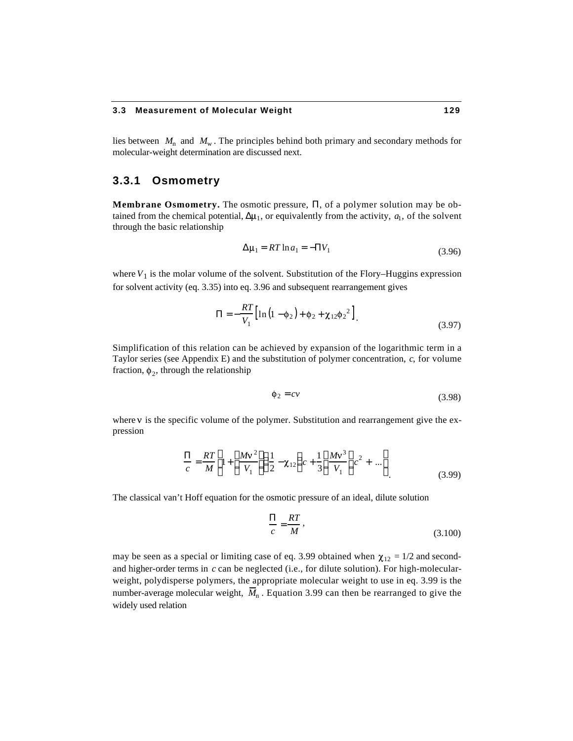lies between $M_n$ and $M_w$. The principles behind both primary and secondary methods for molecular-weight determination are discussed next.

### 3.3.1 Osmometry

**Membrane Osmometry.** The osmotic pressure, $\Pi$, of a polymer solution may be obtained from the chemical potential, $\Delta\mu_1$, or equivalently from the activity, $a_1$, of the solvent through the basic relationship

$$\Delta\mu_1 = RT \ln a_1 = -\Pi V_1 \tag{3.96}$$

where $V_1$ is the molar volume of the solvent. Substitution of the Flory–Huggins expression for solvent activity (eq. 3.35) into eq. 3.96 and subsequent rearrangement gives

$$\Pi = -\frac{RT}{V_1}\left[\ln\left(1-\phi_2\right)+\phi_2+\chi_{12}\phi_2{}^2\right]. \tag{3.97}$$

Simplification of this relation can be achieved by expansion of the logarithmic term in a Taylor series (see Appendix E) and the substitution of polymer concentration, $c$, for volume fraction, $\phi_2$, through the relationship

$$\phi_2 = cv \tag{3.98}$$

where $\nu$ is the specific volume of the polymer. Substitution and rearrangement give the expression

$$\frac{\Pi}{c} = \frac{RT}{M}\left[1+\left(\frac{M\nu^2}{V_1}\right)\left(\frac{1}{2}-\chi_{12}\right)c+\frac{1}{3}\left(\frac{M\nu^3}{V_1}\right)c^2+\ldots\right]. \tag{3.99}$$

The classical van't Hoff equation for the osmotic pressure of an ideal, dilute solution

$$\frac{\Pi}{c} = \frac{RT}{M}, \tag{3.100}$$

may be seen as a special or limiting case of eq. 3.99 obtained when $\chi_{12} = 1/2$ and second- and higher-order terms in $c$ can be neglected (i.e., for dilute solution). For high-molecular-weight, polydisperse polymers, the appropriate molecular weight to use in eq. 3.99 is the number-average molecular weight, $\overline{M}_n$. Equation 3.99 can then be rearranged to give the widely used relation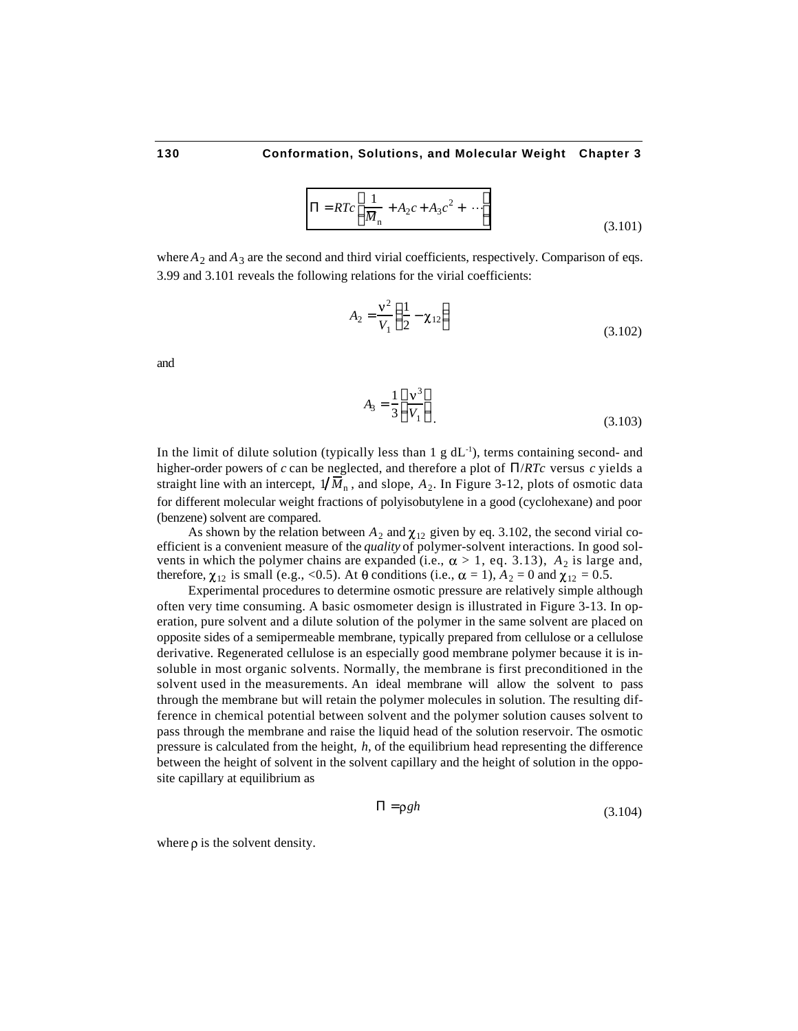$$\Pi = RTc\left(\frac{1}{\overline{M}_n} + A_2 c + A_3 c^2 + \cdots\right) \tag{3.101}$$

where $A_2$ and $A_3$ are the second and third virial coefficients, respectively. Comparison of eqs. 3.99 and 3.101 reveals the following relations for the virial coefficients:

$$A_2 = \frac{\nu^2}{V_1}\left(\frac{1}{2} - \chi_{12}\right) \tag{3.102}$$

and

$$A_3 = \frac{1}{3}\left(\frac{\nu^3}{V_1}\right). \tag{3.103}$$

In the limit of dilute solution (typically less than 1 g dL$^{-1}$), terms containing second- and higher-order powers of *c* can be neglected, and therefore a plot of $\Pi/RTc$ versus $c$ yields a straight line with an intercept, $1/\overline{M}_n$, and slope, $A_2$. In Figure 3-12, plots of osmotic data for different molecular weight fractions of polyisobutylene in a good (cyclohexane) and poor (benzene) solvent are compared.

As shown by the relation between $A_2$ and $\chi_{12}$ given by eq. 3.102, the second virial coefficient is a convenient measure of the *quality* of polymer-solvent interactions. In good solvents in which the polymer chains are expanded (i.e., $\alpha > 1$, eq. 3.13), $A_2$ is large and, therefore, $\chi_{12}$ is small (e.g., <0.5). At $\theta$ conditions (i.e., $\alpha = 1$), $A_2 = 0$ and $\chi_{12} = 0.5$.

Experimental procedures to determine osmotic pressure are relatively simple although often very time consuming. A basic osmometer design is illustrated in Figure 3-13. In operation, pure solvent and a dilute solution of the polymer in the same solvent are placed on opposite sides of a semipermeable membrane, typically prepared from cellulose or a cellulose derivative. Regenerated cellulose is an especially good membrane polymer because it is insoluble in most organic solvents. Normally, the membrane is first preconditioned in the solvent used in the measurements. An ideal membrane will allow the solvent to pass through the membrane but will retain the polymer molecules in solution. The resulting difference in chemical potential between solvent and the polymer solution causes solvent to pass through the membrane and raise the liquid head of the solution reservoir. The osmotic pressure is calculated from the height, *h*, of the equilibrium head representing the difference between the height of solvent in the solvent capillary and the height of solution in the opposite capillary at equilibrium as

$$\Pi = \rho g h \tag{3.104}$$

where $\rho$ is the solvent density.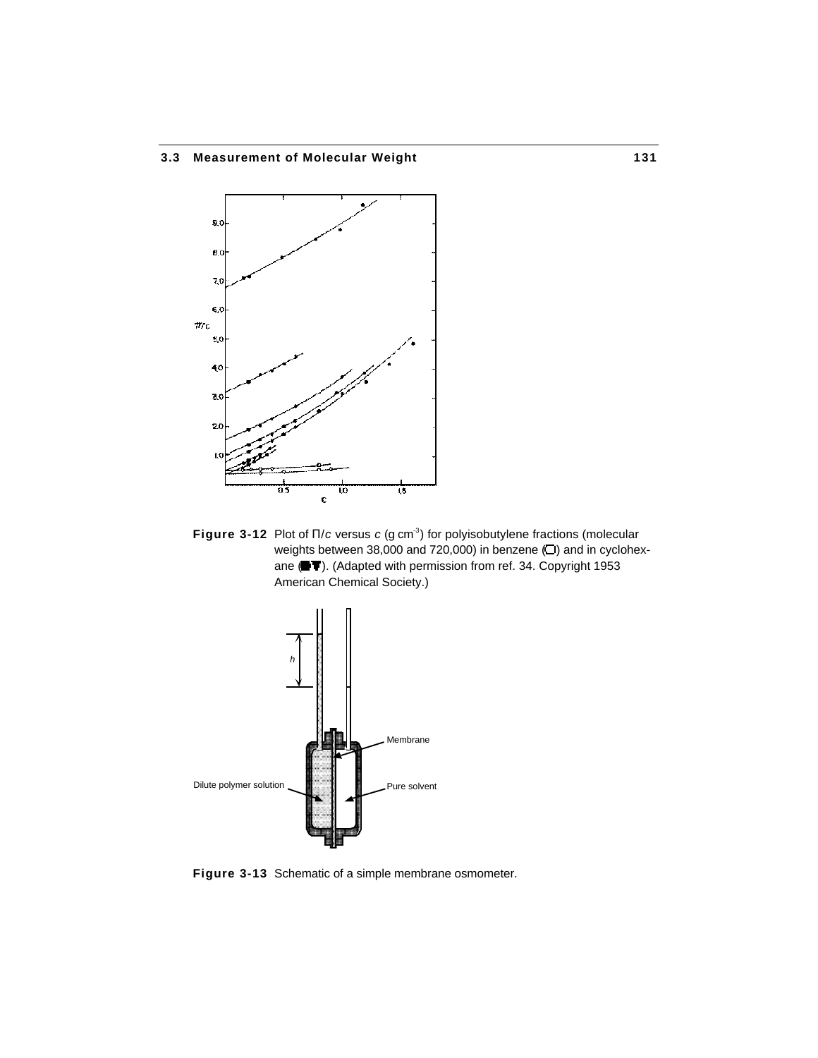**Figure 3-12** Plot of $\Pi/c$ versus $c$ (g cm$^{-3}$) for polyisobutylene fractions (molecular weights between 38,000 and 720,000) in benzene (◯) and in cyclohexane (●▼). (Adapted with permission from ref. 34. Copyright 1953 American Chemical Society.)

**Figure 3-13** Schematic of a simple membrane osmometer.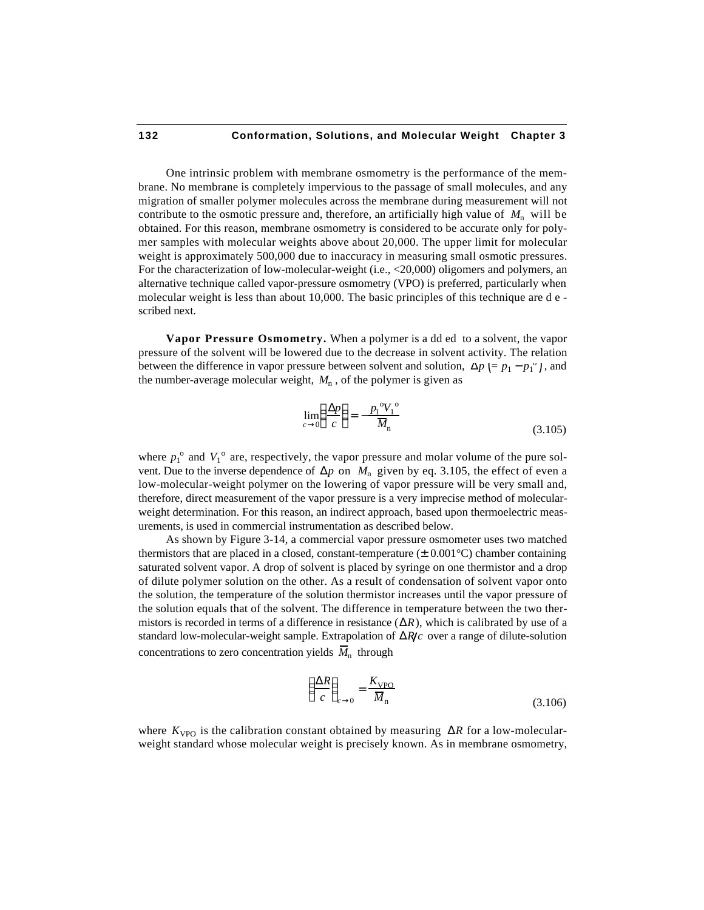One intrinsic problem with membrane osmometry is the performance of the membrane. No membrane is completely impervious to the passage of small molecules, and any migration of smaller polymer molecules across the membrane during measurement will not contribute to the osmotic pressure and, therefore, an artificially high value of $M_n$ will be obtained. For this reason, membrane osmometry is considered to be accurate only for polymer samples with molecular weights above about 20,000. The upper limit for molecular weight is approximately 500,000 due to inaccuracy in measuring small osmotic pressures. For the characterization of low-molecular-weight (i.e., <20,000) oligomers and polymers, an alternative technique called vapor-pressure osmometry (VPO) is preferred, particularly when molecular weight is less than about 10,000. The basic principles of this technique are described next.

**Vapor Pressure Osmometry.** When a polymer is added to a solvent, the vapor pressure of the solvent will be lowered due to the decrease in solvent activity. The relation between the difference in vapor pressure between solvent and solution, $\Delta p \,(= p_1 - p_1^{\,o})$, and the number-average molecular weight, $M_n$, of the polymer is given as

$$\lim_{c \to 0}\left(\frac{\Delta p}{c}\right) = -\frac{p_1^{\,o} V_1^{\,o}}{\overline{M}_n} \tag{3.105}$$

where $p_1^{\,o}$ and $V_1^{\,o}$ are, respectively, the vapor pressure and molar volume of the pure solvent. Due to the inverse dependence of $\Delta p$ on $M_n$ given by eq. 3.105, the effect of even a low-molecular-weight polymer on the lowering of vapor pressure will be very small and, therefore, direct measurement of the vapor pressure is a very imprecise method of molecular-weight determination. For this reason, an indirect approach, based upon thermoelectric measurements, is used in commercial instrumentation as described below.

As shown by Figure 3-14, a commercial vapor pressure osmometer uses two matched thermistors that are placed in a closed, constant-temperature ($\pm$ 0.001°C) chamber containing saturated solvent vapor. A drop of solvent is placed by syringe on one thermistor and a drop of dilute polymer solution on the other. As a result of condensation of solvent vapor onto the solution, the temperature of the solution thermistor increases until the vapor pressure of the solution equals that of the solvent. The difference in temperature between the two thermistors is recorded in terms of a difference in resistance ($\Delta R$), which is calibrated by use of a standard low-molecular-weight sample. Extrapolation of $\Delta R/c$ over a range of dilute-solution concentrations to zero concentration yields $\overline{M}_n$ through

$$\left(\frac{\Delta R}{c}\right)_{c \to 0} = \frac{K_{\text{VPO}}}{\overline{M}_n} \tag{3.106}$$

where $K_{\text{VPO}}$ is the calibration constant obtained by measuring $\Delta R$ for a low-molecular-weight standard whose molecular weight is precisely known. As in membrane osmometry,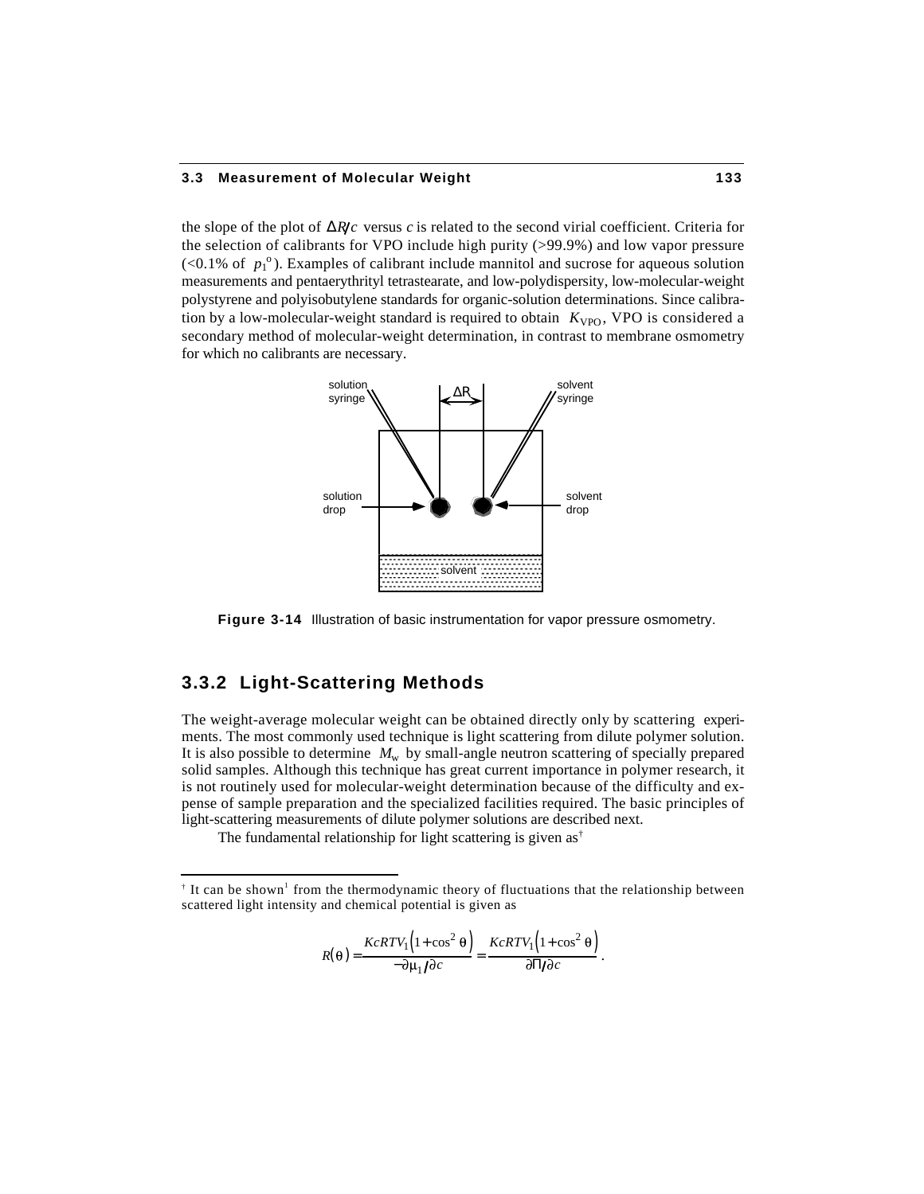the slope of the plot of $\Delta R/c$ versus $c$ is related to the second virial coefficient. Criteria for the selection of calibrants for VPO include high purity (>99.9%) and low vapor pressure (<0.1% of $p_1^{o}$). Examples of calibrant include mannitol and sucrose for aqueous solution measurements and pentaerythrityl tetrastearate, and low-polydispersity, low-molecular-weight polystyrene and polyisobutylene standards for organic-solution determinations. Since calibration by a low-molecular-weight standard is required to obtain $K_{VPO}$, VPO is considered a secondary method of molecular-weight determination, in contrast to membrane osmometry for which no calibrants are necessary.

**Figure 3-14** Illustration of basic instrumentation for vapor pressure osmometry.

## 3.3.2 Light-Scattering Methods

The weight-average molecular weight can be obtained directly only by scattering experiments. The most commonly used technique is light scattering from dilute polymer solution. It is also possible to determine $M_w$ by small-angle neutron scattering of specially prepared solid samples. Although this technique has great current importance in polymer research, it is not routinely used for molecular-weight determination because of the difficulty and expense of sample preparation and the specialized facilities required. The basic principles of light-scattering measurements of dilute polymer solutions are described next.

The fundamental relationship for light scattering is given as†

---

† It can be shown[1] from the thermodynamic theory of fluctuations that the relationship between scattered light intensity and chemical potential is given as

$$R(\theta) = \frac{KcRTV_1\left(1+\cos^2\theta\right)}{-\partial\mu_1/\partial c} = \frac{KcRTV_1\left(1+\cos^2\theta\right)}{\partial\Pi/\partial c}.$$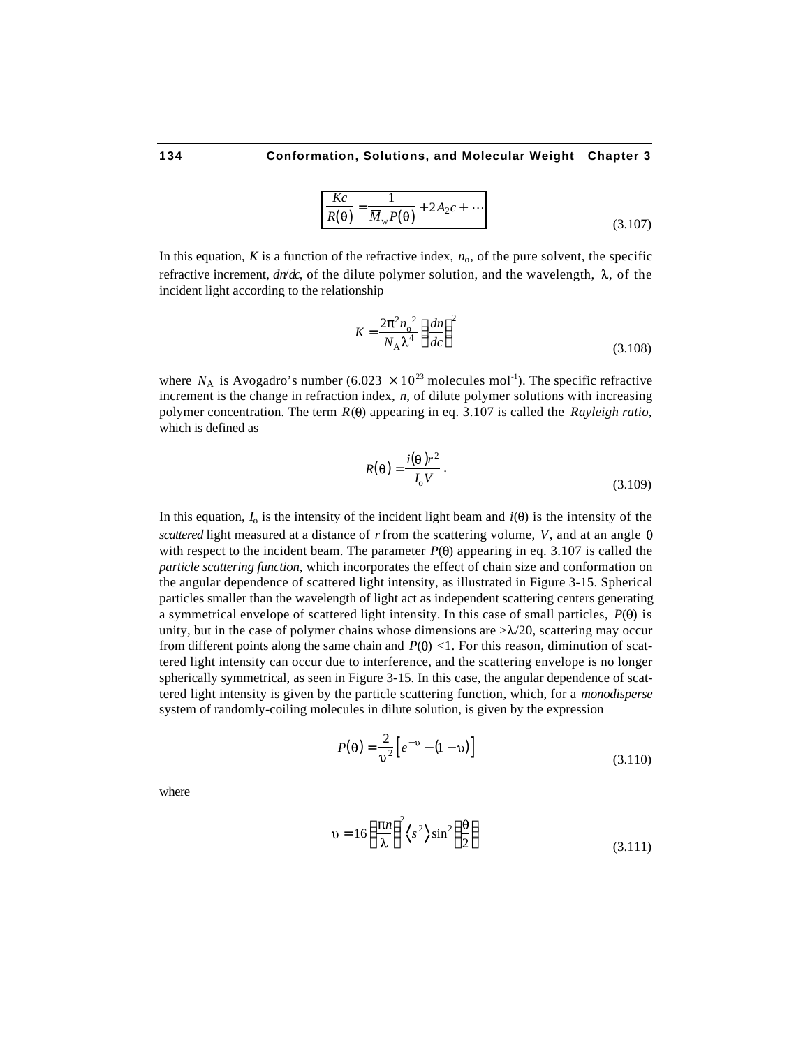$$\boxed{\frac{Kc}{R(\theta)} = \frac{1}{\overline{M}_w P(\theta)} + 2A_2c + \cdots} \tag{3.107}$$

In this equation, $K$ is a function of the refractive index, $n_o$, of the pure solvent, the specific refractive increment, $dn/dc$, of the dilute polymer solution, and the wavelength, $\lambda$, of the incident light according to the relationship

$$K = \frac{2\pi^2 n_o^{\ 2}}{N_A \lambda^4}\left(\frac{dn}{dc}\right)^2 \tag{3.108}$$

where $N_A$ is Avogadro's number ($6.023 \times 10^{23}$ molecules mol$^{-1}$). The specific refractive increment is the change in refraction index, $n$, of dilute polymer solutions with increasing polymer concentration. The term $R(\theta)$ appearing in eq. 3.107 is called the *Rayleigh ratio*, which is defined as

$$R(\theta) = \frac{i(\theta)r^2}{I_o V}\ . \tag{3.109}$$

In this equation, $I_o$ is the intensity of the incident light beam and $i(\theta)$ is the intensity of the *scattered* light measured at a distance of $r$ from the scattering volume, $V$, and at an angle $\theta$ with respect to the incident beam. The parameter $P(\theta)$ appearing in eq. 3.107 is called the *particle scattering function*, which incorporates the effect of chain size and conformation on the angular dependence of scattered light intensity, as illustrated in Figure 3-15. Spherical particles smaller than the wavelength of light act as independent scattering centers generating a symmetrical envelope of scattered light intensity. In this case of small particles, $P(\theta)$ is unity, but in the case of polymer chains whose dimensions are $>\lambda/20$, scattering may occur from different points along the same chain and $P(\theta) < 1$. For this reason, diminution of scattered light intensity can occur due to interference, and the scattering envelope is no longer spherically symmetrical, as seen in Figure 3-15. In this case, the angular dependence of scattered light intensity is given by the particle scattering function, which, for a *monodisperse* system of randomly-coiling molecules in dilute solution, is given by the expression

$$P(\theta) = \frac{2}{\upsilon^2}\left[e^{-\upsilon} - (1 - \upsilon)\right] \tag{3.110}$$

where

$$\upsilon = 16\left(\frac{\pi n}{\lambda}\right)^2 \left\langle s^2 \right\rangle \sin^2\left(\frac{\theta}{2}\right) \tag{3.111}$$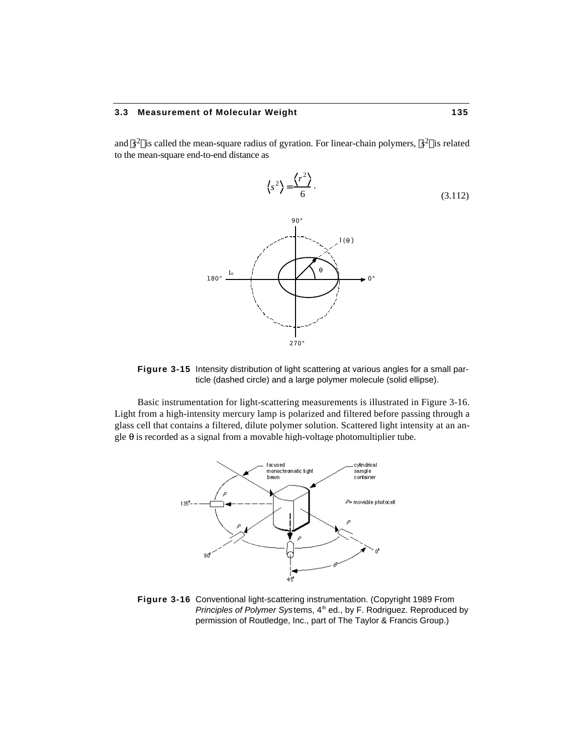and $\langle s^2 \rangle$ is called the mean-square radius of gyration. For linear-chain polymers, $\langle s^2 \rangle$ is related to the mean-square end-to-end distance as

$$\langle s^2 \rangle = \frac{\langle r^2 \rangle}{6}. \tag{3.112}$$

**Figure 3-15** Intensity distribution of light scattering at various angles for a small particle (dashed circle) and a large polymer molecule (solid ellipse).

Basic instrumentation for light-scattering measurements is illustrated in Figure 3-16. Light from a high-intensity mercury lamp is polarized and filtered before passing through a glass cell that contains a filtered, dilute polymer solution. Scattered light intensity at an angle θ is recorded as a signal from a movable high-voltage photomultiplier tube.

**Figure 3-16** Conventional light-scattering instrumentation. (Copyright 1989 From *Principles of Polymer Systems*, 4th ed., by F. Rodriguez. Reproduced by permission of Routledge, Inc., part of The Taylor & Francis Group.)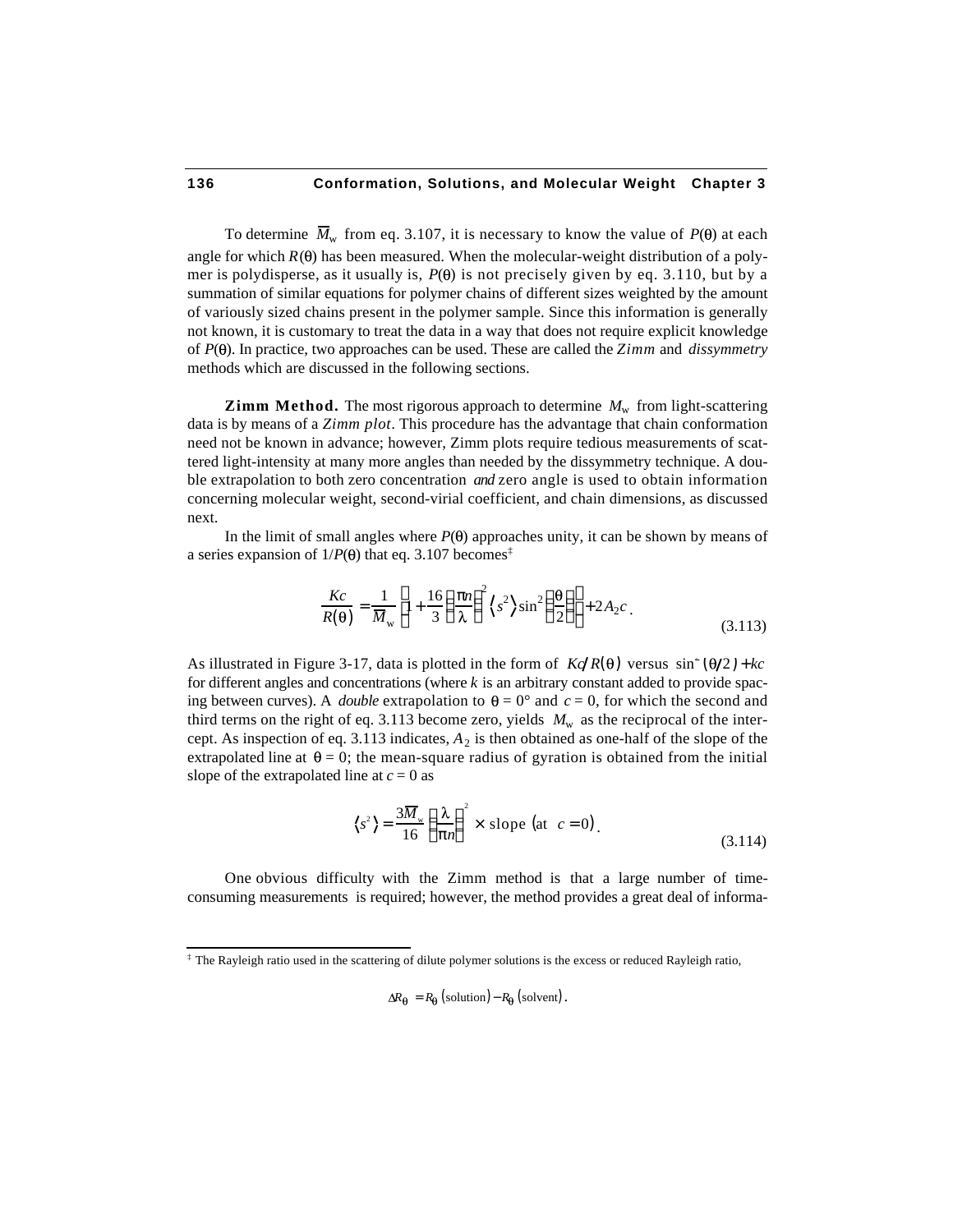To determine $\overline{M}_w$ from eq. 3.107, it is necessary to know the value of $P(\theta)$ at each angle for which $R(\theta)$ has been measured. When the molecular-weight distribution of a polymer is polydisperse, as it usually is, $P(\theta)$ is not precisely given by eq. 3.110, but by a summation of similar equations for polymer chains of different sizes weighted by the amount of variously sized chains present in the polymer sample. Since this information is generally not known, it is customary to treat the data in a way that does not require explicit knowledge of $P(\theta)$. In practice, two approaches can be used. These are called the *Zimm* and *dissymmetry* methods which are discussed in the following sections.

**Zimm Method.** The most rigorous approach to determine $M_w$ from light-scattering data is by means of a *Zimm plot*. This procedure has the advantage that chain conformation need not be known in advance; however, Zimm plots require tedious measurements of scattered light-intensity at many more angles than needed by the dissymmetry technique. A double extrapolation to both zero concentration *and* zero angle is used to obtain information concerning molecular weight, second-virial coefficient, and chain dimensions, as discussed next.

In the limit of small angles where $P(\theta)$ approaches unity, it can be shown by means of a series expansion of $1/P(\theta)$ that eq. 3.107 becomes[‡]

$$\frac{Kc}{R(\theta)} = \frac{1}{\overline{M}_w}\left[1 + \frac{16}{3}\left(\frac{\pi n}{\lambda}\right)^2 \langle s^2 \rangle \sin^2\left(\frac{\theta}{2}\right)\right] + 2A_2 c. \tag{3.113}$$

As illustrated in Figure 3-17, data is plotted in the form of $Kc/R(\theta)$ versus $\sin^2(\theta/2) + kc$ for different angles and concentrations (where $k$ is an arbitrary constant added to provide spacing between curves). A *double* extrapolation to $\theta = 0°$ and $c = 0$, for which the second and third terms on the right of eq. 3.113 become zero, yields $M_w$ as the reciprocal of the intercept. As inspection of eq. 3.113 indicates, $A_2$ is then obtained as one-half of the slope of the extrapolated line at $\theta = 0$; the mean-square radius of gyration is obtained from the initial slope of the extrapolated line at $c = 0$ as

$$\langle s^2 \rangle = \frac{3\overline{M}_w}{16}\left(\frac{\lambda}{\pi n}\right)^2 \times \text{slope (at } c = 0). \tag{3.114}$$

One obvious difficulty with the Zimm method is that a large number of time-consuming measurements is required; however, the method provides a great deal of informa-

---

[‡] The Rayleigh ratio used in the scattering of dilute polymer solutions is the excess or reduced Rayleigh ratio,

$$\Delta R_\theta = R_\theta\,(\text{solution}) - R_\theta\,(\text{solvent}).$$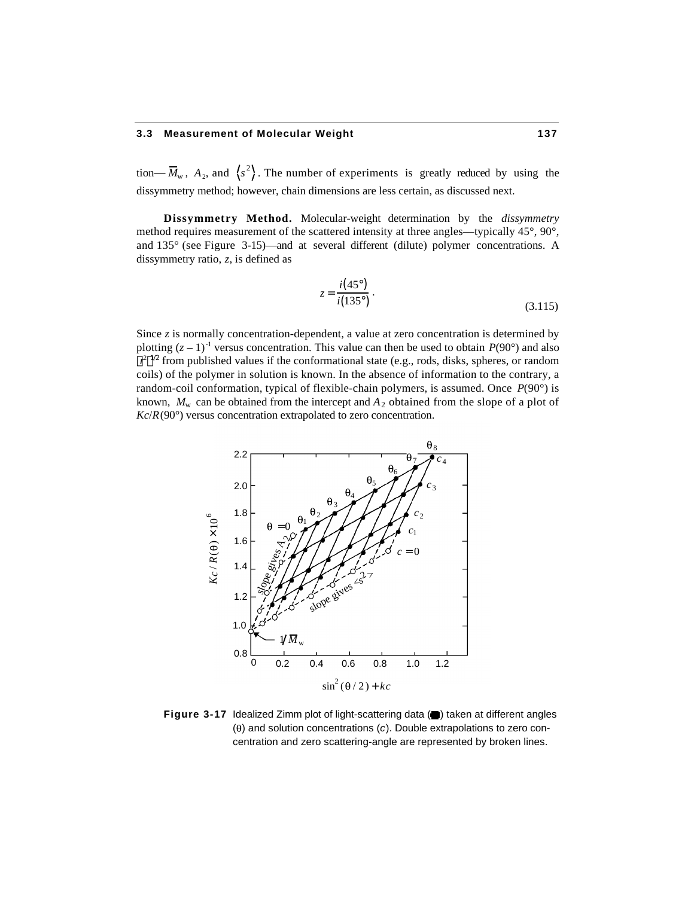tion— $\overline{M}_w$, $A_2$, and $\langle s^2 \rangle$. The number of experiments is greatly reduced by using the dissymmetry method; however, chain dimensions are less certain, as discussed next.

**Dissymmetry Method.** Molecular-weight determination by the *dissymmetry* method requires measurement of the scattered intensity at three angles—typically 45°, 90°, and 135° (see Figure 3-15)—and at several different (dilute) polymer concentrations. A dissymmetry ratio, $z$, is defined as

$$z = \frac{i(45°)}{i(135°)} . \tag{3.115}$$

Since $z$ is normally concentration-dependent, a value at zero concentration is determined by plotting $(z-1)^{-1}$ versus concentration. This value can then be used to obtain $P(90°)$ and also $\langle r^2 \rangle^{1/2}$ from published values if the conformational state (e.g., rods, disks, spheres, or random coils) of the polymer in solution is known. In the absence of information to the contrary, a random-coil conformation, typical of flexible-chain polymers, is assumed. Once $P(90°)$ is known, $M_w$ can be obtained from the intercept and $A_2$ obtained from the slope of a plot of $Kc/R(90°)$ versus concentration extrapolated to zero concentration.

**Figure 3-17** Idealized Zimm plot of light-scattering data (●) taken at different angles (θ) and solution concentrations ($c$). Double extrapolations to zero concentration and zero scattering-angle are represented by broken lines.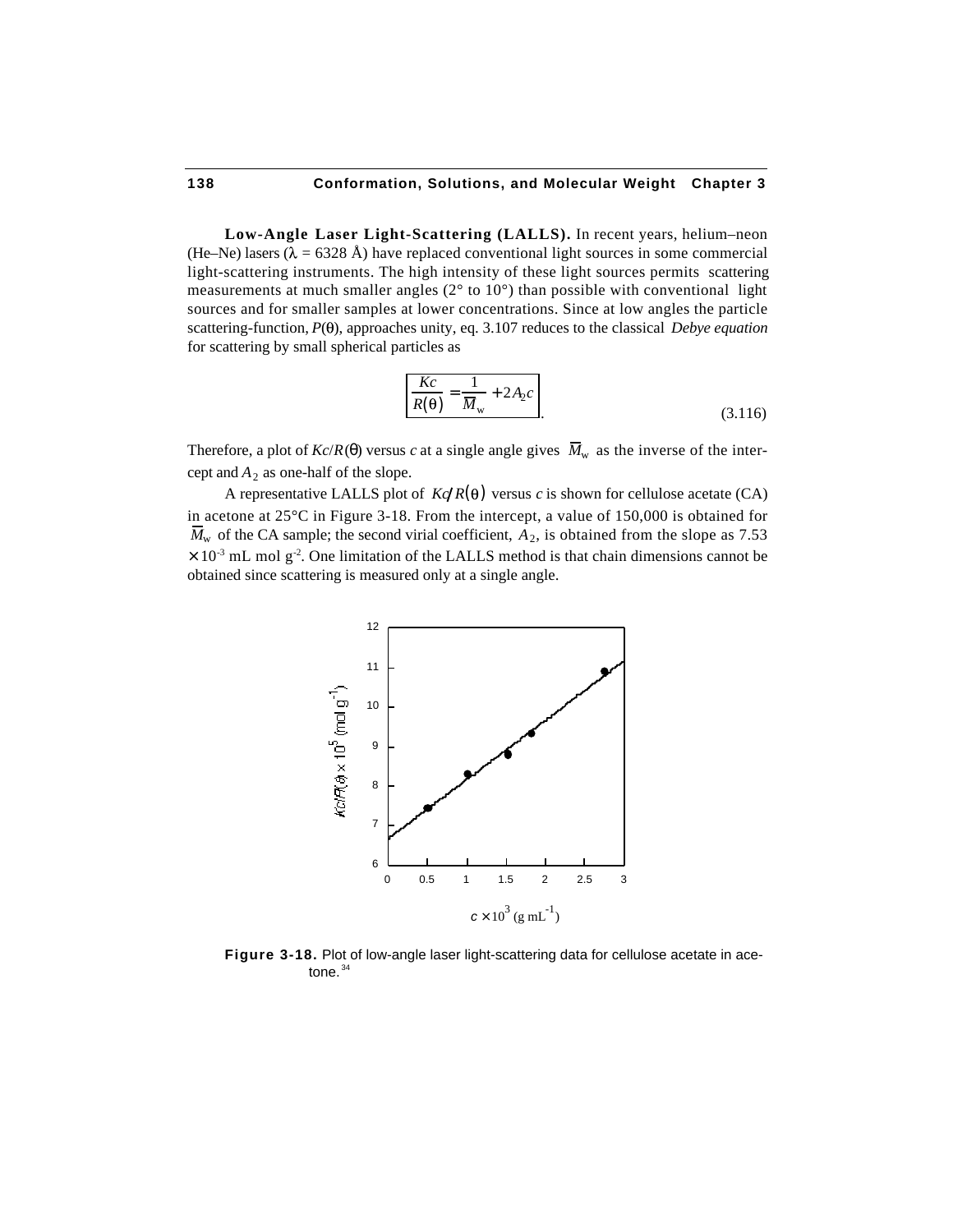**Low-Angle Laser Light-Scattering (LALLS).** In recent years, helium–neon (He–Ne) lasers ($\lambda$ = 6328 Å) have replaced conventional light sources in some commercial light-scattering instruments. The high intensity of these light sources permits scattering measurements at much smaller angles (2° to 10°) than possible with conventional light sources and for smaller samples at lower concentrations. Since at low angles the particle scattering-function, $P(\theta)$, approaches unity, eq. 3.107 reduces to the classical *Debye equation* for scattering by small spherical particles as

$$\boxed{\frac{Kc}{R(\theta)} = \frac{1}{\overline{M}_w} + 2A_2c} \tag{3.116}$$

Therefore, a plot of $Kc/R(\theta)$ versus $c$ at a single angle gives $\overline{M}_w$ as the inverse of the intercept and $A_2$ as one-half of the slope.

A representative LALLS plot of $Kc/R(\theta)$ versus $c$ is shown for cellulose acetate (CA) in acetone at 25°C in Figure 3-18. From the intercept, a value of 150,000 is obtained for $\overline{M}_w$ of the CA sample; the second virial coefficient, $A_2$, is obtained from the slope as 7.53 $\times 10^{-3}$ mL mol g$^{-2}$. One limitation of the LALLS method is that chain dimensions cannot be obtained since scattering is measured only at a single angle.

**Figure 3-18.** Plot of low-angle laser light-scattering data for cellulose acetate in acetone.[34]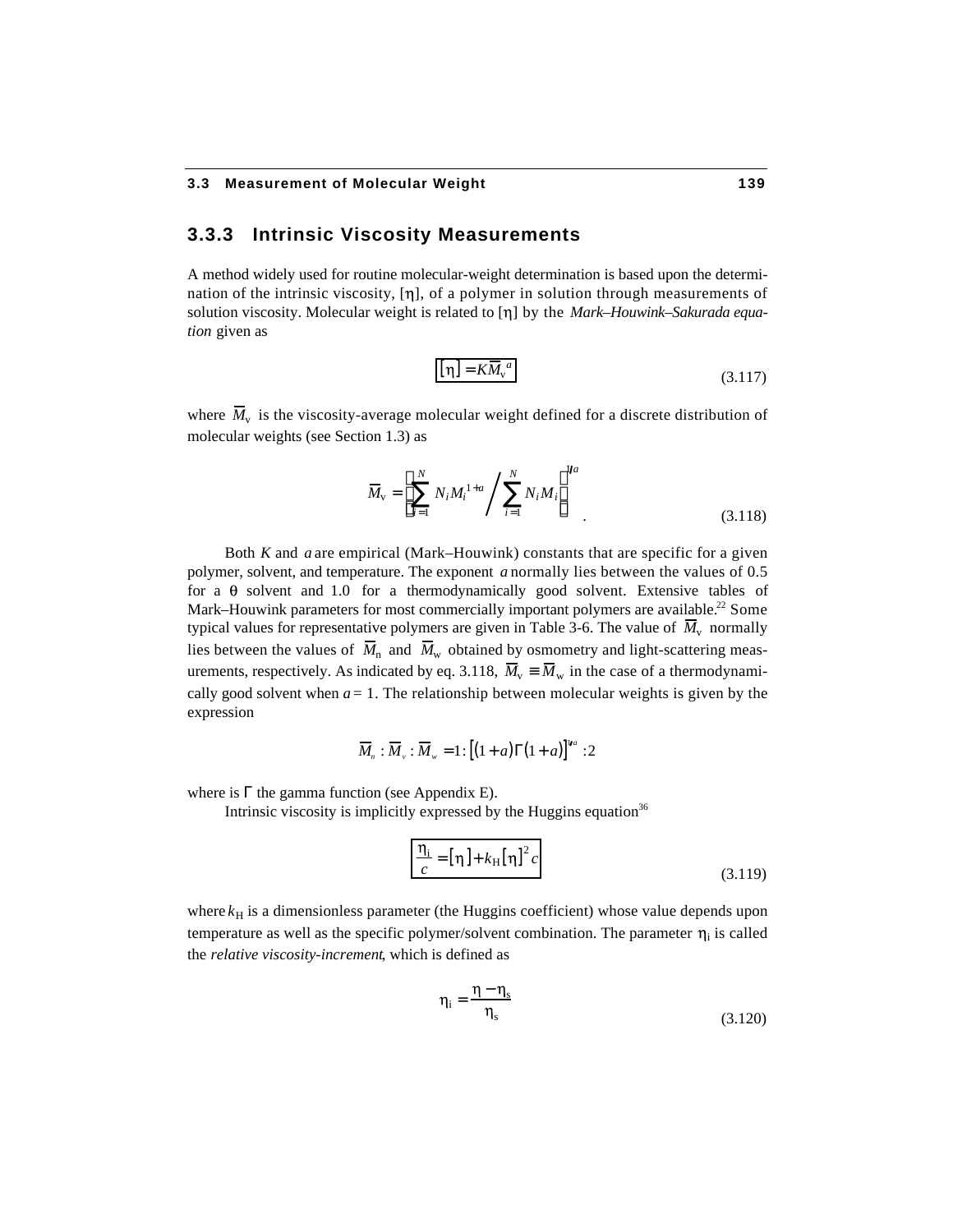### 3.3.3 Intrinsic Viscosity Measurements

A method widely used for routine molecular-weight determination is based upon the determination of the intrinsic viscosity, $[\eta]$, of a polymer in solution through measurements of solution viscosity. Molecular weight is related to $[\eta]$ by the *Mark–Houwink–Sakurada equation* given as

$$\boxed{[\eta] = K\overline{M}_v^{\,a}} \tag{3.117}$$

where $\overline{M}_v$ is the viscosity-average molecular weight defined for a discrete distribution of molecular weights (see Section 1.3) as

$$\overline{M}_v = \left[ \sum_{i=1}^{N} N_i M_i^{1+a} \bigg/ \sum_{i=1}^{N} N_i M_i \right]^{1/a} . \tag{3.118}$$

Both $K$ and $a$ are empirical (Mark–Houwink) constants that are specific for a given polymer, solvent, and temperature. The exponent $a$ normally lies between the values of 0.5 for a $\theta$ solvent and 1.0 for a thermodynamically good solvent. Extensive tables of Mark–Houwink parameters for most commercially important polymers are available.[22] Some typical values for representative polymers are given in Table 3-6. The value of $\overline{M}_v$ normally lies between the values of $\overline{M}_n$ and $\overline{M}_w$ obtained by osmometry and light-scattering measurements, respectively. As indicated by eq. 3.118, $\overline{M}_v \equiv \overline{M}_w$ in the case of a thermodynamically good solvent when $a = 1$. The relationship between molecular weights is given by the expression

$$\overline{M}_n : \overline{M}_v : \overline{M}_w = 1 : \left[(1+a)\Gamma(1+a)\right]^{1/a} : 2$$

where is $\Gamma$ the gamma function (see Appendix E).

Intrinsic viscosity is implicitly expressed by the Huggins equation[36]

$$\boxed{\frac{\eta_i}{c} = [\eta] + k_H [\eta]^2 c} \tag{3.119}$$

where $k_H$ is a dimensionless parameter (the Huggins coefficient) whose value depends upon temperature as well as the specific polymer/solvent combination. The parameter $\eta_i$ is called the *relative viscosity-increment*, which is defined as

$$\eta_i = \frac{\eta - \eta_s}{\eta_s} \tag{3.120}$$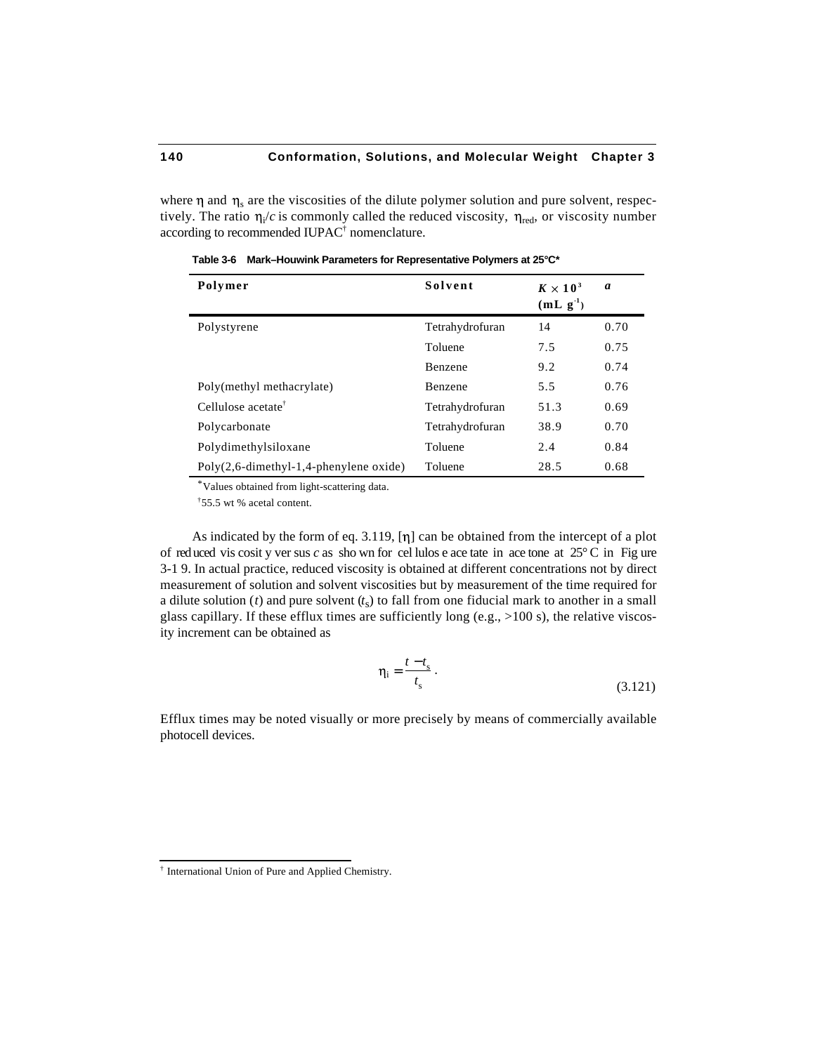where $\eta$ and $\eta_s$ are the viscosities of the dilute polymer solution and pure solvent, respectively. The ratio $\eta_i/c$ is commonly called the reduced viscosity, $\eta_{red}$, or viscosity number according to recommended IUPAC[†] nomenclature.

**Table 3-6 Mark–Houwink Parameters for Representative Polymers at 25°C***

| Polymer | Solvent | $K \times 10^3$ (mL g$^{-1}$) | *a* |
|---|---|---|---|
| Polystyrene | Tetrahydrofuran | 14 | 0.70 |
| | Toluene | 7.5 | 0.75 |
| | Benzene | 9.2 | 0.74 |
| Poly(methyl methacrylate) | Benzene | 5.5 | 0.76 |
| Cellulose acetate[†] | Tetrahydrofuran | 51.3 | 0.69 |
| Polycarbonate | Tetrahydrofuran | 38.9 | 0.70 |
| Polydimethylsiloxane | Toluene | 2.4 | 0.84 |
| Poly(2,6-dimethyl-1,4-phenylene oxide) | Toluene | 28.5 | 0.68 |

*Values obtained from light-scattering data.

[†]55.5 wt % acetal content.

As indicated by the form of eq. 3.119, $[\eta]$ can be obtained from the intercept of a plot of reduced viscosity versus $c$ as shown for cellulose acetate in acetone at 25° C in Figure 3-19. In actual practice, reduced viscosity is obtained at different concentrations not by direct measurement of solution and solvent viscosities but by measurement of the time required for a dilute solution ($t$) and pure solvent ($t_s$) to fall from one fiducial mark to another in a small glass capillary. If these efflux times are sufficiently long (e.g., >100 s), the relative viscosity increment can be obtained as

$$\eta_i = \frac{t - t_s}{t_s} . \tag{3.121}$$

Efflux times may be noted visually or more precisely by means of commercially available photocell devices.

[†] International Union of Pure and Applied Chemistry.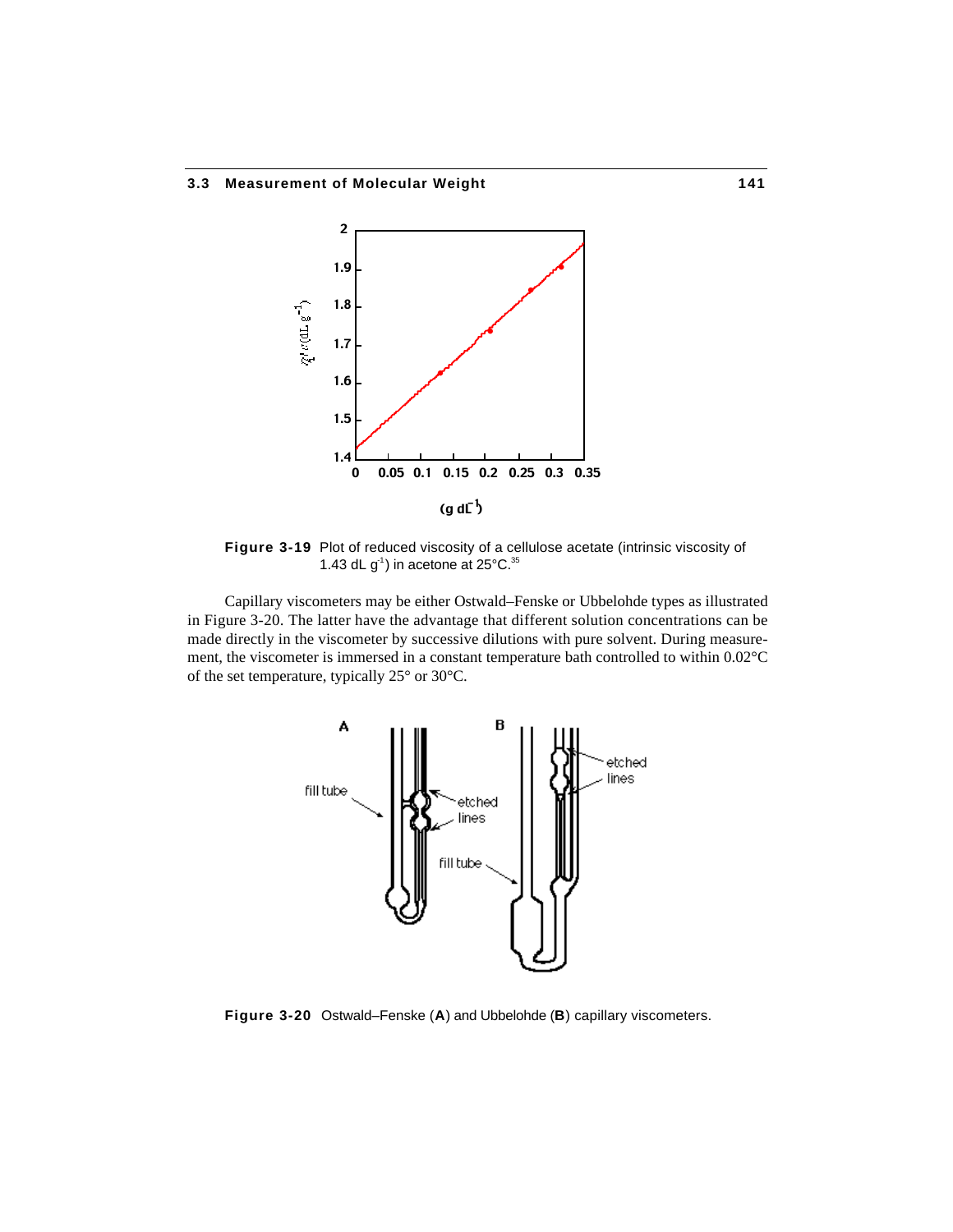**Figure 3-19** Plot of reduced viscosity of a cellulose acetate (intrinsic viscosity of 1.43 dL $g^{-1}$) in acetone at 25°C.[35]

Capillary viscometers may be either Ostwald–Fenske or Ubbelohde types as illustrated in Figure 3-20. The latter have the advantage that different solution concentrations can be made directly in the viscometer by successive dilutions with pure solvent. During measurement, the viscometer is immersed in a constant temperature bath controlled to within 0.02°C of the set temperature, typically 25° or 30°C.

**Figure 3-20** Ostwald–Fenske (**A**) and Ubbelohde (**B**) capillary viscometers.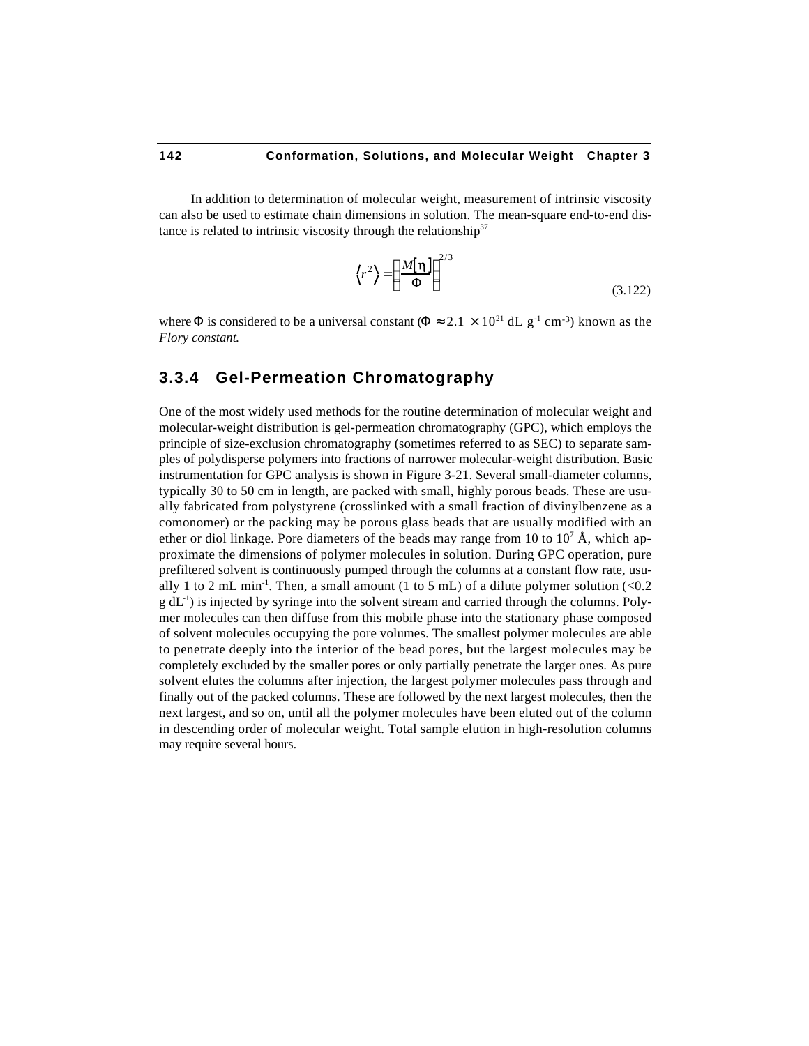In addition to determination of molecular weight, measurement of intrinsic viscosity can also be used to estimate chain dimensions in solution. The mean-square end-to-end distance is related to intrinsic viscosity through the relationship[37]

$$\langle r^2 \rangle = \left( \frac{M[\eta]}{\Phi} \right)^{2/3} \tag{3.122}$$

where $\Phi$ is considered to be a universal constant ($\Phi \approx 2.1 \times 10^{21}$ dL g$^{-1}$ cm$^{-3}$) known as the *Flory constant*.

### 3.3.4 Gel-Permeation Chromatography

One of the most widely used methods for the routine determination of molecular weight and molecular-weight distribution is gel-permeation chromatography (GPC), which employs the principle of size-exclusion chromatography (sometimes referred to as SEC) to separate samples of polydisperse polymers into fractions of narrower molecular-weight distribution. Basic instrumentation for GPC analysis is shown in Figure 3-21. Several small-diameter columns, typically 30 to 50 cm in length, are packed with small, highly porous beads. These are usually fabricated from polystyrene (crosslinked with a small fraction of divinylbenzene as a comonomer) or the packing may be porous glass beads that are usually modified with an ether or diol linkage. Pore diameters of the beads may range from 10 to $10^7$ Å, which approximate the dimensions of polymer molecules in solution. During GPC operation, pure prefiltered solvent is continuously pumped through the columns at a constant flow rate, usually 1 to 2 mL min$^{-1}$. Then, a small amount (1 to 5 mL) of a dilute polymer solution (<0.2 g dL$^{-1}$) is injected by syringe into the solvent stream and carried through the columns. Polymer molecules can then diffuse from this mobile phase into the stationary phase composed of solvent molecules occupying the pore volumes. The smallest polymer molecules are able to penetrate deeply into the interior of the bead pores, but the largest molecules may be completely excluded by the smaller pores or only partially penetrate the larger ones. As pure solvent elutes the columns after injection, the largest polymer molecules pass through and finally out of the packed columns. These are followed by the next largest molecules, then the next largest, and so on, until all the polymer molecules have been eluted out of the column in descending order of molecular weight. Total sample elution in high-resolution columns may require several hours.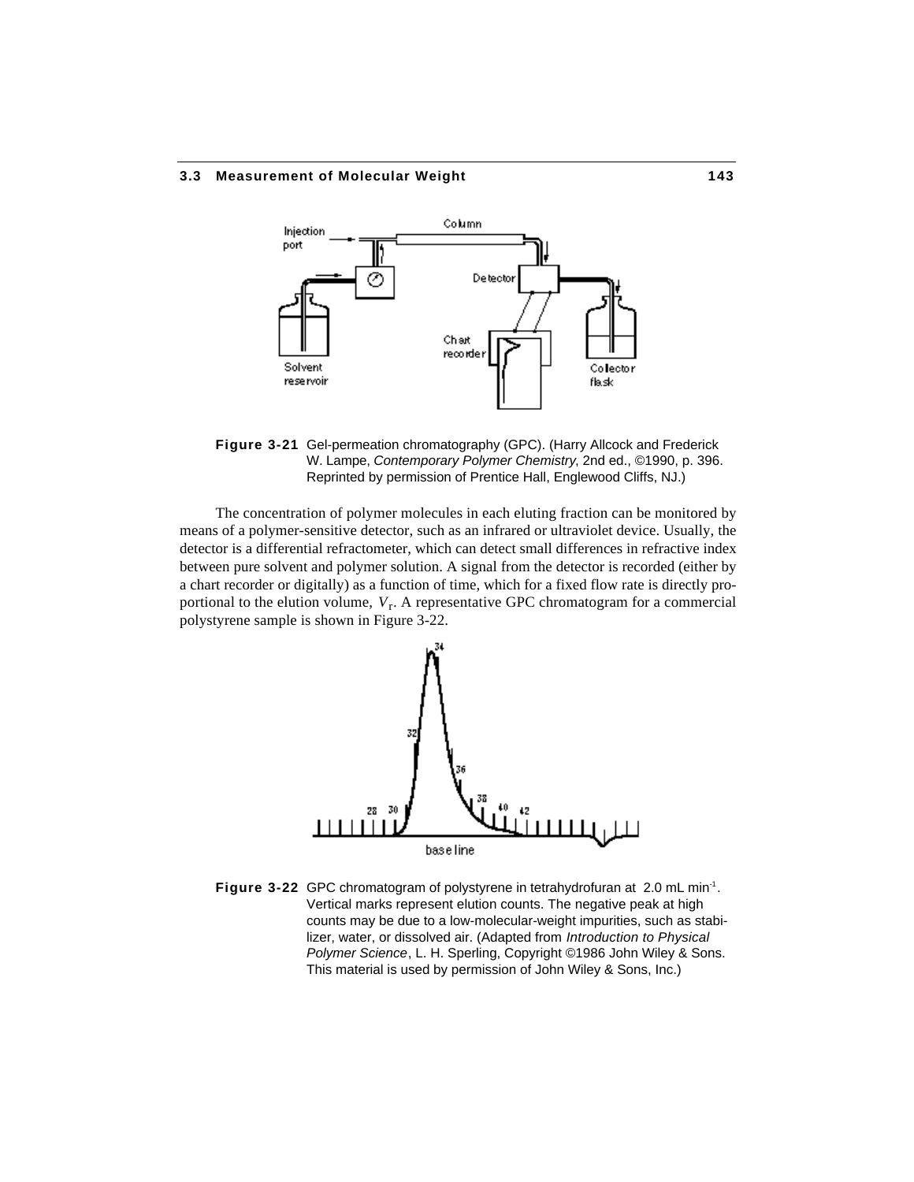**Figure 3-21** Gel-permeation chromatography (GPC). (Harry Allcock and Frederick W. Lampe, *Contemporary Polymer Chemistry*, 2nd ed., ©1990, p. 396. Reprinted by permission of Prentice Hall, Englewood Cliffs, NJ.)

The concentration of polymer molecules in each eluting fraction can be monitored by means of a polymer-sensitive detector, such as an infrared or ultraviolet device. Usually, the detector is a differential refractometer, which can detect small differences in refractive index between pure solvent and polymer solution. A signal from the detector is recorded (either by a chart recorder or digitally) as a function of time, which for a fixed flow rate is directly proportional to the elution volume, $V_r$. A representative GPC chromatogram for a commercial polystyrene sample is shown in Figure 3-22.

**Figure 3-22** GPC chromatogram of polystyrene in tetrahydrofuran at 2.0 mL min$^{-1}$. Vertical marks represent elution counts. The negative peak at high counts may be due to a low-molecular-weight impurities, such as stabilizer, water, or dissolved air. (Adapted from *Introduction to Physical Polymer Science*, L. H. Sperling, Copyright ©1986 John Wiley & Sons. This material is used by permission of John Wiley & Sons, Inc.)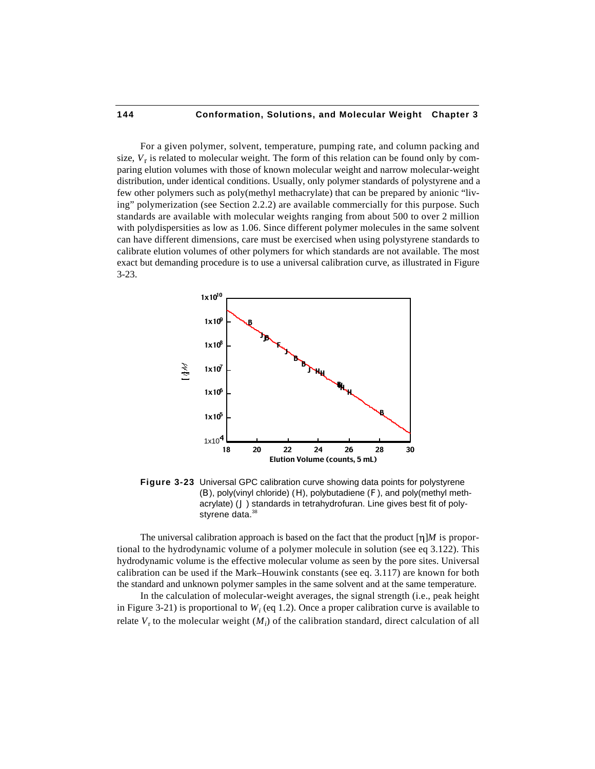For a given polymer, solvent, temperature, pumping rate, and column packing and size, $V_r$ is related to molecular weight. The form of this relation can be found only by comparing elution volumes with those of known molecular weight and narrow molecular-weight distribution, under identical conditions. Usually, only polymer standards of polystyrene and a few other polymers such as poly(methyl methacrylate) that can be prepared by anionic "living" polymerization (see Section 2.2.2) are available commercially for this purpose. Such standards are available with molecular weights ranging from about 500 to over 2 million with polydispersities as low as 1.06. Since different polymer molecules in the same solvent can have different dimensions, care must be exercised when using polystyrene standards to calibrate elution volumes of other polymers for which standards are not available. The most exact but demanding procedure is to use a universal calibration curve, as illustrated in Figure 3-23.

**Figure 3-23** Universal GPC calibration curve showing data points for polystyrene (B), poly(vinyl chloride) (H), polybutadiene (F), and poly(methyl methacrylate) (J) standards in tetrahydrofuran. Line gives best fit of polystyrene data.[38]

The universal calibration approach is based on the fact that the product $[\eta]M$ is proportional to the hydrodynamic volume of a polymer molecule in solution (see eq 3.122). This hydrodynamic volume is the effective molecular volume as seen by the pore sites. Universal calibration can be used if the Mark–Houwink constants (see eq. 3.117) are known for both the standard and unknown polymer samples in the same solvent and at the same temperature.

In the calculation of molecular-weight averages, the signal strength (i.e., peak height in Figure 3-21) is proportional to $W_i$ (eq 1.2). Once a proper calibration curve is available to relate $V_r$ to the molecular weight ($M_i$) of the calibration standard, direct calculation of all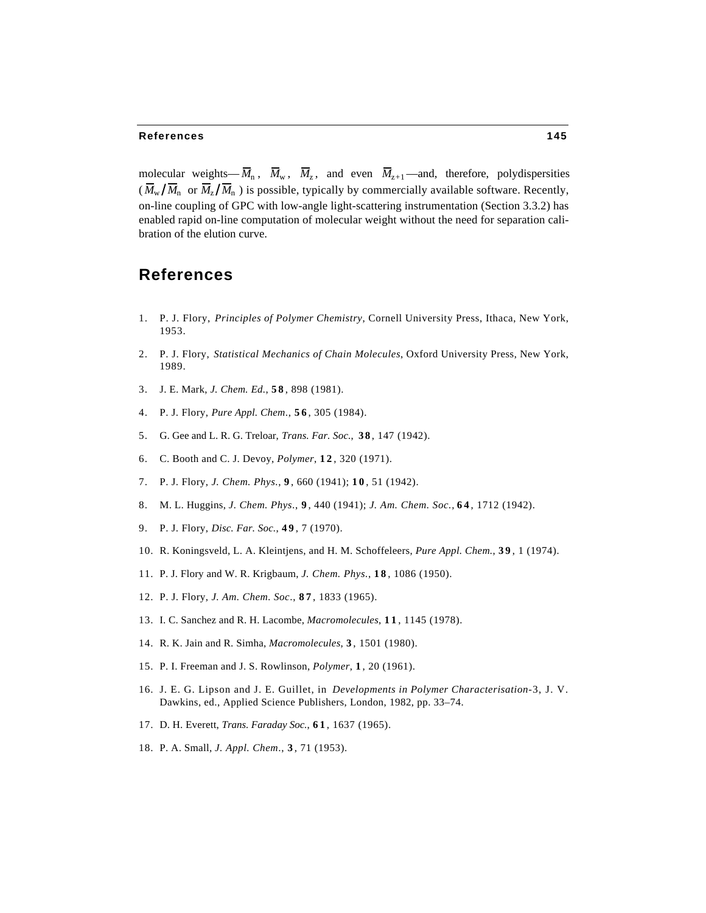molecular weights—$\overline{M}_n$, $\overline{M}_w$, $\overline{M}_z$, and even $\overline{M}_{z+1}$—and, therefore, polydispersities ($\overline{M}_w/\overline{M}_n$ or $\overline{M}_z/\overline{M}_n$) is possible, typically by commercially available software. Recently, on-line coupling of GPC with low-angle light-scattering instrumentation (Section 3.3.2) has enabled rapid on-line computation of molecular weight without the need for separation calibration of the elution curve.

## References

1. P. J. Flory, *Principles of Polymer Chemistry*, Cornell University Press, Ithaca, New York, 1953.
2. P. J. Flory, *Statistical Mechanics of Chain Molecules*, Oxford University Press, New York, 1989.
3. J. E. Mark, *J. Chem. Ed.*, **58**, 898 (1981).
4. P. J. Flory, *Pure Appl. Chem*., **56**, 305 (1984).
5. G. Gee and L. R. G. Treloar, *Trans. Far. Soc.*, **38**, 147 (1942).
6. C. Booth and C. J. Devoy, *Polymer*, **12**, 320 (1971).
7. P. J. Flory, *J. Chem. Phys.*, **9**, 660 (1941); **10**, 51 (1942).
8. M. L. Huggins, *J. Chem. Phys*., **9**, 440 (1941); *J. Am. Chem. Soc.*, **64**, 1712 (1942).
9. P. J. Flory, *Disc. Far. Soc.*, **49**, 7 (1970).
10. R. Koningsveld, L. A. Kleintjens, and H. M. Schoffeleers, *Pure Appl. Chem.*, **39**, 1 (1974).
11. P. J. Flory and W. R. Krigbaum, *J. Chem. Phys.*, **18**, 1086 (1950).
12. P. J. Flory, *J. Am. Chem. Soc*., **87**, 1833 (1965).
13. I. C. Sanchez and R. H. Lacombe, *Macromolecules*, **11**, 1145 (1978).
14. R. K. Jain and R. Simha, *Macromolecules*, **3**, 1501 (1980).
15. P. I. Freeman and J. S. Rowlinson, *Polymer*, **1**, 20 (1961).
16. J. E. G. Lipson and J. E. Guillet, in *Developments in Polymer Characterisation*-3, J. V. Dawkins, ed., Applied Science Publishers, London, 1982, pp. 33–74.
17. D. H. Everett, *Trans. Faraday Soc.*, **61**, 1637 (1965).
18. P. A. Small, *J. Appl. Chem*., **3**, 71 (1953).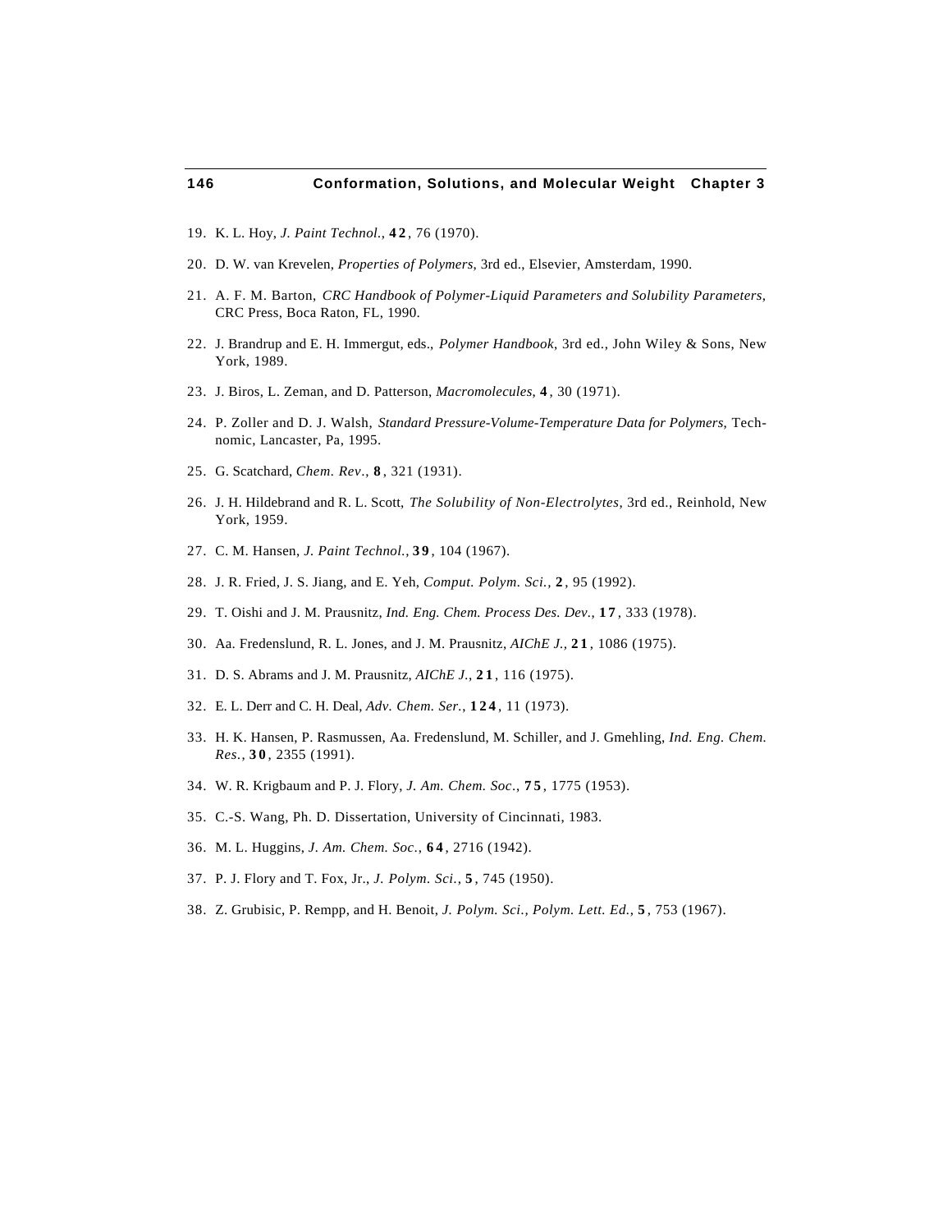19. K. L. Hoy, *J. Paint Technol.*, **42**, 76 (1970).
20. D. W. van Krevelen, *Properties of Polymers*, 3rd ed., Elsevier, Amsterdam, 1990.
21. A. F. M. Barton, *CRC Handbook of Polymer-Liquid Parameters and Solubility Parameters*, CRC Press, Boca Raton, FL, 1990.
22. J. Brandrup and E. H. Immergut, eds., *Polymer Handbook*, 3rd ed., John Wiley & Sons, New York, 1989.
23. J. Biros, L. Zeman, and D. Patterson, *Macromolecules*, **4**, 30 (1971).
24. P. Zoller and D. J. Walsh, *Standard Pressure-Volume-Temperature Data for Polymers*, Technomic, Lancaster, Pa, 1995.
25. G. Scatchard, *Chem. Rev.*, **8**, 321 (1931).
26. J. H. Hildebrand and R. L. Scott, *The Solubility of Non-Electrolytes*, 3rd ed., Reinhold, New York, 1959.
27. C. M. Hansen, *J. Paint Technol.*, **39**, 104 (1967).
28. J. R. Fried, J. S. Jiang, and E. Yeh, *Comput. Polym. Sci.*, **2**, 95 (1992).
29. T. Oishi and J. M. Prausnitz, *Ind. Eng. Chem. Process Des. Dev.*, **17**, 333 (1978).
30. Aa. Fredenslund, R. L. Jones, and J. M. Prausnitz, *AIChE J.*, **21**, 1086 (1975).
31. D. S. Abrams and J. M. Prausnitz, *AIChE J.*, **21**, 116 (1975).
32. E. L. Derr and C. H. Deal, *Adv. Chem. Ser.*, **124**, 11 (1973).
33. H. K. Hansen, P. Rasmussen, Aa. Fredenslund, M. Schiller, and J. Gmehling, *Ind. Eng. Chem. Res.*, **30**, 2355 (1991).
34. W. R. Krigbaum and P. J. Flory, *J. Am. Chem. Soc.*, **75**, 1775 (1953).
35. C.-S. Wang, Ph. D. Dissertation, University of Cincinnati, 1983.
36. M. L. Huggins, *J. Am. Chem. Soc.*, **64**, 2716 (1942).
37. P. J. Flory and T. Fox, Jr., *J. Polym. Sci.*, **5**, 745 (1950).
38. Z. Grubisic, P. Rempp, and H. Benoit, *J. Polym. Sci., Polym. Lett. Ed.*, **5**, 753 (1967).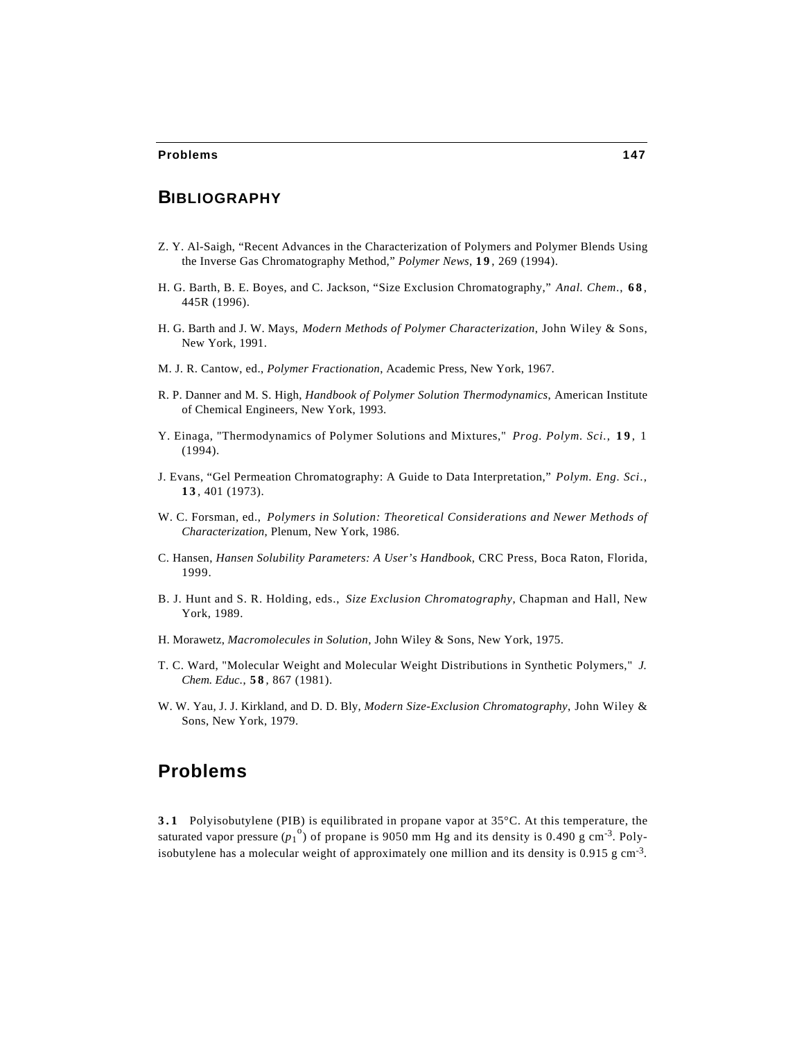## BIBLIOGRAPHY

Z. Y. Al-Saigh, "Recent Advances in the Characterization of Polymers and Polymer Blends Using the Inverse Gas Chromatography Method," *Polymer News*, **19**, 269 (1994).

H. G. Barth, B. E. Boyes, and C. Jackson, "Size Exclusion Chromatography," *Anal. Chem.*, **68**, 445R (1996).

H. G. Barth and J. W. Mays, *Modern Methods of Polymer Characterization*, John Wiley & Sons, New York, 1991.

M. J. R. Cantow, ed., *Polymer Fractionation*, Academic Press, New York, 1967.

R. P. Danner and M. S. High, *Handbook of Polymer Solution Thermodynamics*, American Institute of Chemical Engineers, New York, 1993.

Y. Einaga, "Thermodynamics of Polymer Solutions and Mixtures," *Prog. Polym. Sci.*, **19**, 1 (1994).

J. Evans, "Gel Permeation Chromatography: A Guide to Data Interpretation," *Polym. Eng. Sci.*, **13**, 401 (1973).

W. C. Forsman, ed., *Polymers in Solution: Theoretical Considerations and Newer Methods of Characterization*, Plenum, New York, 1986.

C. Hansen, *Hansen Solubility Parameters: A User's Handbook*, CRC Press, Boca Raton, Florida, 1999.

B. J. Hunt and S. R. Holding, eds., *Size Exclusion Chromatography*, Chapman and Hall, New York, 1989.

H. Morawetz, *Macromolecules in Solution*, John Wiley & Sons, New York, 1975.

T. C. Ward, "Molecular Weight and Molecular Weight Distributions in Synthetic Polymers," *J. Chem. Educ.*, **58**, 867 (1981).

W. W. Yau, J. J. Kirkland, and D. D. Bly, *Modern Size-Exclusion Chromatography*, John Wiley & Sons, New York, 1979.

## Problems

**3.1** Polyisobutylene (PIB) is equilibrated in propane vapor at 35°C. At this temperature, the saturated vapor pressure ($p_1^o$) of propane is 9050 mm Hg and its density is 0.490 g cm$^{-3}$. Polyisobutylene has a molecular weight of approximately one million and its density is 0.915 g cm$^{-3}$.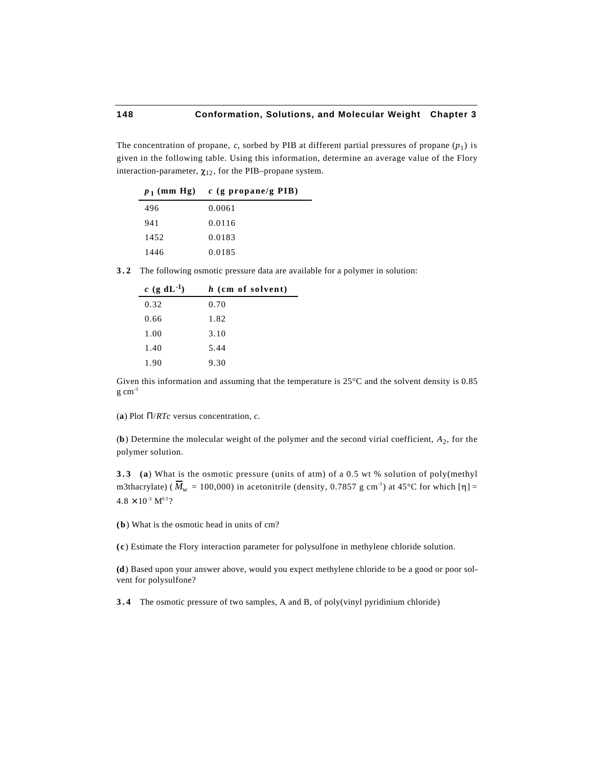The concentration of propane, $c$, sorbed by PIB at different partial pressures of propane ($p_1$) is given in the following table. Using this information, determine an average value of the Flory interaction-parameter, $\chi_{12}$, for the PIB–propane system.

| $p_1$ (mm Hg) | $c$ (g propane/g PIB) |
|---|---|
| 496 | 0.0061 |
| 941 | 0.0116 |
| 1452 | 0.0183 |
| 1446 | 0.0185 |

**3.2** The following osmotic pressure data are available for a polymer in solution:

| $c$ (g $dL^{-1}$) | $h$ (cm of solvent) |
|---|---|
| 0.32 | 0.70 |
| 0.66 | 1.82 |
| 1.00 | 3.10 |
| 1.40 | 5.44 |
| 1.90 | 9.30 |

Given this information and assuming that the temperature is 25°C and the solvent density is 0.85 g $cm^{-3}$

(**a**) Plot $\Pi/RTc$ versus concentration, $c$.

(**b**) Determine the molecular weight of the polymer and the second virial coefficient, $A_2$, for the polymer solution.

**3.3** (**a**) What is the osmotic pressure (units of atm) of a 0.5 wt % solution of poly(methyl m3thacrylate) ($\overline{M}_w$ = 100,000) in acetonitrile (density, 0.7857 g $cm^{-3}$) at 45°C for which $[\eta] = 4.8 \times 10^{-3}\ M^{0.5}$?

(**b**) What is the osmotic head in units of cm?

(**c**) Estimate the Flory interaction parameter for polysulfone in methylene chloride solution.

(**d**) Based upon your answer above, would you expect methylene chloride to be a good or poor solvent for polysulfone?

**3.4** The osmotic pressure of two samples, A and B, of poly(vinyl pyridinium chloride)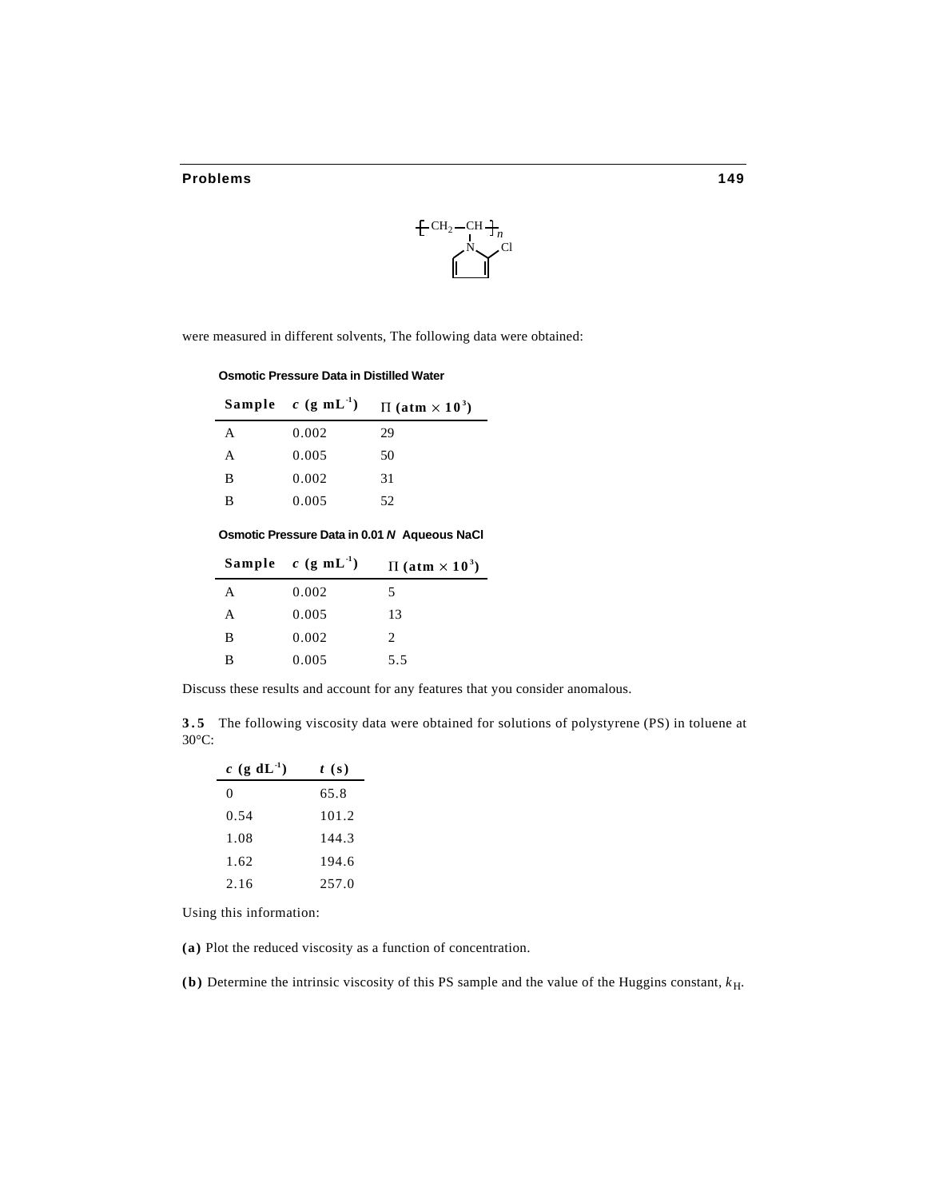$$-\!\!\left[\!-CH_2-\underset{\substack{|\\N\text{-(2-chloropyrrole ring)}}}{CH}-\right]_n$$

were measured in different solvents, The following data were obtained:

**Osmotic Pressure Data in Distilled Water**

| Sample | $c$ (g mL$^{-1}$) | $\Pi$ (atm $\times$ 10$^3$) |
|---|---|---|
| A | 0.002 | 29 |
| A | 0.005 | 50 |
| B | 0.002 | 31 |
| B | 0.005 | 52 |

**Osmotic Pressure Data in 0.01 *N* Aqueous NaCl**

| Sample | $c$ (g mL$^{-1}$) | $\Pi$ (atm $\times$ 10$^3$) |
|---|---|---|
| A | 0.002 | 5 |
| A | 0.005 | 13 |
| B | 0.002 | 2 |
| B | 0.005 | 5.5 |

Discuss these results and account for any features that you consider anomalous.

**3.5** The following viscosity data were obtained for solutions of polystyrene (PS) in toluene at 30°C:

| $c$ (g dL$^{-1}$) | $t$ (s) |
|---|---|
| 0 | 65.8 |
| 0.54 | 101.2 |
| 1.08 | 144.3 |
| 1.62 | 194.6 |
| 2.16 | 257.0 |

Using this information:

**(a)** Plot the reduced viscosity as a function of concentration.

**(b)** Determine the intrinsic viscosity of this PS sample and the value of the Huggins constant, $k_H$.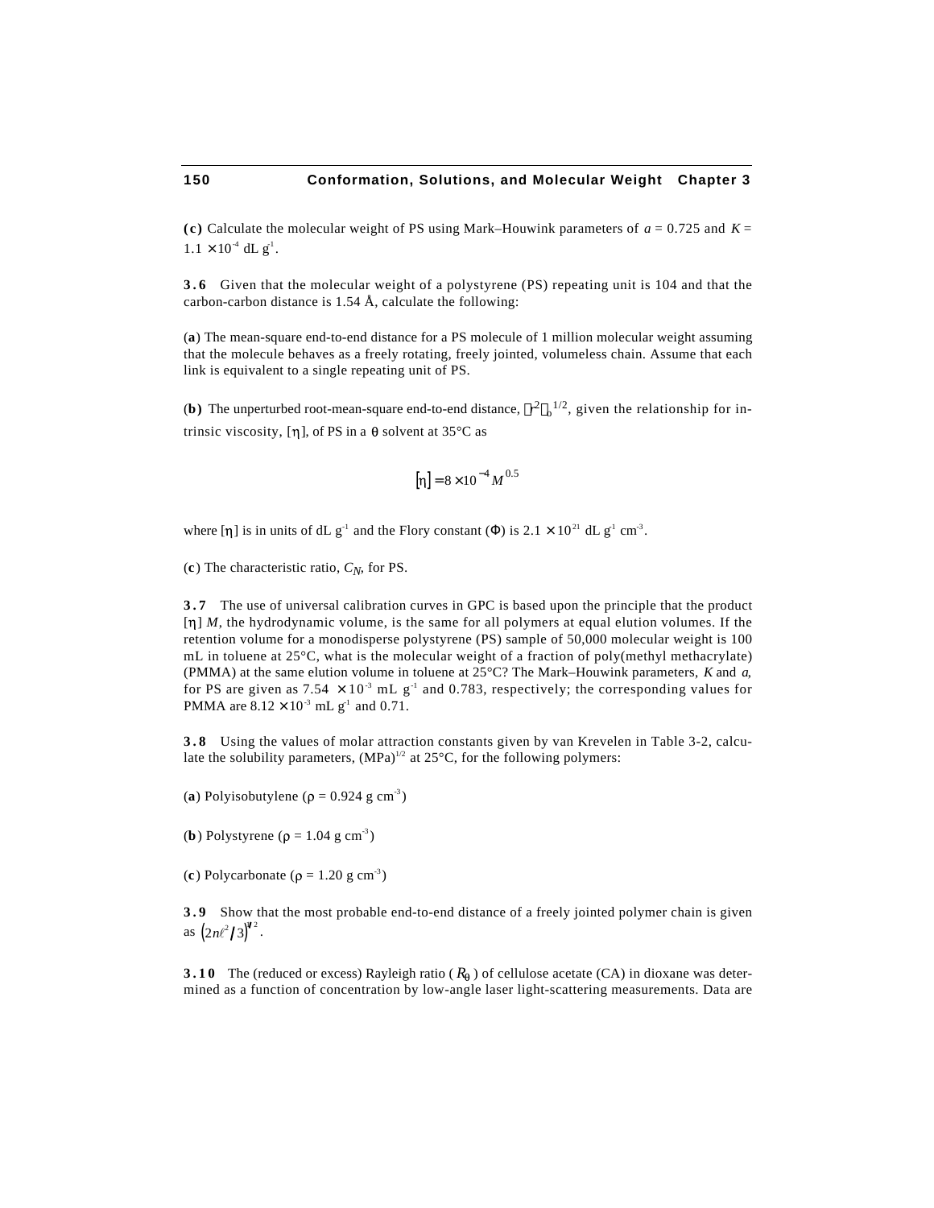**(c)** Calculate the molecular weight of PS using Mark–Houwink parameters of $a = 0.725$ and $K = 1.1 \times 10^{-4}$ dL g$^{-1}$.

**3.6** Given that the molecular weight of a polystyrene (PS) repeating unit is 104 and that the carbon-carbon distance is 1.54 Å, calculate the following:

(**a**) The mean-square end-to-end distance for a PS molecule of 1 million molecular weight assuming that the molecule behaves as a freely rotating, freely jointed, volumeless chain. Assume that each link is equivalent to a single repeating unit of PS.

(**b**) The unperturbed root-mean-square end-to-end distance, $\langle r^2 \rangle_o^{1/2}$, given the relationship for intrinsic viscosity, $[\eta]$, of PS in a $\theta$ solvent at 35°C as

$$[\eta] = 8 \times 10^{-4} M^{0.5}$$

where $[\eta]$ is in units of dL g$^{-1}$ and the Flory constant ($\Phi$) is $2.1 \times 10^{21}$ dL g$^{-1}$ cm$^{-3}$.

(**c**) The characteristic ratio, $C_N$, for PS.

**3.7** The use of universal calibration curves in GPC is based upon the principle that the product $[\eta]\,M$, the hydrodynamic volume, is the same for all polymers at equal elution volumes. If the retention volume for a monodisperse polystyrene (PS) sample of 50,000 molecular weight is 100 mL in toluene at 25°C, what is the molecular weight of a fraction of poly(methyl methacrylate) (PMMA) at the same elution volume in toluene at 25°C? The Mark–Houwink parameters, $K$ and $a$, for PS are given as $7.54 \times 10^{-3}$ mL g$^{-1}$ and 0.783, respectively; the corresponding values for PMMA are $8.12 \times 10^{-3}$ mL g$^{-1}$ and 0.71.

**3.8** Using the values of molar attraction constants given by van Krevelen in Table 3-2, calculate the solubility parameters, (MPa)$^{1/2}$ at 25°C, for the following polymers:

(**a**) Polyisobutylene ($\rho = 0.924$ g cm$^{-3}$)

(**b**) Polystyrene ($\rho = 1.04$ g cm$^{-3}$)

(**c**) Polycarbonate ($\rho = 1.20$ g cm$^{-3}$)

**3.9** Show that the most probable end-to-end distance of a freely jointed polymer chain is given as $\left(2n\ell^2/3\right)^{1/2}$.

**3.10** The (reduced or excess) Rayleigh ratio ($R_\theta$) of cellulose acetate (CA) in dioxane was determined as a function of concentration by low-angle laser light-scattering measurements. Data are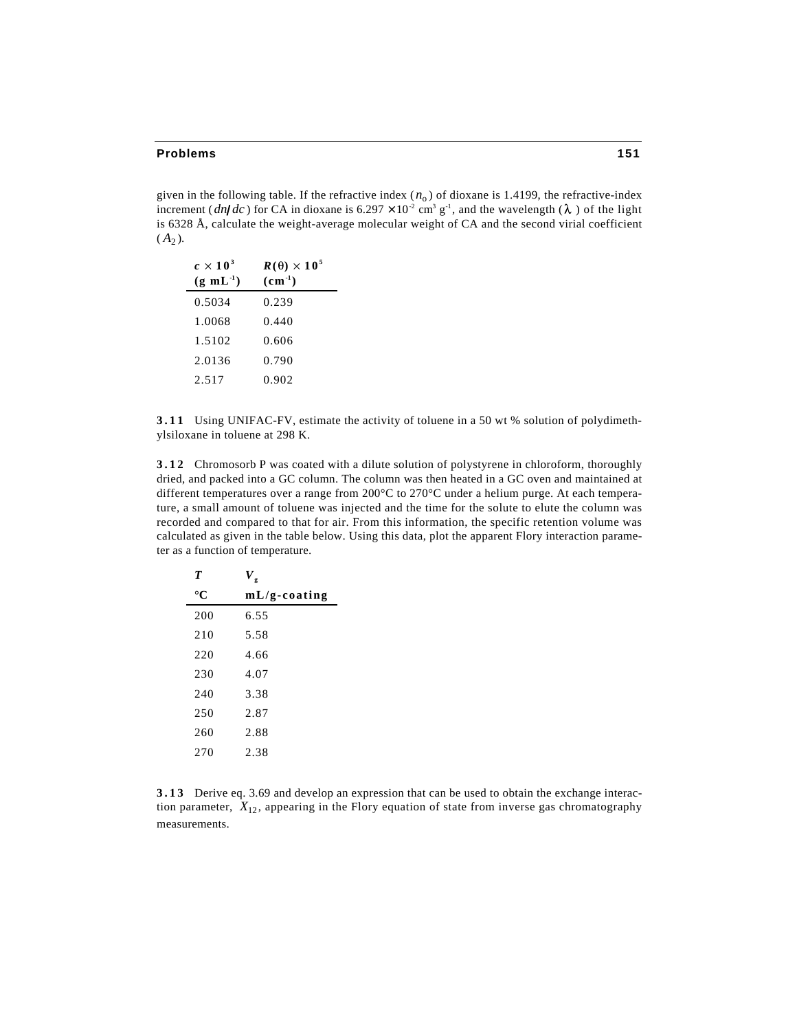given in the following table. If the refractive index ($n_o$) of dioxane is 1.4199, the refractive-index increment ($dn/dc$) for CA in dioxane is 6.297 × $10^{-2}$ $cm^3$ $g^{-1}$, and the wavelength ($\lambda$) of the light is 6328 Å, calculate the weight-average molecular weight of CA and the second virial coefficient ($A_2$).

| $c \times 10^3$ (g $mL^{-1}$) | $R(\theta) \times 10^5$ ($cm^{-1}$) |
|---|---|
| 0.5034 | 0.239 |
| 1.0068 | 0.440 |
| 1.5102 | 0.606 |
| 2.0136 | 0.790 |
| 2.517 | 0.902 |

**3.11** Using UNIFAC-FV, estimate the activity of toluene in a 50 wt % solution of polydimethylsiloxane in toluene at 298 K.

**3.12** Chromosorb P was coated with a dilute solution of polystyrene in chloroform, thoroughly dried, and packed into a GC column. The column was then heated in a GC oven and maintained at different temperatures over a range from 200°C to 270°C under a helium purge. At each temperature, a small amount of toluene was injected and the time for the solute to elute the column was recorded and compared to that for air. From this information, the specific retention volume was calculated as given in the table below. Using this data, plot the apparent Flory interaction parameter as a function of temperature.

| $T$ °C | $V_g$ mL/g-coating |
|---|---|
| 200 | 6.55 |
| 210 | 5.58 |
| 220 | 4.66 |
| 230 | 4.07 |
| 240 | 3.38 |
| 250 | 2.87 |
| 260 | 2.88 |
| 270 | 2.38 |

**3.13** Derive eq. 3.69 and develop an expression that can be used to obtain the exchange interaction parameter, $X_{12}$, appearing in the Flory equation of state from inverse gas chromatography measurements.